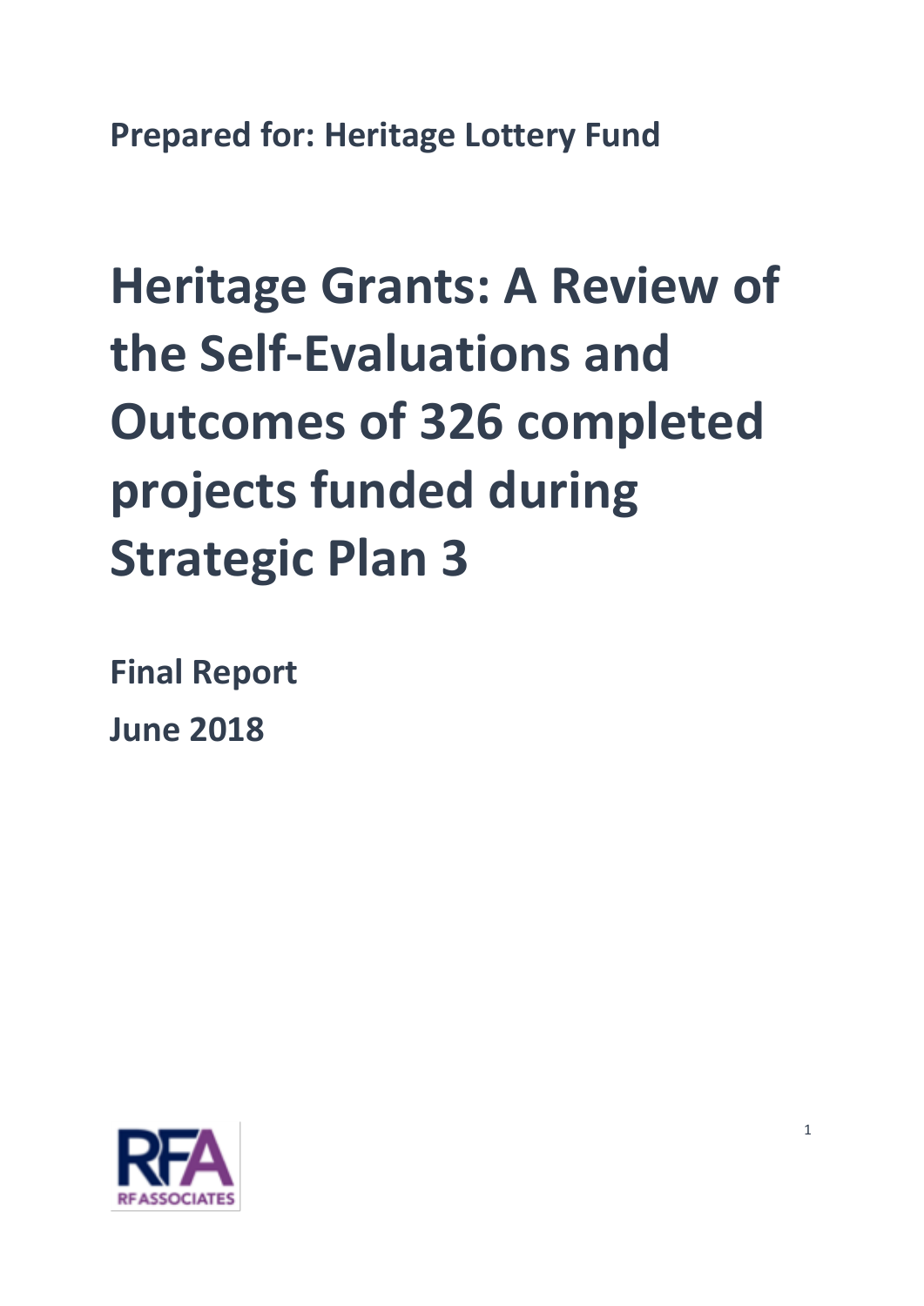**Prepared for: Heritage Lottery Fund**

# Heritage Grants: A Review of the Self-Evaluations and Outcomes of 326 completed projects funded during Strategic Plan 3

**Final Report**

**June 2018**

RFA
RF ASSOCIATES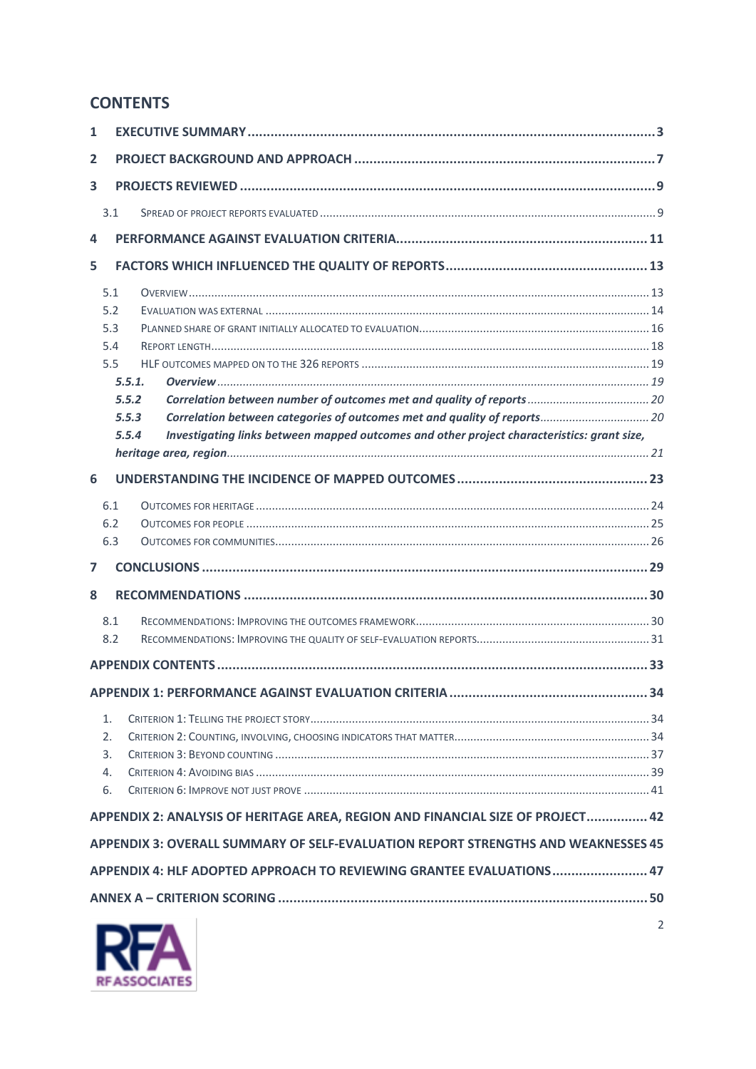# CONTENTS

1 EXECUTIVE SUMMARY ........................................................................................................ 3

2 PROJECT BACKGROUND AND APPROACH ............................................................................ 7

3 PROJECTS REVIEWED ......................................................................................................... 9

3.1 SPREAD OF PROJECT REPORTS EVALUATED ....................................................................................... 9

4 PERFORMANCE AGAINST EVALUATION CRITERIA.............................................................. 11

5 FACTORS WHICH INFLUENCED THE QUALITY OF REPORTS................................................... 13

5.1 OVERVIEW ................................................................................................................................ 13

5.2 EVALUATION WAS EXTERNAL ....................................................................................................... 14

5.3 PLANNED SHARE OF GRANT INITIALLY ALLOCATED TO EVALUATION....................................................... 16

5.4 REPORT LENGTH......................................................................................................................... 18

5.5 HLF OUTCOMES MAPPED ON TO THE 326 REPORTS ........................................................................... 19

*5.5.1. Overview* ..................................................................................................................... *19*

*5.5.2 Correlation between number of outcomes met and quality of reports* ...................................... *20*

*5.5.3 Correlation between categories of outcomes met and quality of reports*.................................. *20*

*5.5.4 Investigating links between mapped outcomes and other project characteristics: grant size, heritage area, region*................................................................................................................ *21*

6 UNDERSTANDING THE INCIDENCE OF MAPPED OUTCOMES ................................................ 23

6.1 OUTCOMES FOR HERITAGE .......................................................................................................... 24

6.2 OUTCOMES FOR PEOPLE .............................................................................................................. 25

6.3 OUTCOMES FOR COMMUNITIES.................................................................................................... 26

7 CONCLUSIONS ................................................................................................................... 29

8 RECOMMENDATIONS ........................................................................................................ 30

8.1 RECOMMENDATIONS: IMPROVING THE OUTCOMES FRAMEWORK........................................................ 30

8.2 RECOMMENDATIONS: IMPROVING THE QUALITY OF SELF-EVALUATION REPORTS...................................... 31

APPENDIX CONTENTS ............................................................................................................. 33

APPENDIX 1: PERFORMANCE AGAINST EVALUATION CRITERIA ................................................. 34

1. CRITERION 1: TELLING THE PROJECT STORY.......................................................................... 34
2. CRITERION 2: COUNTING, INVOLVING, CHOOSING INDICATORS THAT MATTER............................................ 34
3. CRITERION 3: BEYOND COUNTING ....................................................................................... 37
4. CRITERION 4: AVOIDING BIAS .............................................................................................. 39
6. CRITERION 6: IMPROVE NOT JUST PROVE ............................................................................. 41

APPENDIX 2: ANALYSIS OF HERITAGE AREA, REGION AND FINANCIAL SIZE OF PROJECT................ 42

APPENDIX 3: OVERALL SUMMARY OF SELF-EVALUATION REPORT STRENGTHS AND WEAKNESSES 45

APPENDIX 4: HLF ADOPTED APPROACH TO REVIEWING GRANTEE EVALUATIONS ......................... 47

ANNEX A – CRITERION SCORING ............................................................................................. 50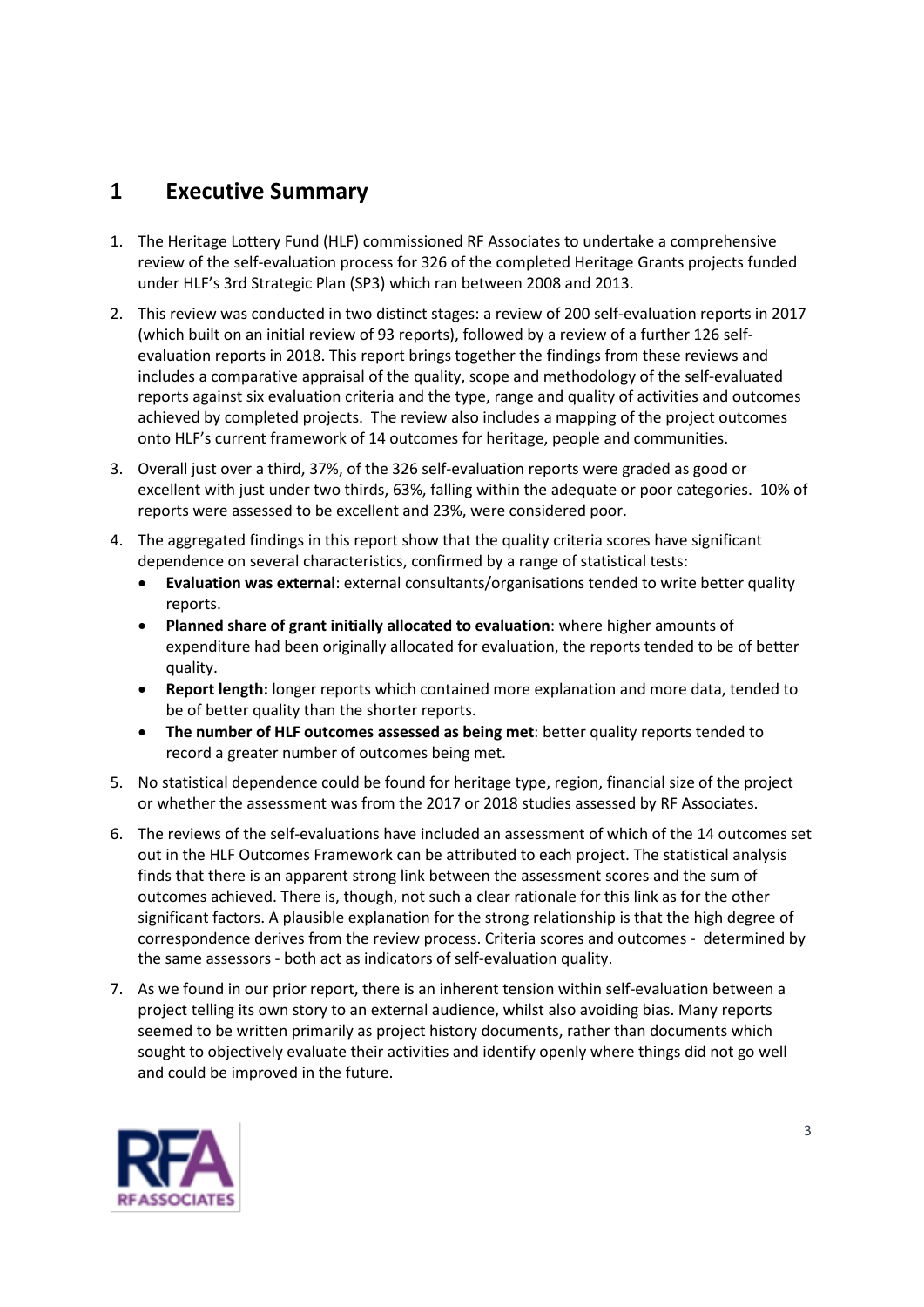# 1 Executive Summary

1. The Heritage Lottery Fund (HLF) commissioned RF Associates to undertake a comprehensive review of the self-evaluation process for 326 of the completed Heritage Grants projects funded under HLF's 3rd Strategic Plan (SP3) which ran between 2008 and 2013.
2. This review was conducted in two distinct stages: a review of 200 self-evaluation reports in 2017 (which built on an initial review of 93 reports), followed by a review of a further 126 self-evaluation reports in 2018. This report brings together the findings from these reviews and includes a comparative appraisal of the quality, scope and methodology of the self-evaluated reports against six evaluation criteria and the type, range and quality of activities and outcomes achieved by completed projects. The review also includes a mapping of the project outcomes onto HLF's current framework of 14 outcomes for heritage, people and communities.
3. Overall just over a third, 37%, of the 326 self-evaluation reports were graded as good or excellent with just under two thirds, 63%, falling within the adequate or poor categories. 10% of reports were assessed to be excellent and 23%, were considered poor.
4. The aggregated findings in this report show that the quality criteria scores have significant dependence on several characteristics, confirmed by a range of statistical tests:
   - **Evaluation was external**: external consultants/organisations tended to write better quality reports.
   - **Planned share of grant initially allocated to evaluation**: where higher amounts of expenditure had been originally allocated for evaluation, the reports tended to be of better quality.
   - **Report length:** longer reports which contained more explanation and more data, tended to be of better quality than the shorter reports.
   - **The number of HLF outcomes assessed as being met**: better quality reports tended to record a greater number of outcomes being met.
5. No statistical dependence could be found for heritage type, region, financial size of the project or whether the assessment was from the 2017 or 2018 studies assessed by RF Associates.
6. The reviews of the self-evaluations have included an assessment of which of the 14 outcomes set out in the HLF Outcomes Framework can be attributed to each project. The statistical analysis finds that there is an apparent strong link between the assessment scores and the sum of outcomes achieved. There is, though, not such a clear rationale for this link as for the other significant factors. A plausible explanation for the strong relationship is that the high degree of correspondence derives from the review process. Criteria scores and outcomes - determined by the same assessors - both act as indicators of self-evaluation quality.
7. As we found in our prior report, there is an inherent tension within self-evaluation between a project telling its own story to an external audience, whilst also avoiding bias. Many reports seemed to be written primarily as project history documents, rather than documents which sought to objectively evaluate their activities and identify openly where things did not go well and could be improved in the future.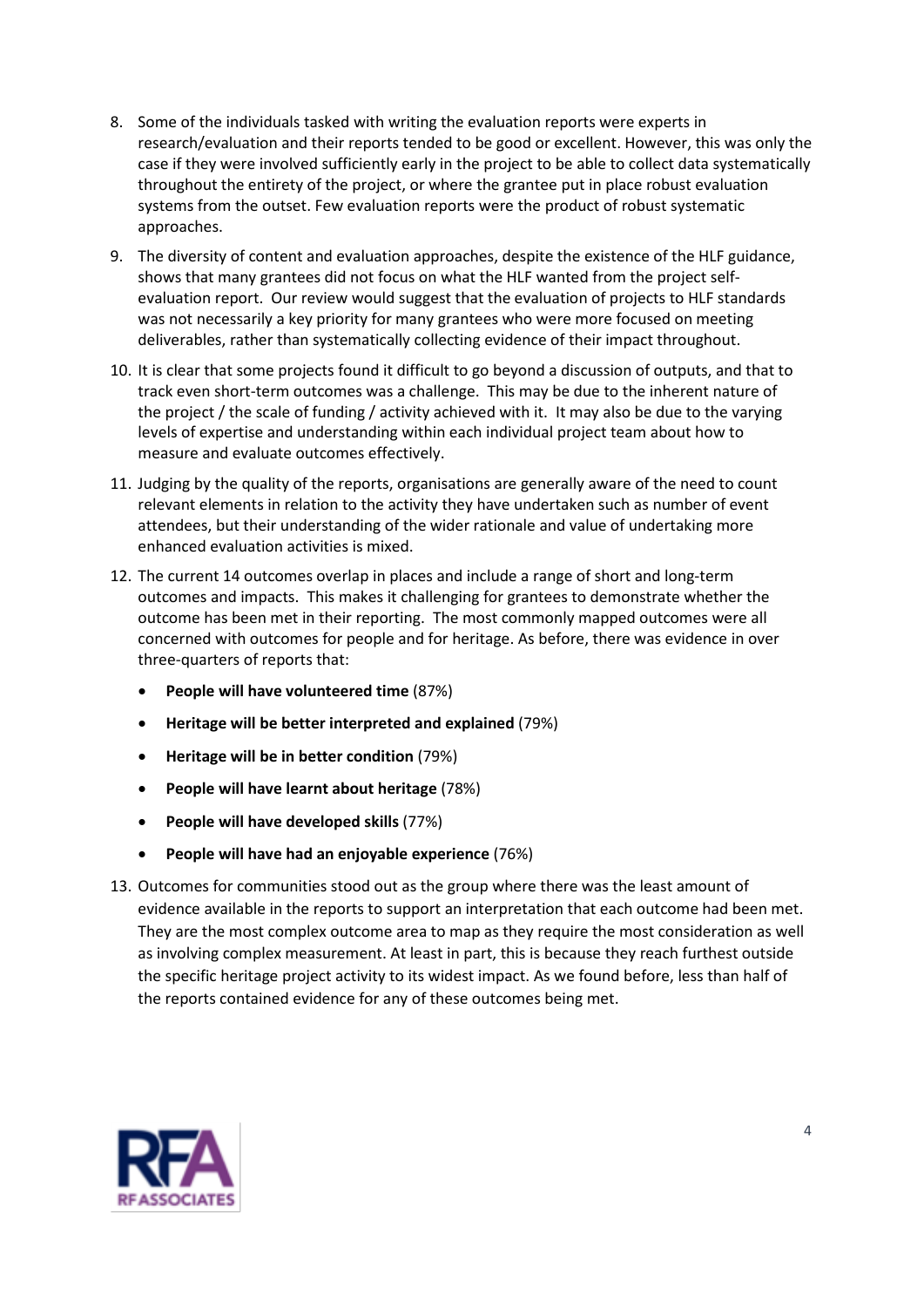8. Some of the individuals tasked with writing the evaluation reports were experts in research/evaluation and their reports tended to be good or excellent. However, this was only the case if they were involved sufficiently early in the project to be able to collect data systematically throughout the entirety of the project, or where the grantee put in place robust evaluation systems from the outset. Few evaluation reports were the product of robust systematic approaches.
9. The diversity of content and evaluation approaches, despite the existence of the HLF guidance, shows that many grantees did not focus on what the HLF wanted from the project self-evaluation report. Our review would suggest that the evaluation of projects to HLF standards was not necessarily a key priority for many grantees who were more focused on meeting deliverables, rather than systematically collecting evidence of their impact throughout.
10. It is clear that some projects found it difficult to go beyond a discussion of outputs, and that to track even short-term outcomes was a challenge. This may be due to the inherent nature of the project / the scale of funding / activity achieved with it. It may also be due to the varying levels of expertise and understanding within each individual project team about how to measure and evaluate outcomes effectively.
11. Judging by the quality of the reports, organisations are generally aware of the need to count relevant elements in relation to the activity they have undertaken such as number of event attendees, but their understanding of the wider rationale and value of undertaking more enhanced evaluation activities is mixed.
12. The current 14 outcomes overlap in places and include a range of short and long-term outcomes and impacts. This makes it challenging for grantees to demonstrate whether the outcome has been met in their reporting. The most commonly mapped outcomes were all concerned with outcomes for people and for heritage. As before, there was evidence in over three-quarters of reports that:
    - **People will have volunteered time** (87%)
    - **Heritage will be better interpreted and explained** (79%)
    - **Heritage will be in better condition** (79%)
    - **People will have learnt about heritage** (78%)
    - **People will have developed skills** (77%)
    - **People will have had an enjoyable experience** (76%)
13. Outcomes for communities stood out as the group where there was the least amount of evidence available in the reports to support an interpretation that each outcome had been met. They are the most complex outcome area to map as they require the most consideration as well as involving complex measurement. At least in part, this is because they reach furthest outside the specific heritage project activity to its widest impact. As we found before, less than half of the reports contained evidence for any of these outcomes being met.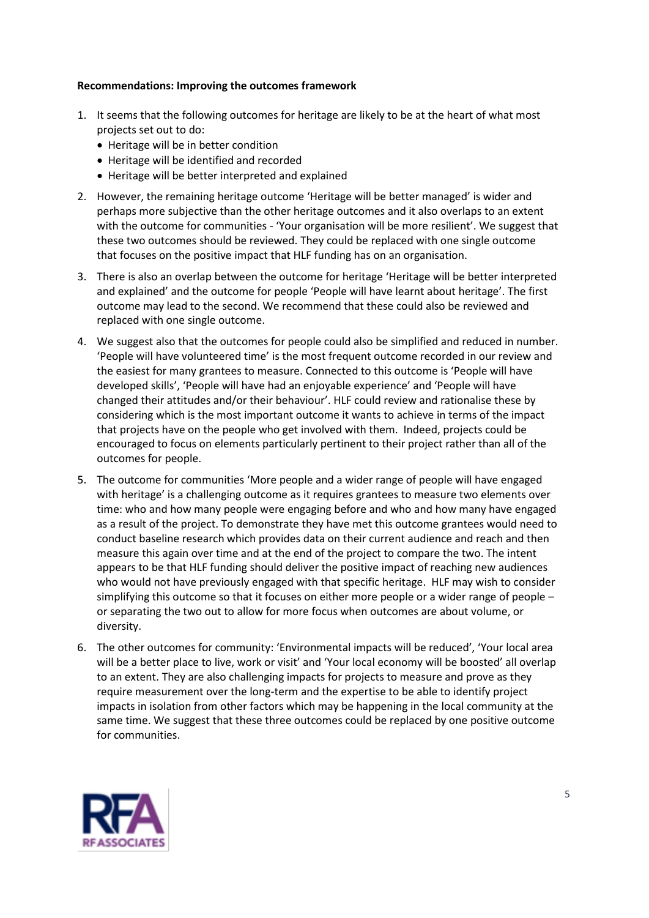**Recommendations: Improving the outcomes framework**

1. It seems that the following outcomes for heritage are likely to be at the heart of what most projects set out to do:
   - Heritage will be in better condition
   - Heritage will be identified and recorded
   - Heritage will be better interpreted and explained
2. However, the remaining heritage outcome 'Heritage will be better managed' is wider and perhaps more subjective than the other heritage outcomes and it also overlaps to an extent with the outcome for communities - 'Your organisation will be more resilient'. We suggest that these two outcomes should be reviewed. They could be replaced with one single outcome that focuses on the positive impact that HLF funding has on an organisation.
3. There is also an overlap between the outcome for heritage 'Heritage will be better interpreted and explained' and the outcome for people 'People will have learnt about heritage'. The first outcome may lead to the second. We recommend that these could also be reviewed and replaced with one single outcome.
4. We suggest also that the outcomes for people could also be simplified and reduced in number. 'People will have volunteered time' is the most frequent outcome recorded in our review and the easiest for many grantees to measure. Connected to this outcome is 'People will have developed skills', 'People will have had an enjoyable experience' and 'People will have changed their attitudes and/or their behaviour'. HLF could review and rationalise these by considering which is the most important outcome it wants to achieve in terms of the impact that projects have on the people who get involved with them. Indeed, projects could be encouraged to focus on elements particularly pertinent to their project rather than all of the outcomes for people.
5. The outcome for communities 'More people and a wider range of people will have engaged with heritage' is a challenging outcome as it requires grantees to measure two elements over time: who and how many people were engaging before and who and how many have engaged as a result of the project. To demonstrate they have met this outcome grantees would need to conduct baseline research which provides data on their current audience and reach and then measure this again over time and at the end of the project to compare the two. The intent appears to be that HLF funding should deliver the positive impact of reaching new audiences who would not have previously engaged with that specific heritage. HLF may wish to consider simplifying this outcome so that it focuses on either more people or a wider range of people – or separating the two out to allow for more focus when outcomes are about volume, or diversity.
6. The other outcomes for community: 'Environmental impacts will be reduced', 'Your local area will be a better place to live, work or visit' and 'Your local economy will be boosted' all overlap to an extent. They are also challenging impacts for projects to measure and prove as they require measurement over the long-term and the expertise to be able to identify project impacts in isolation from other factors which may be happening in the local community at the same time. We suggest that these three outcomes could be replaced by one positive outcome for communities.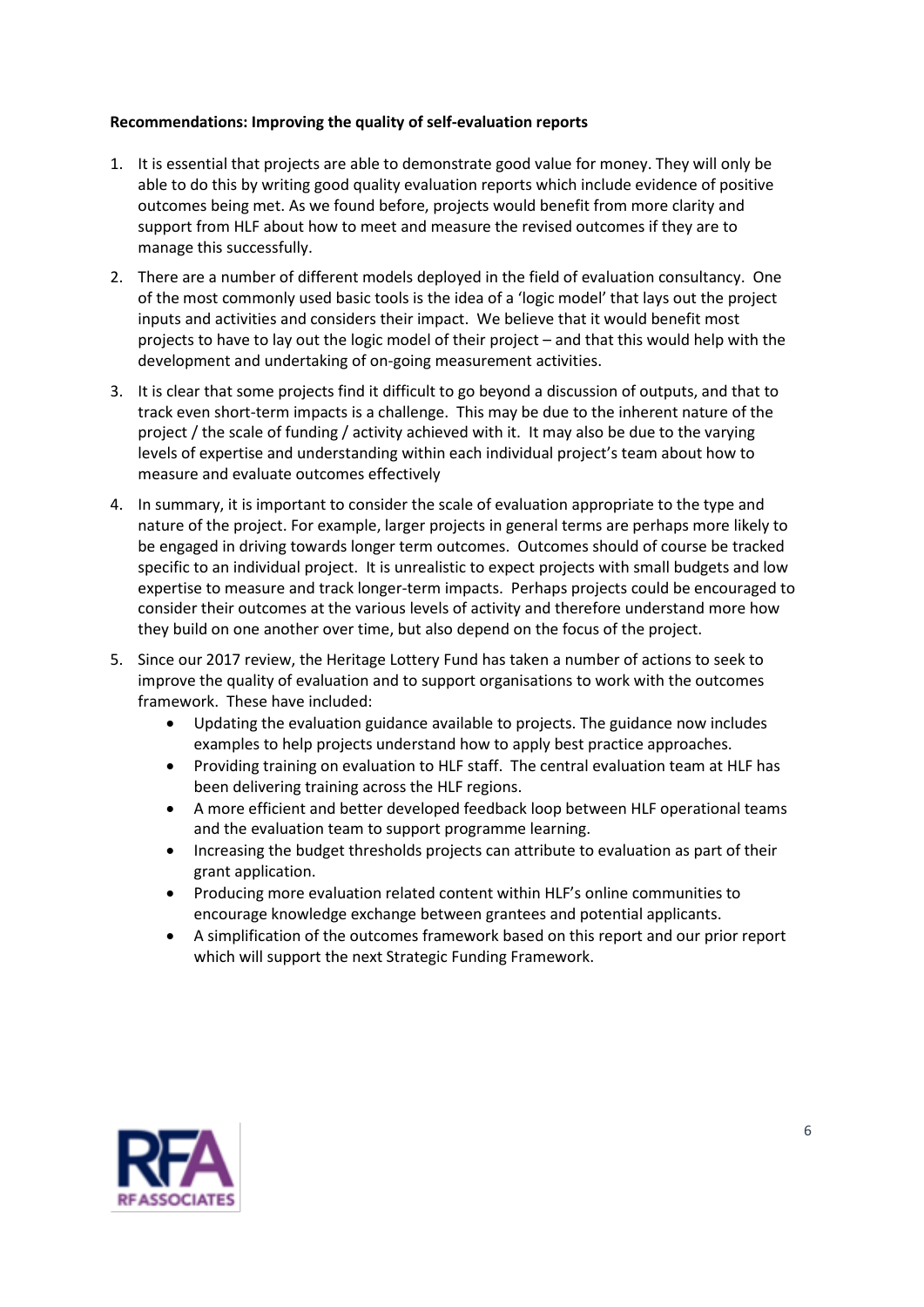**Recommendations: Improving the quality of self-evaluation reports**

1. It is essential that projects are able to demonstrate good value for money. They will only be able to do this by writing good quality evaluation reports which include evidence of positive outcomes being met. As we found before, projects would benefit from more clarity and support from HLF about how to meet and measure the revised outcomes if they are to manage this successfully.
2. There are a number of different models deployed in the field of evaluation consultancy. One of the most commonly used basic tools is the idea of a 'logic model' that lays out the project inputs and activities and considers their impact. We believe that it would benefit most projects to have to lay out the logic model of their project – and that this would help with the development and undertaking of on-going measurement activities.
3. It is clear that some projects find it difficult to go beyond a discussion of outputs, and that to track even short-term impacts is a challenge. This may be due to the inherent nature of the project / the scale of funding / activity achieved with it. It may also be due to the varying levels of expertise and understanding within each individual project's team about how to measure and evaluate outcomes effectively
4. In summary, it is important to consider the scale of evaluation appropriate to the type and nature of the project. For example, larger projects in general terms are perhaps more likely to be engaged in driving towards longer term outcomes. Outcomes should of course be tracked specific to an individual project. It is unrealistic to expect projects with small budgets and low expertise to measure and track longer-term impacts. Perhaps projects could be encouraged to consider their outcomes at the various levels of activity and therefore understand more how they build on one another over time, but also depend on the focus of the project.
5. Since our 2017 review, the Heritage Lottery Fund has taken a number of actions to seek to improve the quality of evaluation and to support organisations to work with the outcomes framework. These have included:
    - Updating the evaluation guidance available to projects. The guidance now includes examples to help projects understand how to apply best practice approaches.
    - Providing training on evaluation to HLF staff. The central evaluation team at HLF has been delivering training across the HLF regions.
    - A more efficient and better developed feedback loop between HLF operational teams and the evaluation team to support programme learning.
    - Increasing the budget thresholds projects can attribute to evaluation as part of their grant application.
    - Producing more evaluation related content within HLF's online communities to encourage knowledge exchange between grantees and potential applicants.
    - A simplification of the outcomes framework based on this report and our prior report which will support the next Strategic Funding Framework.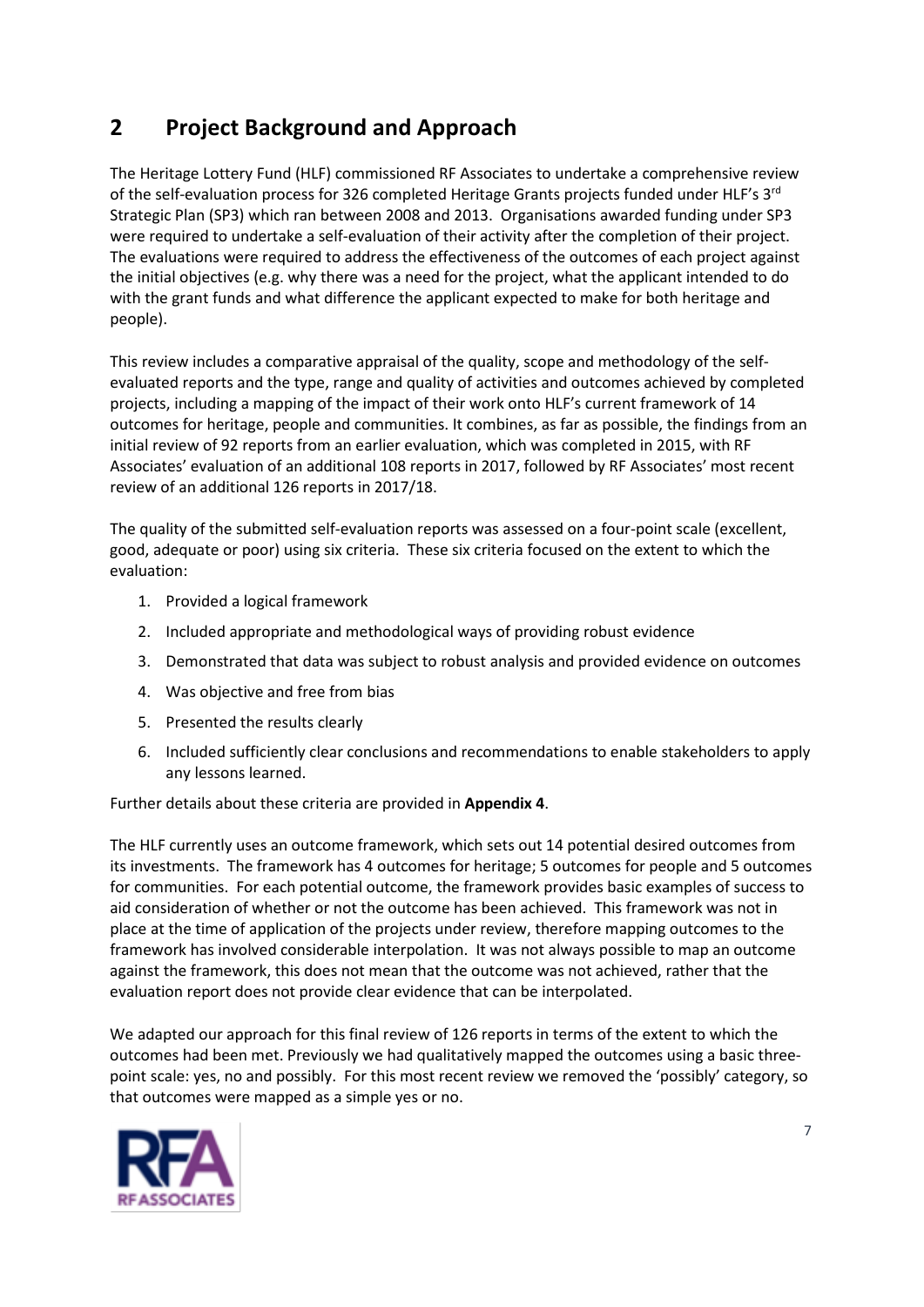## 2 Project Background and Approach

The Heritage Lottery Fund (HLF) commissioned RF Associates to undertake a comprehensive review of the self-evaluation process for 326 completed Heritage Grants projects funded under HLF's 3rd Strategic Plan (SP3) which ran between 2008 and 2013. Organisations awarded funding under SP3 were required to undertake a self-evaluation of their activity after the completion of their project. The evaluations were required to address the effectiveness of the outcomes of each project against the initial objectives (e.g. why there was a need for the project, what the applicant intended to do with the grant funds and what difference the applicant expected to make for both heritage and people).

This review includes a comparative appraisal of the quality, scope and methodology of the self-evaluated reports and the type, range and quality of activities and outcomes achieved by completed projects, including a mapping of the impact of their work onto HLF's current framework of 14 outcomes for heritage, people and communities. It combines, as far as possible, the findings from an initial review of 92 reports from an earlier evaluation, which was completed in 2015, with RF Associates' evaluation of an additional 108 reports in 2017, followed by RF Associates' most recent review of an additional 126 reports in 2017/18.

The quality of the submitted self-evaluation reports was assessed on a four-point scale (excellent, good, adequate or poor) using six criteria. These six criteria focused on the extent to which the evaluation:

1. Provided a logical framework
2. Included appropriate and methodological ways of providing robust evidence
3. Demonstrated that data was subject to robust analysis and provided evidence on outcomes
4. Was objective and free from bias
5. Presented the results clearly
6. Included sufficiently clear conclusions and recommendations to enable stakeholders to apply any lessons learned.

Further details about these criteria are provided in **Appendix 4**.

The HLF currently uses an outcome framework, which sets out 14 potential desired outcomes from its investments. The framework has 4 outcomes for heritage; 5 outcomes for people and 5 outcomes for communities. For each potential outcome, the framework provides basic examples of success to aid consideration of whether or not the outcome has been achieved. This framework was not in place at the time of application of the projects under review, therefore mapping outcomes to the framework has involved considerable interpolation. It was not always possible to map an outcome against the framework, this does not mean that the outcome was not achieved, rather that the evaluation report does not provide clear evidence that can be interpolated.

We adapted our approach for this final review of 126 reports in terms of the extent to which the outcomes had been met. Previously we had qualitatively mapped the outcomes using a basic three-point scale: yes, no and possibly. For this most recent review we removed the 'possibly' category, so that outcomes were mapped as a simple yes or no.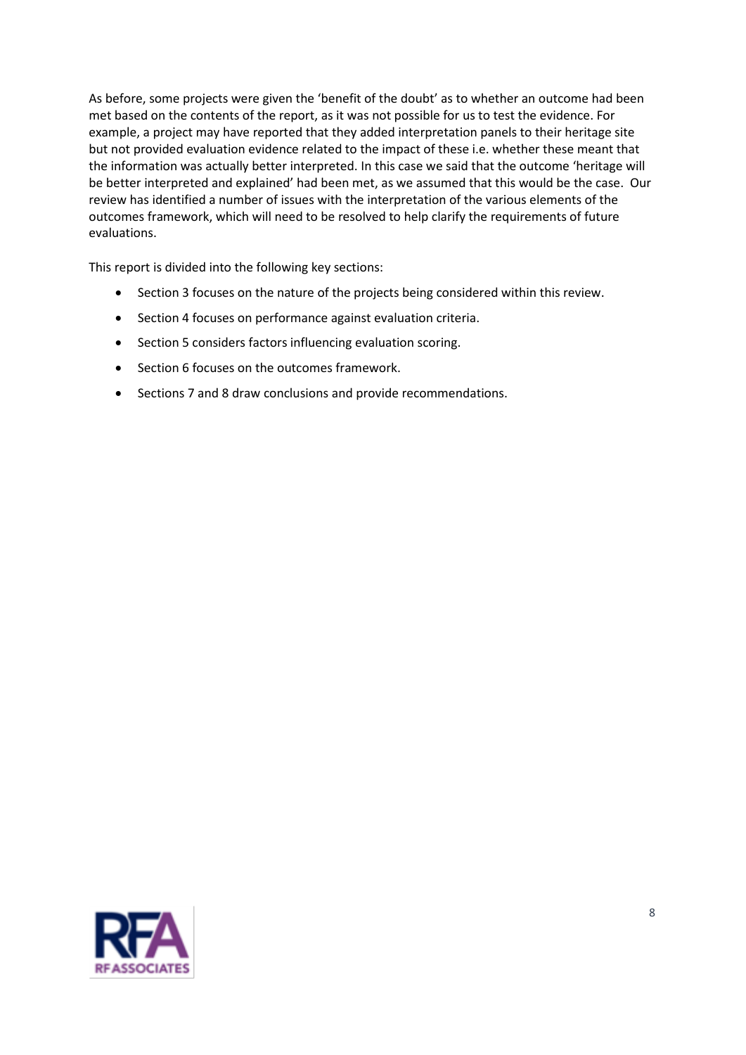As before, some projects were given the 'benefit of the doubt' as to whether an outcome had been met based on the contents of the report, as it was not possible for us to test the evidence. For example, a project may have reported that they added interpretation panels to their heritage site but not provided evaluation evidence related to the impact of these i.e. whether these meant that the information was actually better interpreted. In this case we said that the outcome 'heritage will be better interpreted and explained' had been met, as we assumed that this would be the case. Our review has identified a number of issues with the interpretation of the various elements of the outcomes framework, which will need to be resolved to help clarify the requirements of future evaluations.

This report is divided into the following key sections:

- Section 3 focuses on the nature of the projects being considered within this review.
- Section 4 focuses on performance against evaluation criteria.
- Section 5 considers factors influencing evaluation scoring.
- Section 6 focuses on the outcomes framework.
- Sections 7 and 8 draw conclusions and provide recommendations.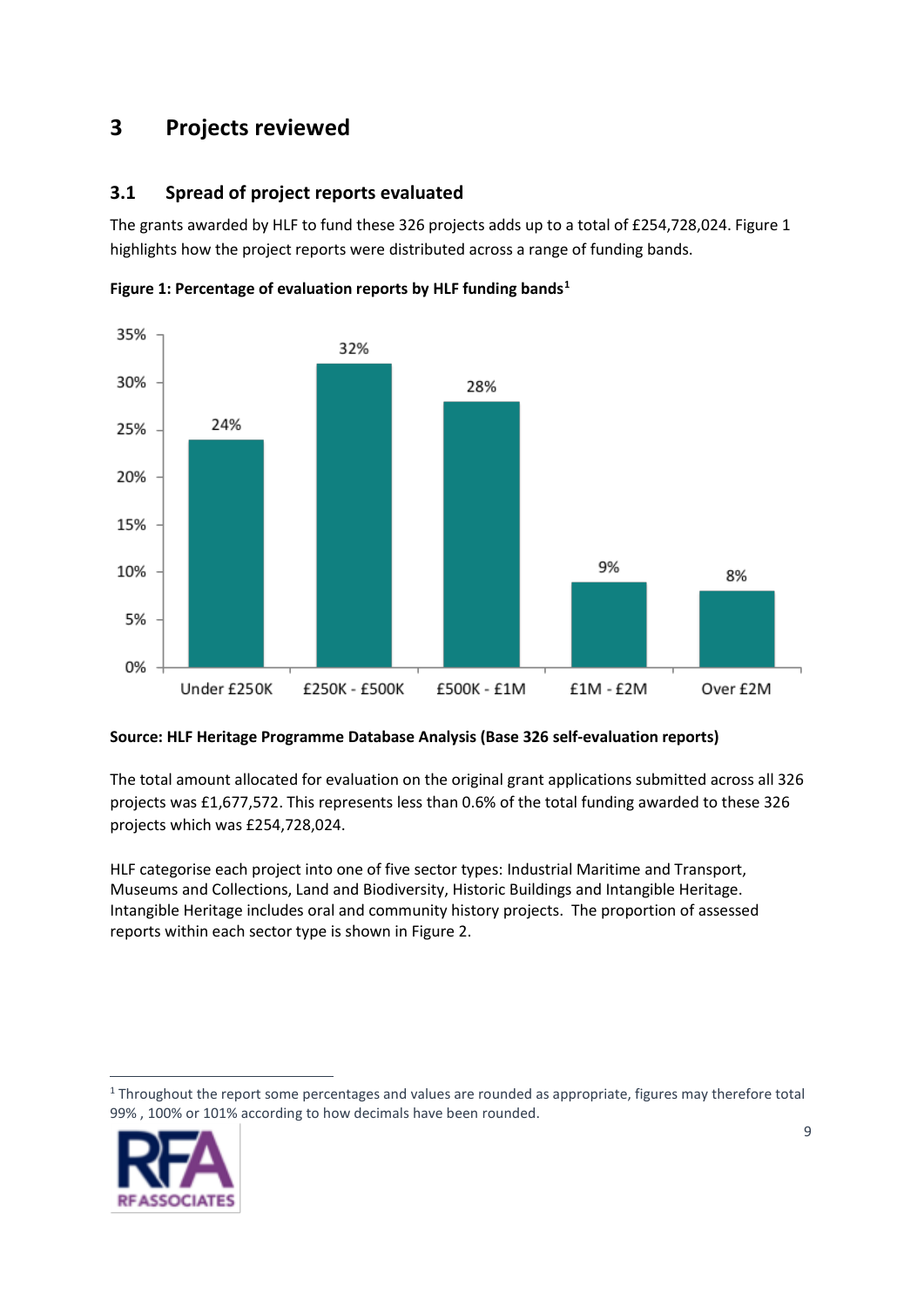# 3 Projects reviewed

## 3.1 Spread of project reports evaluated

The grants awarded by HLF to fund these 326 projects adds up to a total of £254,728,024. Figure 1 highlights how the project reports were distributed across a range of funding bands.

**Figure 1: Percentage of evaluation reports by HLF funding bands[1]**

| Funding band | Percentage |
|---|---|
| Under £250K | 24% |
| £250K - £500K | 32% |
| £500K - £1M | 28% |
| £1M - £2M | 9% |
| Over £2M | 8% |

**Source: HLF Heritage Programme Database Analysis (Base 326 self-evaluation reports)**

The total amount allocated for evaluation on the original grant applications submitted across all 326 projects was £1,677,572. This represents less than 0.6% of the total funding awarded to these 326 projects which was £254,728,024.

HLF categorise each project into one of five sector types: Industrial Maritime and Transport, Museums and Collections, Land and Biodiversity, Historic Buildings and Intangible Heritage. Intangible Heritage includes oral and community history projects. The proportion of assessed reports within each sector type is shown in Figure 2.

[1] Throughout the report some percentages and values are rounded as appropriate, figures may therefore total 99% , 100% or 101% according to how decimals have been rounded.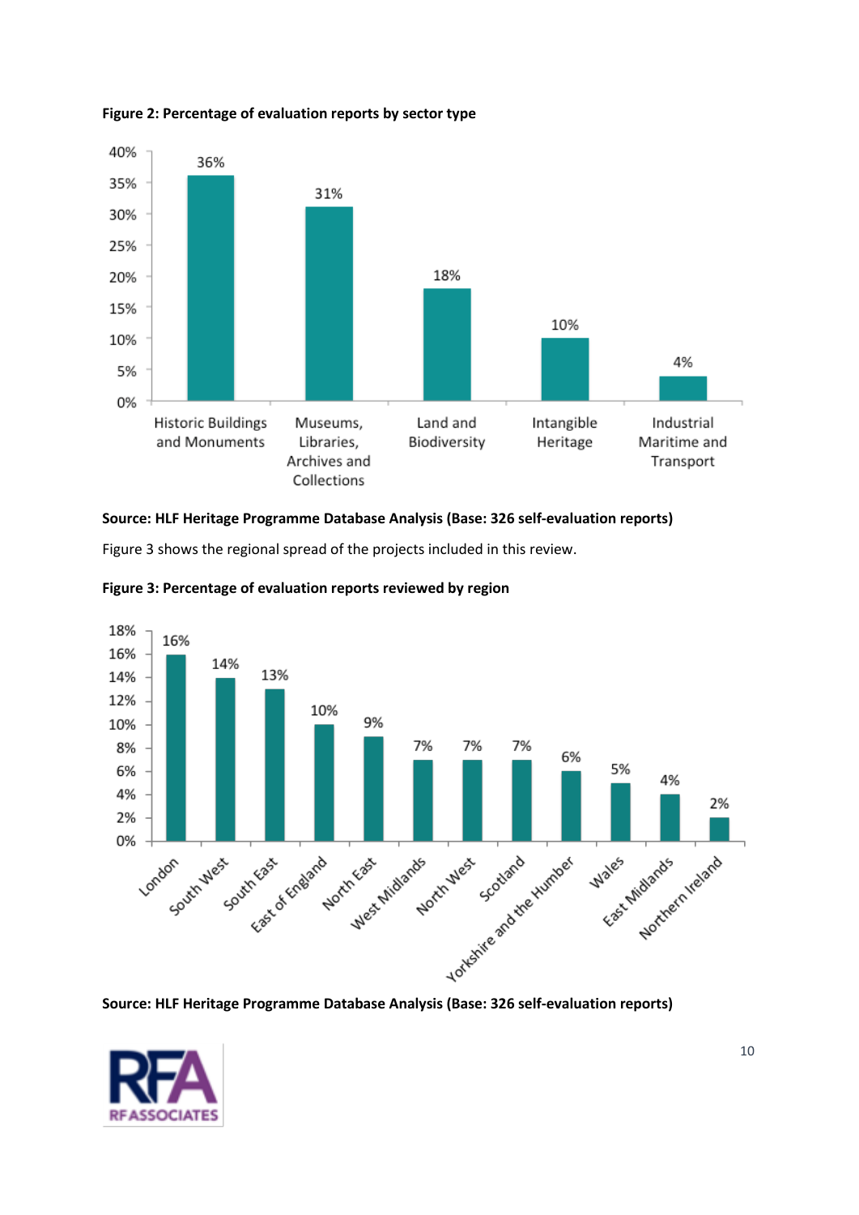**Figure 2: Percentage of evaluation reports by sector type**

| Sector type | Percentage |
| --- | --- |
| Historic Buildings and Monuments | 36% |
| Museums, Libraries, Archives and Collections | 31% |
| Land and Biodiversity | 18% |
| Intangible Heritage | 10% |
| Industrial Maritime and Transport | 4% |

**Source: HLF Heritage Programme Database Analysis (Base: 326 self-evaluation reports)**

Figure 3 shows the regional spread of the projects included in this review.

**Figure 3: Percentage of evaluation reports reviewed by region**

| Region | Percentage |
| --- | --- |
| London | 16% |
| South West | 14% |
| South East | 13% |
| East of England | 10% |
| North East | 9% |
| West Midlands | 7% |
| North West | 7% |
| Scotland | 7% |
| Yorkshire and the Humber | 6% |
| Wales | 5% |
| East Midlands | 4% |
| Northern Ireland | 2% |

**Source: HLF Heritage Programme Database Analysis (Base: 326 self-evaluation reports)**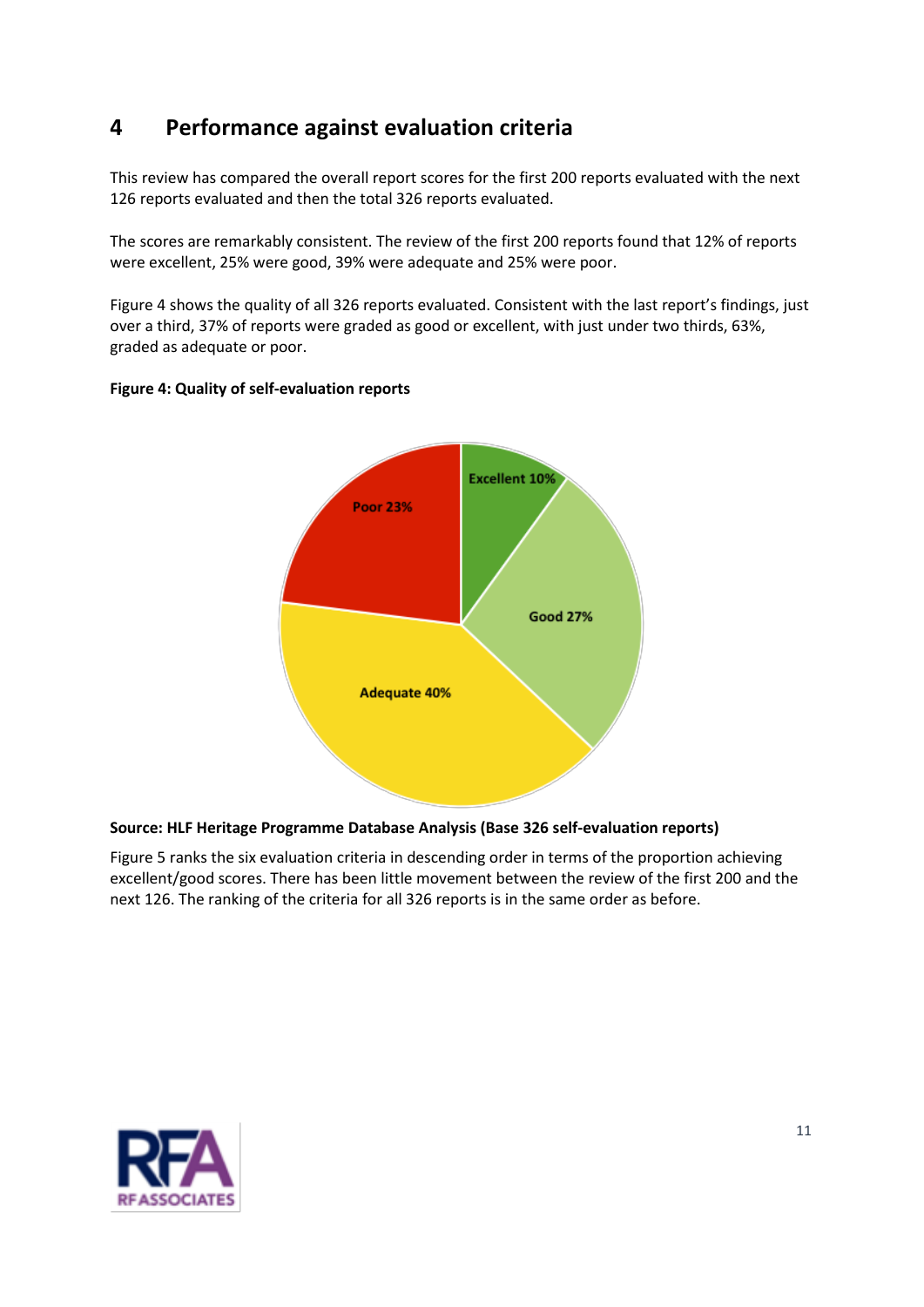## 4 Performance against evaluation criteria

This review has compared the overall report scores for the first 200 reports evaluated with the next 126 reports evaluated and then the total 326 reports evaluated.

The scores are remarkably consistent. The review of the first 200 reports found that 12% of reports were excellent, 25% were good, 39% were adequate and 25% were poor.

Figure 4 shows the quality of all 326 reports evaluated. Consistent with the last report's findings, just over a third, 37% of reports were graded as good or excellent, with just under two thirds, 63%, graded as adequate or poor.

**Figure 4: Quality of self-evaluation reports**

Excellent 10%
Good 27%
Adequate 40%
Poor 23%

**Source: HLF Heritage Programme Database Analysis (Base 326 self-evaluation reports)**

Figure 5 ranks the six evaluation criteria in descending order in terms of the proportion achieving excellent/good scores. There has been little movement between the review of the first 200 and the next 126. The ranking of the criteria for all 326 reports is in the same order as before.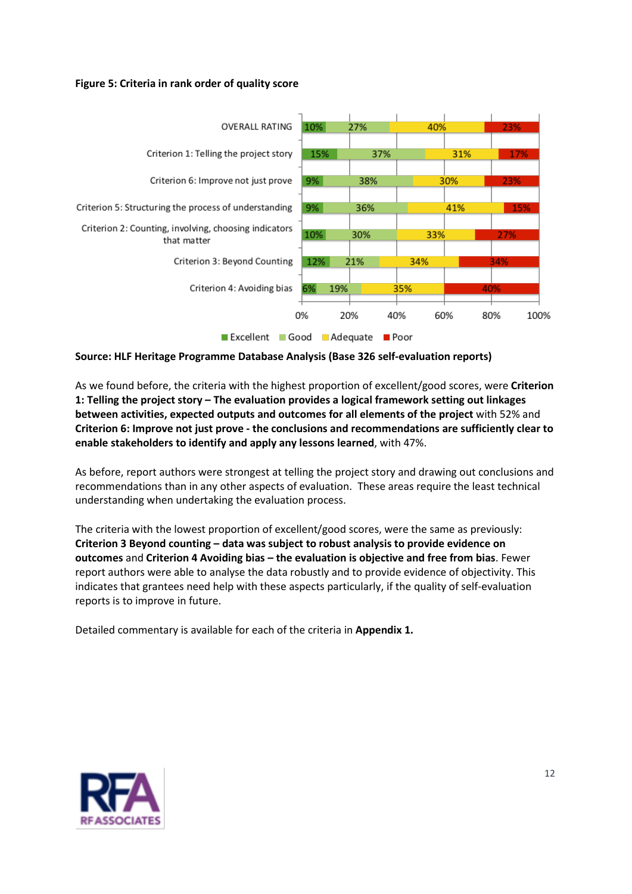**Figure 5: Criteria in rank order of quality score**

| | Excellent | Good | Adequate | Poor |
|---|---|---|---|---|
| OVERALL RATING | 10% | 27% | 40% | 23% |
| Criterion 1: Telling the project story | 15% | 37% | 31% | 17% |
| Criterion 6: Improve not just prove | 9% | 38% | 30% | 23% |
| Criterion 5: Structuring the process of understanding | 9% | 36% | 41% | 15% |
| Criterion 2: Counting, involving, choosing indicators that matter | 10% | 30% | 33% | 27% |
| Criterion 3: Beyond Counting | 12% | 21% | 34% | 34% |
| Criterion 4: Avoiding bias | 6% | 19% | 35% | 40% |

**Source: HLF Heritage Programme Database Analysis (Base 326 self-evaluation reports)**

As we found before, the criteria with the highest proportion of excellent/good scores, were **Criterion 1: Telling the project story – The evaluation provides a logical framework setting out linkages between activities, expected outputs and outcomes for all elements of the project** with 52% and **Criterion 6: Improve not just prove - the conclusions and recommendations are sufficiently clear to enable stakeholders to identify and apply any lessons learned**, with 47%.

As before, report authors were strongest at telling the project story and drawing out conclusions and recommendations than in any other aspects of evaluation. These areas require the least technical understanding when undertaking the evaluation process.

The criteria with the lowest proportion of excellent/good scores, were the same as previously: **Criterion 3 Beyond counting – data was subject to robust analysis to provide evidence on outcomes** and **Criterion 4 Avoiding bias – the evaluation is objective and free from bias**. Fewer report authors were able to analyse the data robustly and to provide evidence of objectivity. This indicates that grantees need help with these aspects particularly, if the quality of self-evaluation reports is to improve in future.

Detailed commentary is available for each of the criteria in **Appendix 1.**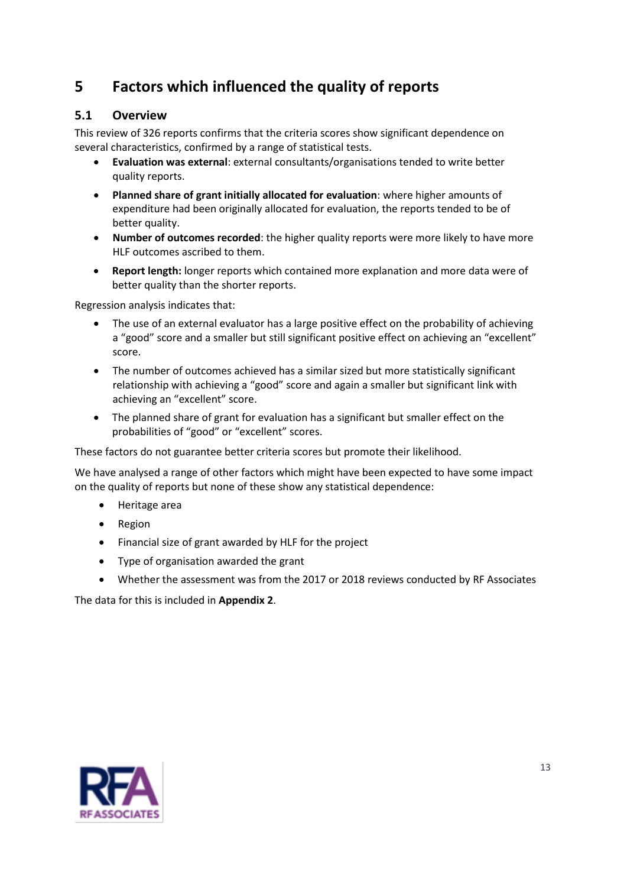# 5 Factors which influenced the quality of reports

## 5.1 Overview

This review of 326 reports confirms that the criteria scores show significant dependence on several characteristics, confirmed by a range of statistical tests.

- **Evaluation was external**: external consultants/organisations tended to write better quality reports.
- **Planned share of grant initially allocated for evaluation**: where higher amounts of expenditure had been originally allocated for evaluation, the reports tended to be of better quality.
- **Number of outcomes recorded**: the higher quality reports were more likely to have more HLF outcomes ascribed to them.
- **Report length:** longer reports which contained more explanation and more data were of better quality than the shorter reports.

Regression analysis indicates that:

- The use of an external evaluator has a large positive effect on the probability of achieving a "good" score and a smaller but still significant positive effect on achieving an "excellent" score.
- The number of outcomes achieved has a similar sized but more statistically significant relationship with achieving a "good" score and again a smaller but significant link with achieving an "excellent" score.
- The planned share of grant for evaluation has a significant but smaller effect on the probabilities of "good" or "excellent" scores.

These factors do not guarantee better criteria scores but promote their likelihood.

We have analysed a range of other factors which might have been expected to have some impact on the quality of reports but none of these show any statistical dependence:

- Heritage area
- Region
- Financial size of grant awarded by HLF for the project
- Type of organisation awarded the grant
- Whether the assessment was from the 2017 or 2018 reviews conducted by RF Associates

The data for this is included in **Appendix 2**.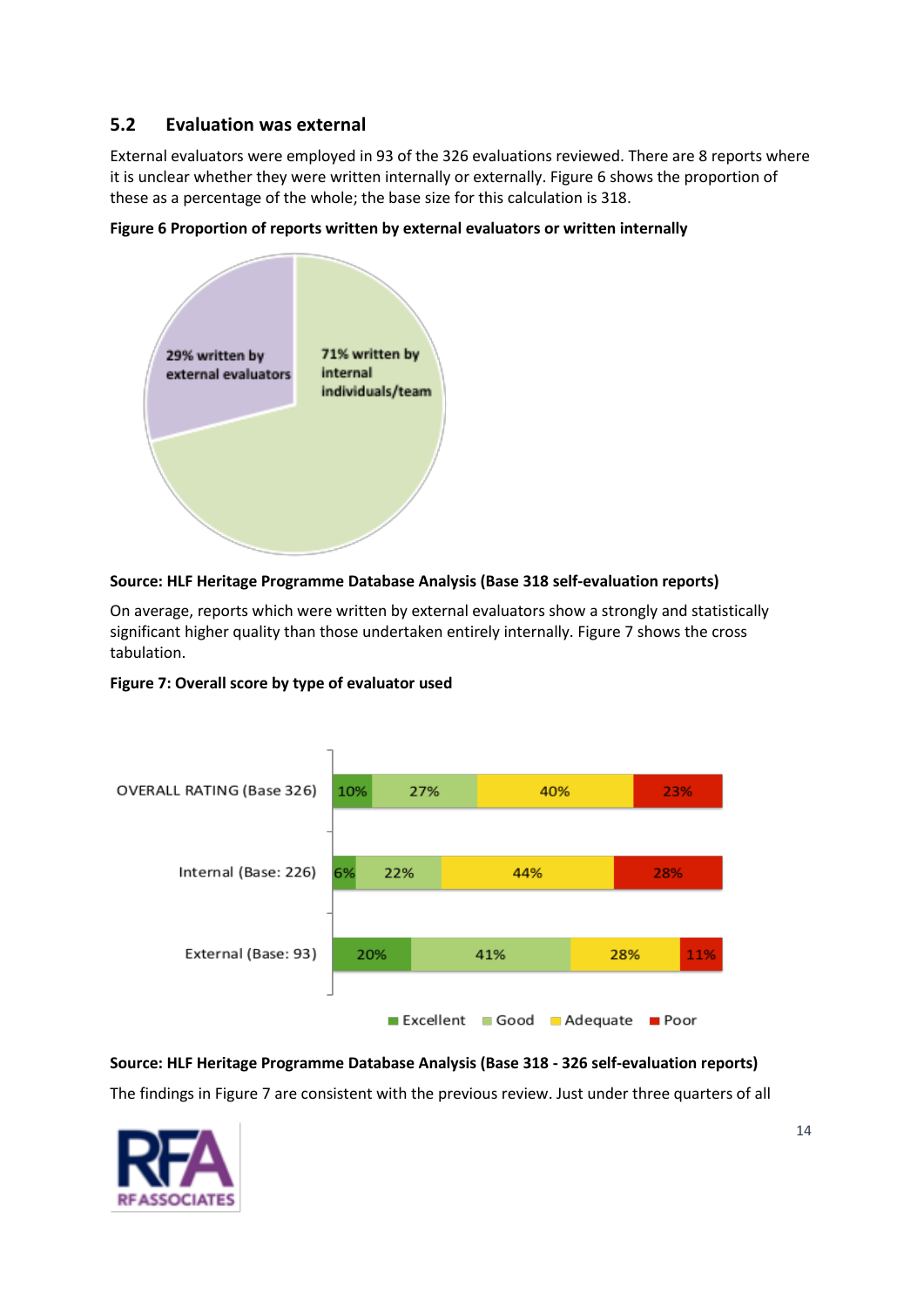## 5.2 Evaluation was external

External evaluators were employed in 93 of the 326 evaluations reviewed. There are 8 reports where it is unclear whether they were written internally or externally. Figure 6 shows the proportion of these as a percentage of the whole; the base size for this calculation is 318.

**Figure 6 Proportion of reports written by external evaluators or written internally**

29% written by external evaluators

71% written by internal individuals/team

**Source: HLF Heritage Programme Database Analysis (Base 318 self-evaluation reports)**

On average, reports which were written by external evaluators show a strongly and statistically significant higher quality than those undertaken entirely internally. Figure 7 shows the cross tabulation.

**Figure 7: Overall score by type of evaluator used**

| | Excellent | Good | Adequate | Poor |
|---|---|---|---|---|
| OVERALL RATING (Base 326) | 10% | 27% | 40% | 23% |
| Internal (Base: 226) | 6% | 22% | 44% | 28% |
| External (Base: 93) | 20% | 41% | 28% | 11% |

**Source: HLF Heritage Programme Database Analysis (Base 318 - 326 self-evaluation reports)**

The findings in Figure 7 are consistent with the previous review. Just under three quarters of all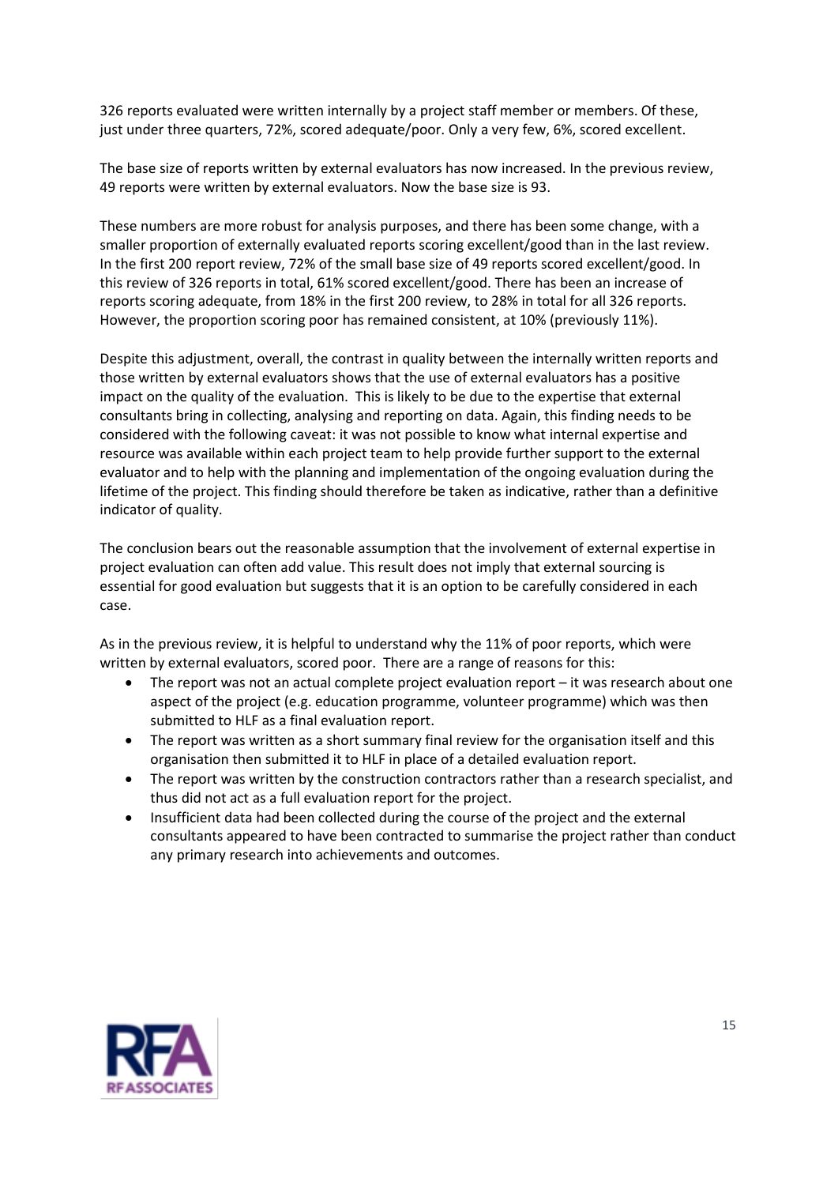326 reports evaluated were written internally by a project staff member or members. Of these, just under three quarters, 72%, scored adequate/poor. Only a very few, 6%, scored excellent.

The base size of reports written by external evaluators has now increased. In the previous review, 49 reports were written by external evaluators. Now the base size is 93.

These numbers are more robust for analysis purposes, and there has been some change, with a smaller proportion of externally evaluated reports scoring excellent/good than in the last review. In the first 200 report review, 72% of the small base size of 49 reports scored excellent/good. In this review of 326 reports in total, 61% scored excellent/good. There has been an increase of reports scoring adequate, from 18% in the first 200 review, to 28% in total for all 326 reports. However, the proportion scoring poor has remained consistent, at 10% (previously 11%).

Despite this adjustment, overall, the contrast in quality between the internally written reports and those written by external evaluators shows that the use of external evaluators has a positive impact on the quality of the evaluation. This is likely to be due to the expertise that external consultants bring in collecting, analysing and reporting on data. Again, this finding needs to be considered with the following caveat: it was not possible to know what internal expertise and resource was available within each project team to help provide further support to the external evaluator and to help with the planning and implementation of the ongoing evaluation during the lifetime of the project. This finding should therefore be taken as indicative, rather than a definitive indicator of quality.

The conclusion bears out the reasonable assumption that the involvement of external expertise in project evaluation can often add value. This result does not imply that external sourcing is essential for good evaluation but suggests that it is an option to be carefully considered in each case.

As in the previous review, it is helpful to understand why the 11% of poor reports, which were written by external evaluators, scored poor. There are a range of reasons for this:

- The report was not an actual complete project evaluation report – it was research about one aspect of the project (e.g. education programme, volunteer programme) which was then submitted to HLF as a final evaluation report.
- The report was written as a short summary final review for the organisation itself and this organisation then submitted it to HLF in place of a detailed evaluation report.
- The report was written by the construction contractors rather than a research specialist, and thus did not act as a full evaluation report for the project.
- Insufficient data had been collected during the course of the project and the external consultants appeared to have been contracted to summarise the project rather than conduct any primary research into achievements and outcomes.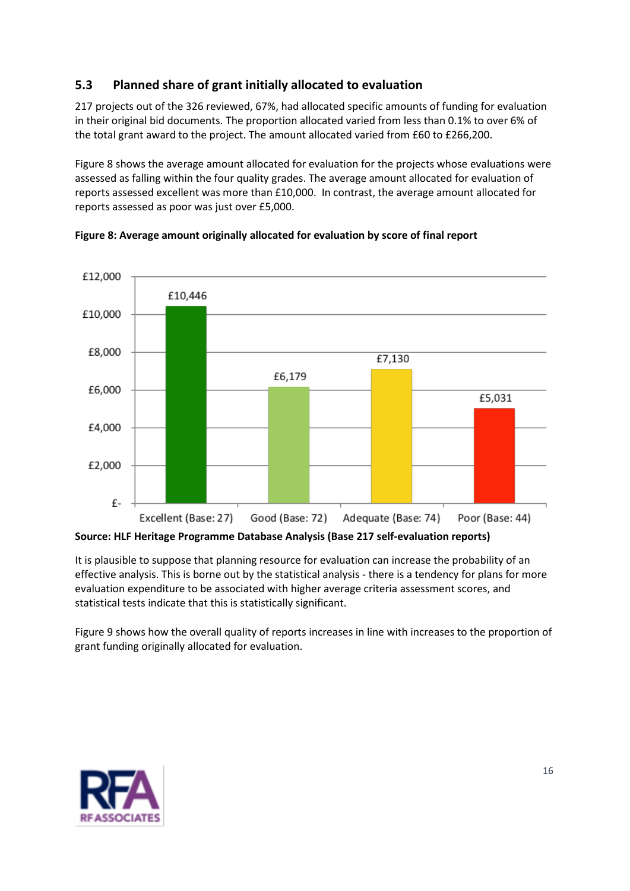## 5.3 Planned share of grant initially allocated to evaluation

217 projects out of the 326 reviewed, 67%, had allocated specific amounts of funding for evaluation in their original bid documents. The proportion allocated varied from less than 0.1% to over 6% of the total grant award to the project. The amount allocated varied from £60 to £266,200.

Figure 8 shows the average amount allocated for evaluation for the projects whose evaluations were assessed as falling within the four quality grades. The average amount allocated for evaluation of reports assessed excellent was more than £10,000. In contrast, the average amount allocated for reports assessed as poor was just over £5,000.

**Figure 8: Average amount originally allocated for evaluation by score of final report**

| Score of final report | Average amount allocated |
|---|---|
| Excellent (Base: 27) | £10,446 |
| Good (Base: 72) | £6,179 |
| Adequate (Base: 74) | £7,130 |
| Poor (Base: 44) | £5,031 |

**Source: HLF Heritage Programme Database Analysis (Base 217 self-evaluation reports)**

It is plausible to suppose that planning resource for evaluation can increase the probability of an effective analysis. This is borne out by the statistical analysis - there is a tendency for plans for more evaluation expenditure to be associated with higher average criteria assessment scores, and statistical tests indicate that this is statistically significant.

Figure 9 shows how the overall quality of reports increases in line with increases to the proportion of grant funding originally allocated for evaluation.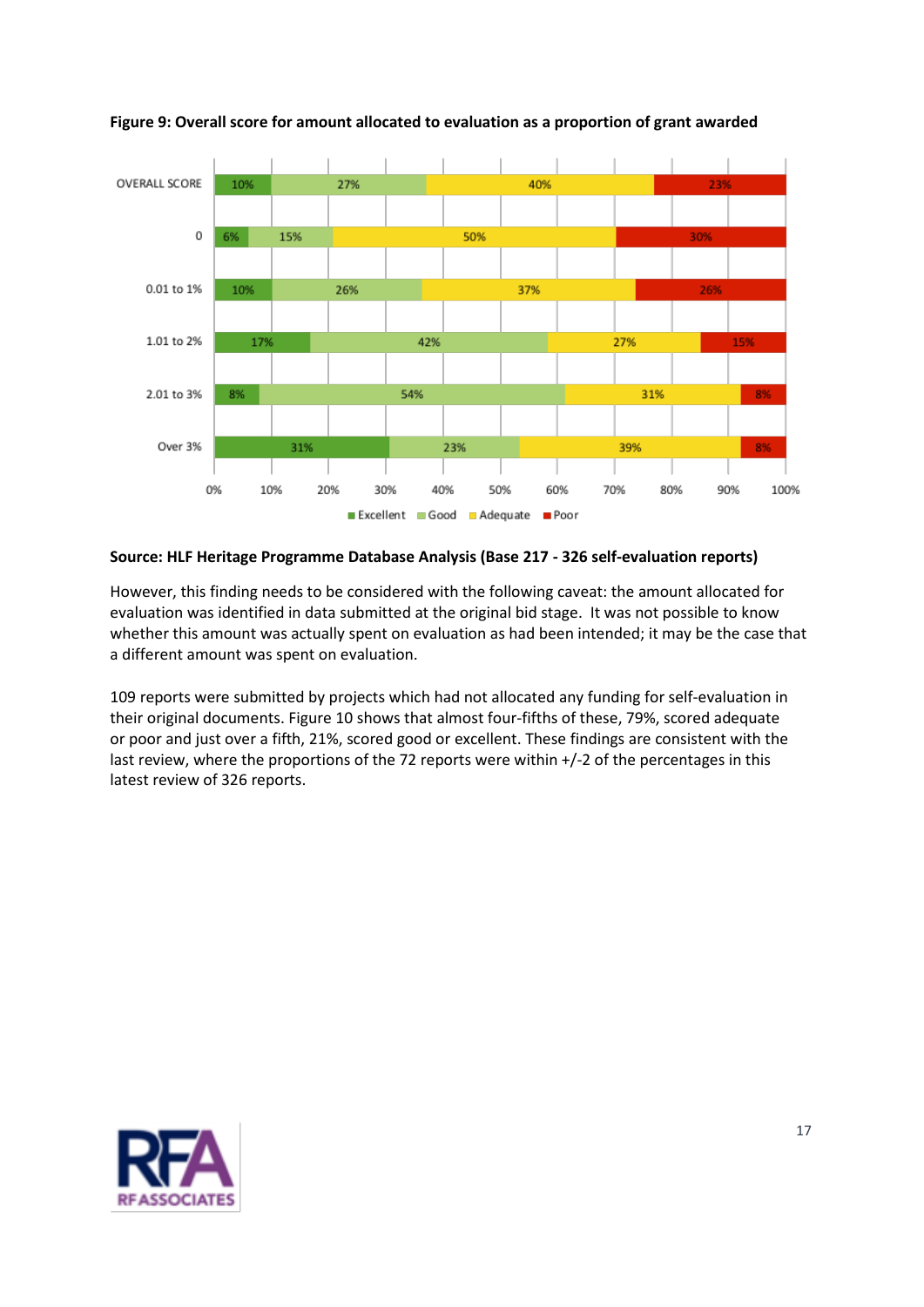**Figure 9: Overall score for amount allocated to evaluation as a proportion of grant awarded**

| | Excellent | Good | Adequate | Poor |
|---|---|---|---|---|
| OVERALL SCORE | 10% | 27% | 40% | 23% |
| 0 | 6% | 15% | 50% | 30% |
| 0.01 to 1% | 10% | 26% | 37% | 26% |
| 1.01 to 2% | 17% | 42% | 27% | 15% |
| 2.01 to 3% | 8% | 54% | 31% | 8% |
| Over 3% | 31% | 23% | 39% | 8% |

**Source: HLF Heritage Programme Database Analysis (Base 217 - 326 self-evaluation reports)**

However, this finding needs to be considered with the following caveat: the amount allocated for evaluation was identified in data submitted at the original bid stage. It was not possible to know whether this amount was actually spent on evaluation as had been intended; it may be the case that a different amount was spent on evaluation.

109 reports were submitted by projects which had not allocated any funding for self-evaluation in their original documents. Figure 10 shows that almost four-fifths of these, 79%, scored adequate or poor and just over a fifth, 21%, scored good or excellent. These findings are consistent with the last review, where the proportions of the 72 reports were within +/-2 of the percentages in this latest review of 326 reports.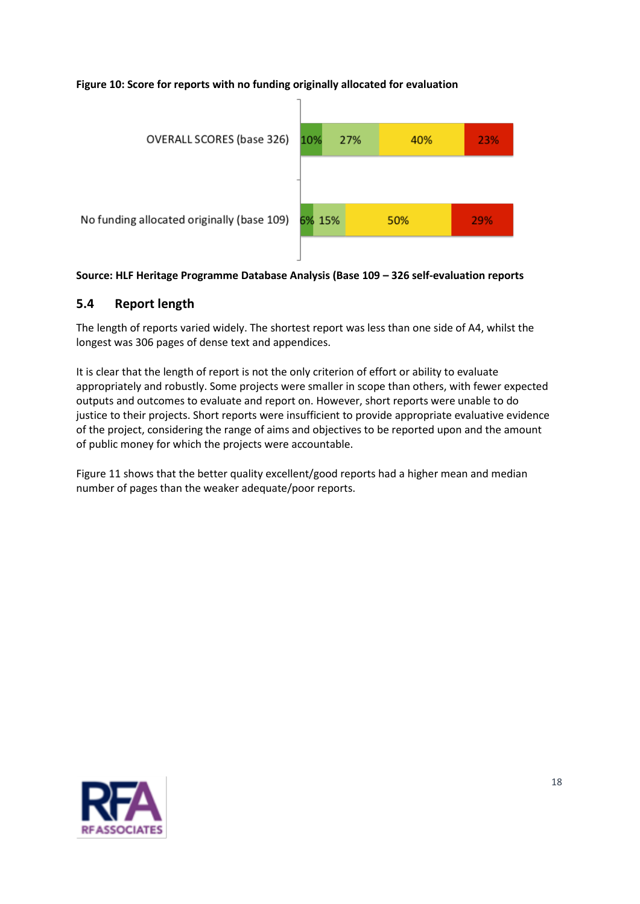**Figure 10: Score for reports with no funding originally allocated for evaluation**

| | | | | |
|---|---|---|---|---|
| OVERALL SCORES (base 326) | 10% | 27% | 40% | 23% |
| No funding allocated originally (base 109) | 6% | 15% | 50% | 29% |

**Source: HLF Heritage Programme Database Analysis (Base 109 – 326 self-evaluation reports**

## 5.4 Report length

The length of reports varied widely. The shortest report was less than one side of A4, whilst the longest was 306 pages of dense text and appendices.

It is clear that the length of report is not the only criterion of effort or ability to evaluate appropriately and robustly. Some projects were smaller in scope than others, with fewer expected outputs and outcomes to evaluate and report on. However, short reports were unable to do justice to their projects. Short reports were insufficient to provide appropriate evaluative evidence of the project, considering the range of aims and objectives to be reported upon and the amount of public money for which the projects were accountable.

Figure 11 shows that the better quality excellent/good reports had a higher mean and median number of pages than the weaker adequate/poor reports.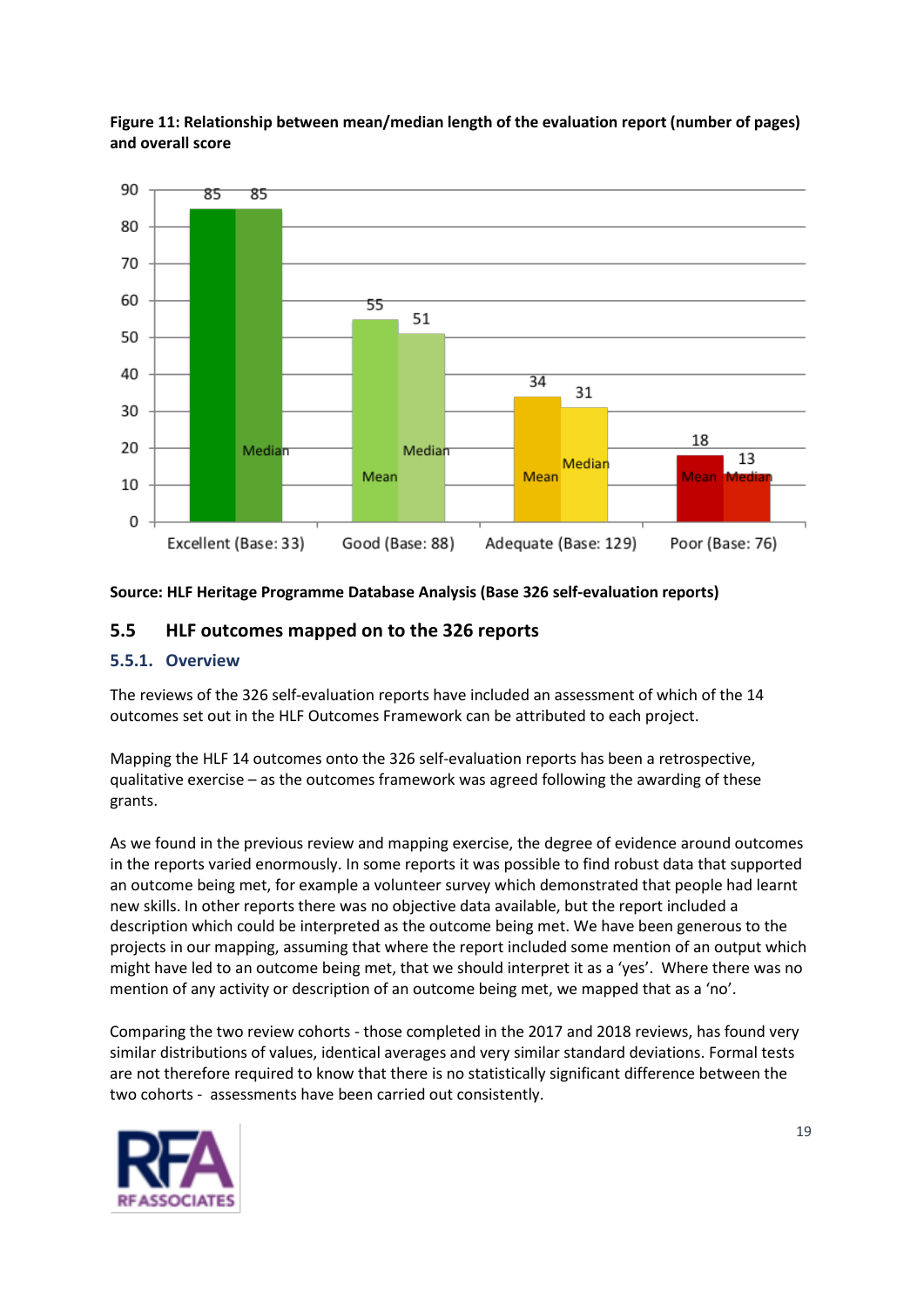**Figure 11: Relationship between mean/median length of the evaluation report (number of pages) and overall score**

| Overall score | Mean | Median |
|---|---|---|
| Excellent (Base: 33) | 85 | 85 |
| Good (Base: 88) | 55 | 51 |
| Adequate (Base: 129) | 34 | 31 |
| Poor (Base: 76) | 18 | 13 |

**Source: HLF Heritage Programme Database Analysis (Base 326 self-evaluation reports)**

## 5.5 HLF outcomes mapped on to the 326 reports

### 5.5.1. Overview

The reviews of the 326 self-evaluation reports have included an assessment of which of the 14 outcomes set out in the HLF Outcomes Framework can be attributed to each project.

Mapping the HLF 14 outcomes onto the 326 self-evaluation reports has been a retrospective, qualitative exercise – as the outcomes framework was agreed following the awarding of these grants.

As we found in the previous review and mapping exercise, the degree of evidence around outcomes in the reports varied enormously. In some reports it was possible to find robust data that supported an outcome being met, for example a volunteer survey which demonstrated that people had learnt new skills. In other reports there was no objective data available, but the report included a description which could be interpreted as the outcome being met. We have been generous to the projects in our mapping, assuming that where the report included some mention of an output which might have led to an outcome being met, that we should interpret it as a 'yes'. Where there was no mention of any activity or description of an outcome being met, we mapped that as a 'no'.

Comparing the two review cohorts - those completed in the 2017 and 2018 reviews, has found very similar distributions of values, identical averages and very similar standard deviations. Formal tests are not therefore required to know that there is no statistically significant difference between the two cohorts - assessments have been carried out consistently.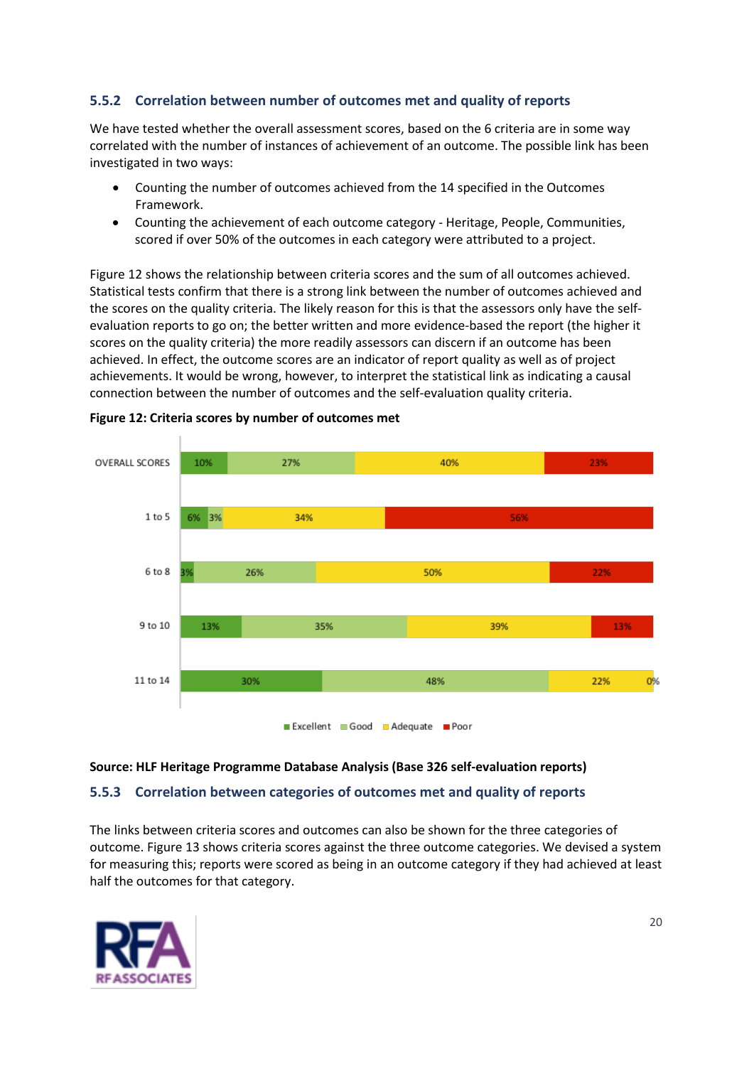### 5.5.2 Correlation between number of outcomes met and quality of reports

We have tested whether the overall assessment scores, based on the 6 criteria are in some way correlated with the number of instances of achievement of an outcome. The possible link has been investigated in two ways:

- Counting the number of outcomes achieved from the 14 specified in the Outcomes Framework.
- Counting the achievement of each outcome category - Heritage, People, Communities, scored if over 50% of the outcomes in each category were attributed to a project.

Figure 12 shows the relationship between criteria scores and the sum of all outcomes achieved. Statistical tests confirm that there is a strong link between the number of outcomes achieved and the scores on the quality criteria. The likely reason for this is that the assessors only have the self-evaluation reports to go on; the better written and more evidence-based the report (the higher it scores on the quality criteria) the more readily assessors can discern if an outcome has been achieved. In effect, the outcome scores are an indicator of report quality as well as of project achievements. It would be wrong, however, to interpret the statistical link as indicating a causal connection between the number of outcomes and the self-evaluation quality criteria.

**Figure 12: Criteria scores by number of outcomes met**

| | Excellent | Good | Adequate | Poor |
|---|---|---|---|---|
| OVERALL SCORES | 10% | 27% | 40% | 23% |
| 1 to 5 | 6% | 3% | 34% | 56% |
| 6 to 8 | 3% | 26% | 50% | 22% |
| 9 to 10 | 13% | 35% | 39% | 13% |
| 11 to 14 | 30% | 48% | 22% | 0% |

**Source: HLF Heritage Programme Database Analysis (Base 326 self-evaluation reports)**

### 5.5.3 Correlation between categories of outcomes met and quality of reports

The links between criteria scores and outcomes can also be shown for the three categories of outcome. Figure 13 shows criteria scores against the three outcome categories. We devised a system for measuring this; reports were scored as being in an outcome category if they had achieved at least half the outcomes for that category.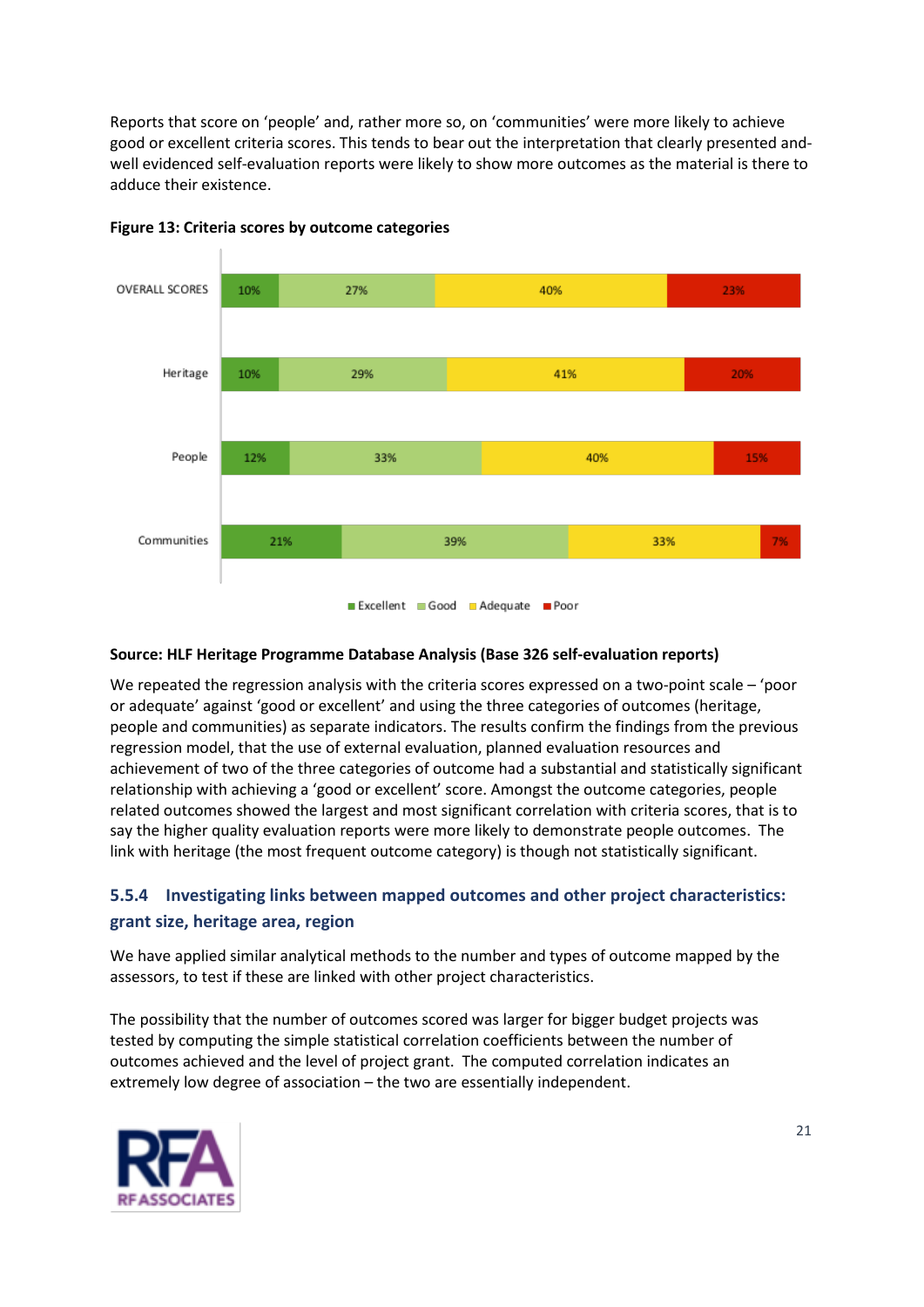Reports that score on 'people' and, rather more so, on 'communities' were more likely to achieve good or excellent criteria scores. This tends to bear out the interpretation that clearly presented and-well evidenced self-evaluation reports were likely to show more outcomes as the material is there to adduce their existence.

**Figure 13: Criteria scores by outcome categories**

| | Excellent | Good | Adequate | Poor |
|---|---|---|---|---|
| OVERALL SCORES | 10% | 27% | 40% | 23% |
| Heritage | 10% | 29% | 41% | 20% |
| People | 12% | 33% | 40% | 15% |
| Communities | 21% | 39% | 33% | 7% |

**Source: HLF Heritage Programme Database Analysis (Base 326 self-evaluation reports)**

We repeated the regression analysis with the criteria scores expressed on a two-point scale – 'poor or adequate' against 'good or excellent' and using the three categories of outcomes (heritage, people and communities) as separate indicators. The results confirm the findings from the previous regression model, that the use of external evaluation, planned evaluation resources and achievement of two of the three categories of outcome had a substantial and statistically significant relationship with achieving a 'good or excellent' score. Amongst the outcome categories, people related outcomes showed the largest and most significant correlation with criteria scores, that is to say the higher quality evaluation reports were more likely to demonstrate people outcomes. The link with heritage (the most frequent outcome category) is though not statistically significant.

### 5.5.4 Investigating links between mapped outcomes and other project characteristics: grant size, heritage area, region

We have applied similar analytical methods to the number and types of outcome mapped by the assessors, to test if these are linked with other project characteristics.

The possibility that the number of outcomes scored was larger for bigger budget projects was tested by computing the simple statistical correlation coefficients between the number of outcomes achieved and the level of project grant. The computed correlation indicates an extremely low degree of association – the two are essentially independent.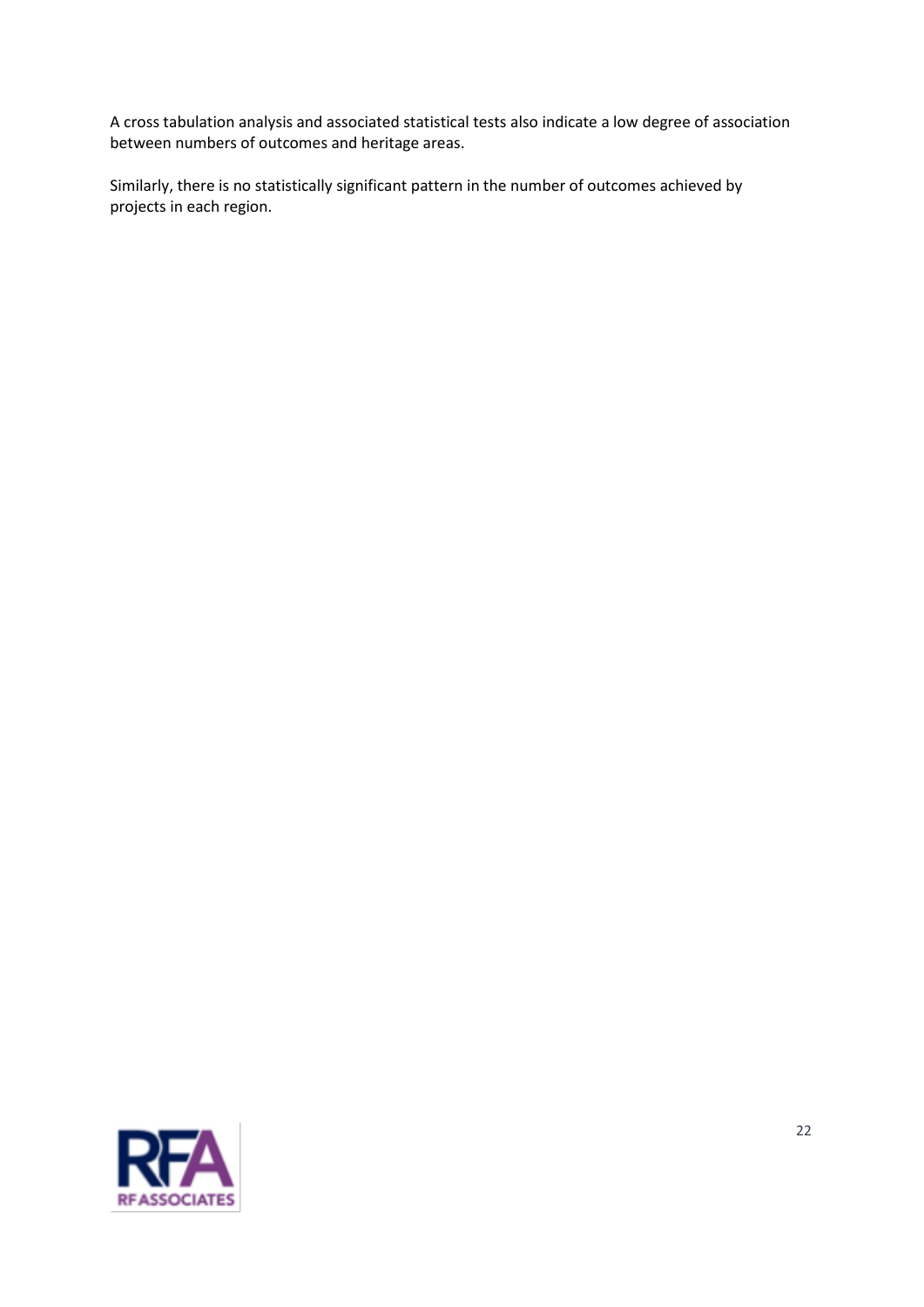A cross tabulation analysis and associated statistical tests also indicate a low degree of association between numbers of outcomes and heritage areas.

Similarly, there is no statistically significant pattern in the number of outcomes achieved by projects in each region.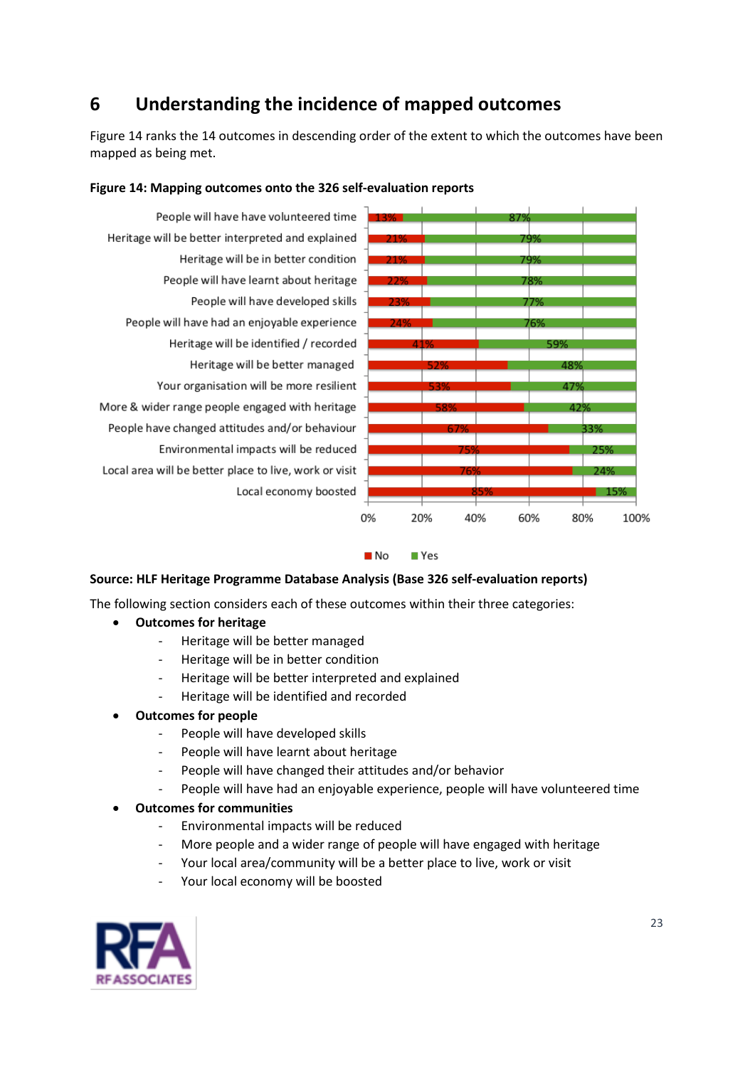# 6 Understanding the incidence of mapped outcomes

Figure 14 ranks the 14 outcomes in descending order of the extent to which the outcomes have been mapped as being met.

**Figure 14: Mapping outcomes onto the 326 self-evaluation reports**

| Outcome | No | Yes |
|---|---|---|
| People will have have volunteered time | 13% | 87% |
| Heritage will be better interpreted and explained | 21% | 79% |
| Heritage will be in better condition | 21% | 79% |
| People will have learnt about heritage | 22% | 78% |
| People will have developed skills | 23% | 77% |
| People will have had an enjoyable experience | 24% | 76% |
| Heritage will be identified / recorded | 41% | 59% |
| Heritage will be better managed | 52% | 48% |
| Your organisation will be more resilient | 53% | 47% |
| More & wider range people engaged with heritage | 58% | 42% |
| People have changed attitudes and/or behaviour | 67% | 33% |
| Environmental impacts will be reduced | 75% | 25% |
| Local area will be better place to live, work or visit | 76% | 24% |
| Local economy boosted | 85% | 15% |

**Source: HLF Heritage Programme Database Analysis (Base 326 self-evaluation reports)**

The following section considers each of these outcomes within their three categories:

- **Outcomes for heritage**
  - Heritage will be better managed
  - Heritage will be in better condition
  - Heritage will be better interpreted and explained
  - Heritage will be identified and recorded
- **Outcomes for people**
  - People will have developed skills
  - People will have learnt about heritage
  - People will have changed their attitudes and/or behavior
  - People will have had an enjoyable experience, people will have volunteered time
- **Outcomes for communities**
  - Environmental impacts will be reduced
  - More people and a wider range of people will have engaged with heritage
  - Your local area/community will be a better place to live, work or visit
  - Your local economy will be boosted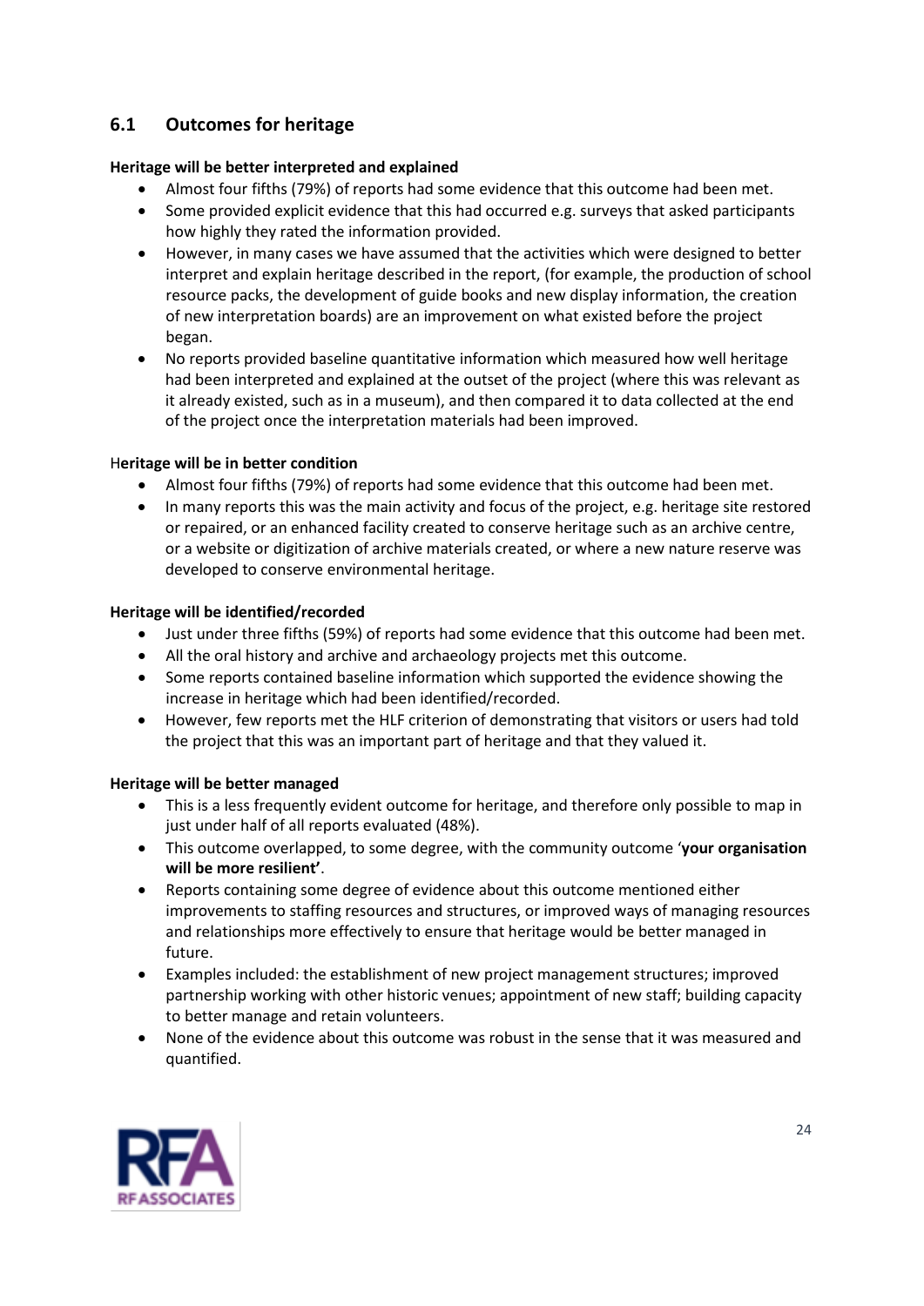## 6.1 Outcomes for heritage

**Heritage will be better interpreted and explained**

- Almost four fifths (79%) of reports had some evidence that this outcome had been met.
- Some provided explicit evidence that this had occurred e.g. surveys that asked participants how highly they rated the information provided.
- However, in many cases we have assumed that the activities which were designed to better interpret and explain heritage described in the report, (for example, the production of school resource packs, the development of guide books and new display information, the creation of new interpretation boards) are an improvement on what existed before the project began.
- No reports provided baseline quantitative information which measured how well heritage had been interpreted and explained at the outset of the project (where this was relevant as it already existed, such as in a museum), and then compared it to data collected at the end of the project once the interpretation materials had been improved.

**Heritage will be in better condition**

- Almost four fifths (79%) of reports had some evidence that this outcome had been met.
- In many reports this was the main activity and focus of the project, e.g. heritage site restored or repaired, or an enhanced facility created to conserve heritage such as an archive centre, or a website or digitization of archive materials created, or where a new nature reserve was developed to conserve environmental heritage.

**Heritage will be identified/recorded**

- Just under three fifths (59%) of reports had some evidence that this outcome had been met.
- All the oral history and archive and archaeology projects met this outcome.
- Some reports contained baseline information which supported the evidence showing the increase in heritage which had been identified/recorded.
- However, few reports met the HLF criterion of demonstrating that visitors or users had told the project that this was an important part of heritage and that they valued it.

**Heritage will be better managed**

- This is a less frequently evident outcome for heritage, and therefore only possible to map in just under half of all reports evaluated (48%).
- This outcome overlapped, to some degree, with the community outcome '**your organisation will be more resilient'**.
- Reports containing some degree of evidence about this outcome mentioned either improvements to staffing resources and structures, or improved ways of managing resources and relationships more effectively to ensure that heritage would be better managed in future.
- Examples included: the establishment of new project management structures; improved partnership working with other historic venues; appointment of new staff; building capacity to better manage and retain volunteers.
- None of the evidence about this outcome was robust in the sense that it was measured and quantified.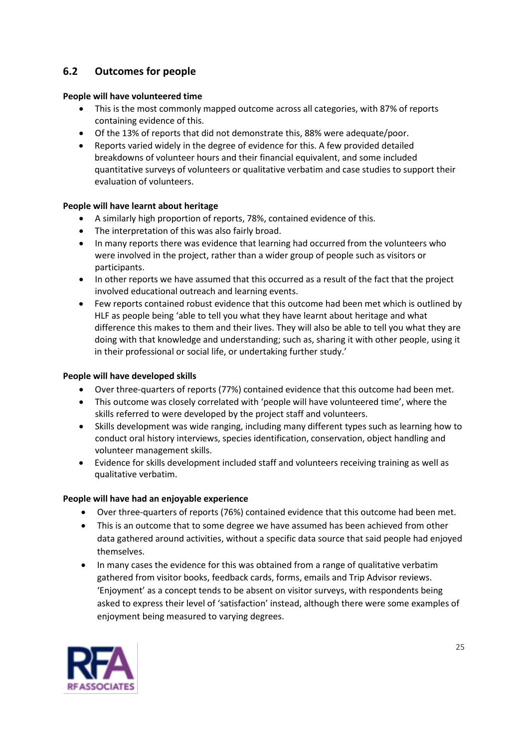## 6.2 Outcomes for people

**People will have volunteered time**

- This is the most commonly mapped outcome across all categories, with 87% of reports containing evidence of this.
- Of the 13% of reports that did not demonstrate this, 88% were adequate/poor.
- Reports varied widely in the degree of evidence for this. A few provided detailed breakdowns of volunteer hours and their financial equivalent, and some included quantitative surveys of volunteers or qualitative verbatim and case studies to support their evaluation of volunteers.

**People will have learnt about heritage**

- A similarly high proportion of reports, 78%, contained evidence of this.
- The interpretation of this was also fairly broad.
- In many reports there was evidence that learning had occurred from the volunteers who were involved in the project, rather than a wider group of people such as visitors or participants.
- In other reports we have assumed that this occurred as a result of the fact that the project involved educational outreach and learning events.
- Few reports contained robust evidence that this outcome had been met which is outlined by HLF as people being 'able to tell you what they have learnt about heritage and what difference this makes to them and their lives. They will also be able to tell you what they are doing with that knowledge and understanding; such as, sharing it with other people, using it in their professional or social life, or undertaking further study.'

**People will have developed skills**

- Over three-quarters of reports (77%) contained evidence that this outcome had been met.
- This outcome was closely correlated with 'people will have volunteered time', where the skills referred to were developed by the project staff and volunteers.
- Skills development was wide ranging, including many different types such as learning how to conduct oral history interviews, species identification, conservation, object handling and volunteer management skills.
- Evidence for skills development included staff and volunteers receiving training as well as qualitative verbatim.

**People will have had an enjoyable experience**

- Over three-quarters of reports (76%) contained evidence that this outcome had been met.
- This is an outcome that to some degree we have assumed has been achieved from other data gathered around activities, without a specific data source that said people had enjoyed themselves.
- In many cases the evidence for this was obtained from a range of qualitative verbatim gathered from visitor books, feedback cards, forms, emails and Trip Advisor reviews. 'Enjoyment' as a concept tends to be absent on visitor surveys, with respondents being asked to express their level of 'satisfaction' instead, although there were some examples of enjoyment being measured to varying degrees.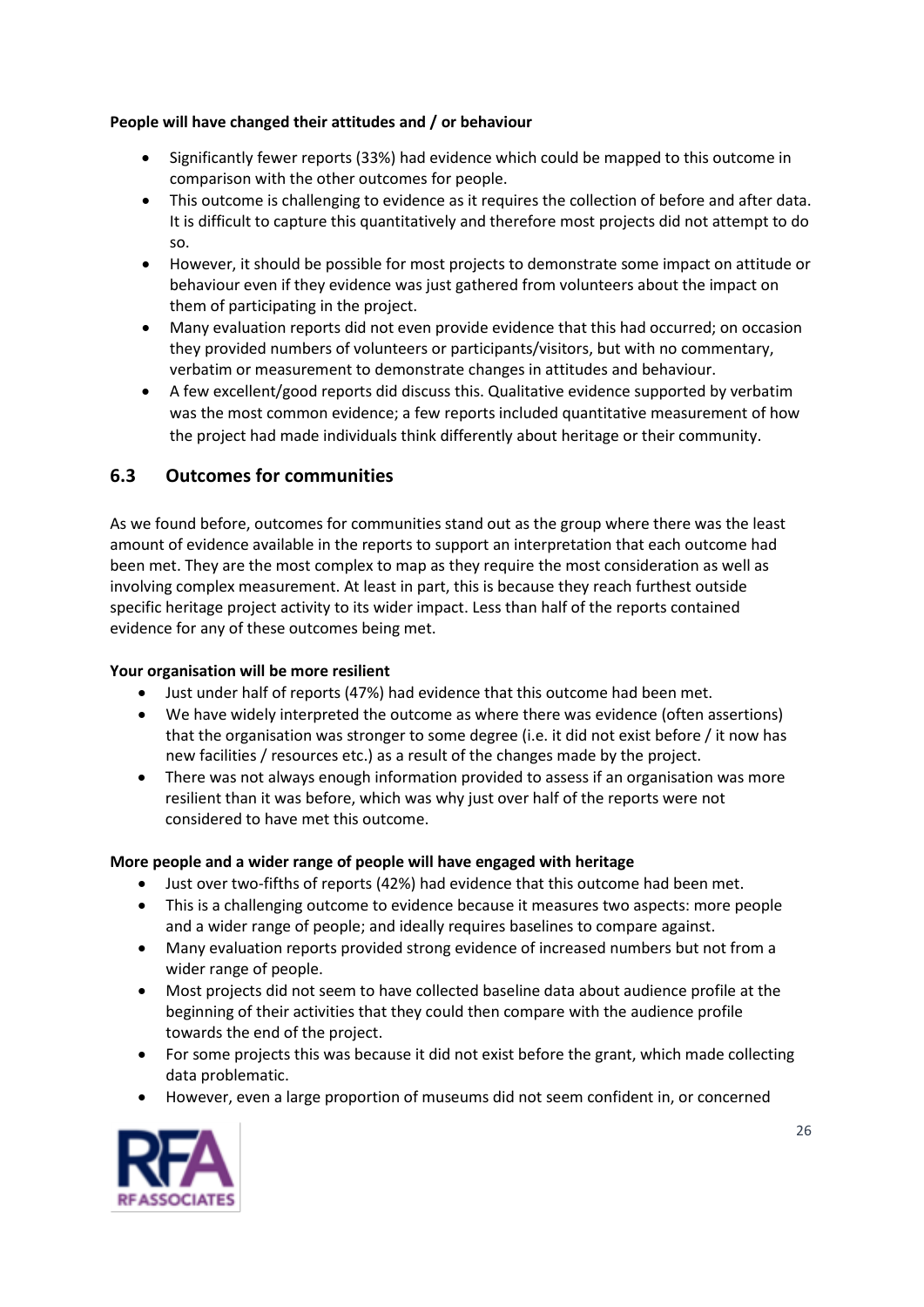**People will have changed their attitudes and / or behaviour**

- Significantly fewer reports (33%) had evidence which could be mapped to this outcome in comparison with the other outcomes for people.
- This outcome is challenging to evidence as it requires the collection of before and after data. It is difficult to capture this quantitatively and therefore most projects did not attempt to do so.
- However, it should be possible for most projects to demonstrate some impact on attitude or behaviour even if they evidence was just gathered from volunteers about the impact on them of participating in the project.
- Many evaluation reports did not even provide evidence that this had occurred; on occasion they provided numbers of volunteers or participants/visitors, but with no commentary, verbatim or measurement to demonstrate changes in attitudes and behaviour.
- A few excellent/good reports did discuss this. Qualitative evidence supported by verbatim was the most common evidence; a few reports included quantitative measurement of how the project had made individuals think differently about heritage or their community.

## 6.3 Outcomes for communities

As we found before, outcomes for communities stand out as the group where there was the least amount of evidence available in the reports to support an interpretation that each outcome had been met. They are the most complex to map as they require the most consideration as well as involving complex measurement. At least in part, this is because they reach furthest outside specific heritage project activity to its wider impact. Less than half of the reports contained evidence for any of these outcomes being met.

**Your organisation will be more resilient**

- Just under half of reports (47%) had evidence that this outcome had been met.
- We have widely interpreted the outcome as where there was evidence (often assertions) that the organisation was stronger to some degree (i.e. it did not exist before / it now has new facilities / resources etc.) as a result of the changes made by the project.
- There was not always enough information provided to assess if an organisation was more resilient than it was before, which was why just over half of the reports were not considered to have met this outcome.

**More people and a wider range of people will have engaged with heritage**

- Just over two-fifths of reports (42%) had evidence that this outcome had been met.
- This is a challenging outcome to evidence because it measures two aspects: more people and a wider range of people; and ideally requires baselines to compare against.
- Many evaluation reports provided strong evidence of increased numbers but not from a wider range of people.
- Most projects did not seem to have collected baseline data about audience profile at the beginning of their activities that they could then compare with the audience profile towards the end of the project.
- For some projects this was because it did not exist before the grant, which made collecting data problematic.
- However, even a large proportion of museums did not seem confident in, or concerned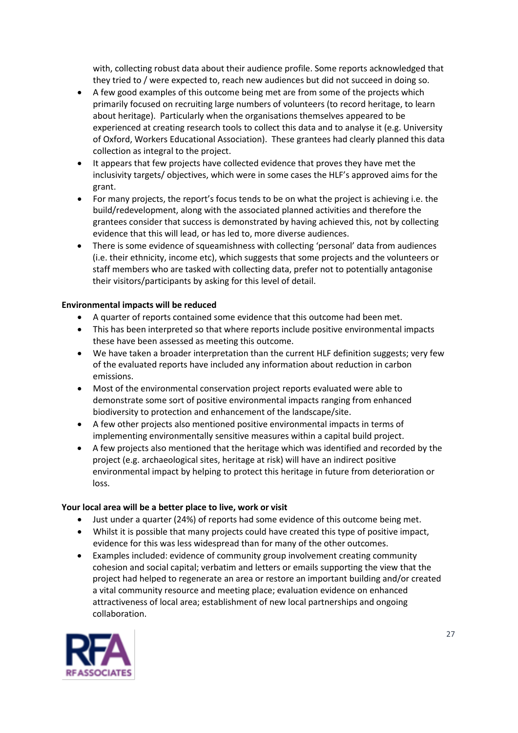with, collecting robust data about their audience profile. Some reports acknowledged that they tried to / were expected to, reach new audiences but did not succeed in doing so.

- A few good examples of this outcome being met are from some of the projects which primarily focused on recruiting large numbers of volunteers (to record heritage, to learn about heritage). Particularly when the organisations themselves appeared to be experienced at creating research tools to collect this data and to analyse it (e.g. University of Oxford, Workers Educational Association). These grantees had clearly planned this data collection as integral to the project.
- It appears that few projects have collected evidence that proves they have met the inclusivity targets/ objectives, which were in some cases the HLF's approved aims for the grant.
- For many projects, the report's focus tends to be on what the project is achieving i.e. the build/redevelopment, along with the associated planned activities and therefore the grantees consider that success is demonstrated by having achieved this, not by collecting evidence that this will lead, or has led to, more diverse audiences.
- There is some evidence of squeamishness with collecting 'personal' data from audiences (i.e. their ethnicity, income etc), which suggests that some projects and the volunteers or staff members who are tasked with collecting data, prefer not to potentially antagonise their visitors/participants by asking for this level of detail.

**Environmental impacts will be reduced**

- A quarter of reports contained some evidence that this outcome had been met.
- This has been interpreted so that where reports include positive environmental impacts these have been assessed as meeting this outcome.
- We have taken a broader interpretation than the current HLF definition suggests; very few of the evaluated reports have included any information about reduction in carbon emissions.
- Most of the environmental conservation project reports evaluated were able to demonstrate some sort of positive environmental impacts ranging from enhanced biodiversity to protection and enhancement of the landscape/site.
- A few other projects also mentioned positive environmental impacts in terms of implementing environmentally sensitive measures within a capital build project.
- A few projects also mentioned that the heritage which was identified and recorded by the project (e.g. archaeological sites, heritage at risk) will have an indirect positive environmental impact by helping to protect this heritage in future from deterioration or loss.

**Your local area will be a better place to live, work or visit**

- Just under a quarter (24%) of reports had some evidence of this outcome being met.
- Whilst it is possible that many projects could have created this type of positive impact, evidence for this was less widespread than for many of the other outcomes.
- Examples included: evidence of community group involvement creating community cohesion and social capital; verbatim and letters or emails supporting the view that the project had helped to regenerate an area or restore an important building and/or created a vital community resource and meeting place; evaluation evidence on enhanced attractiveness of local area; establishment of new local partnerships and ongoing collaboration.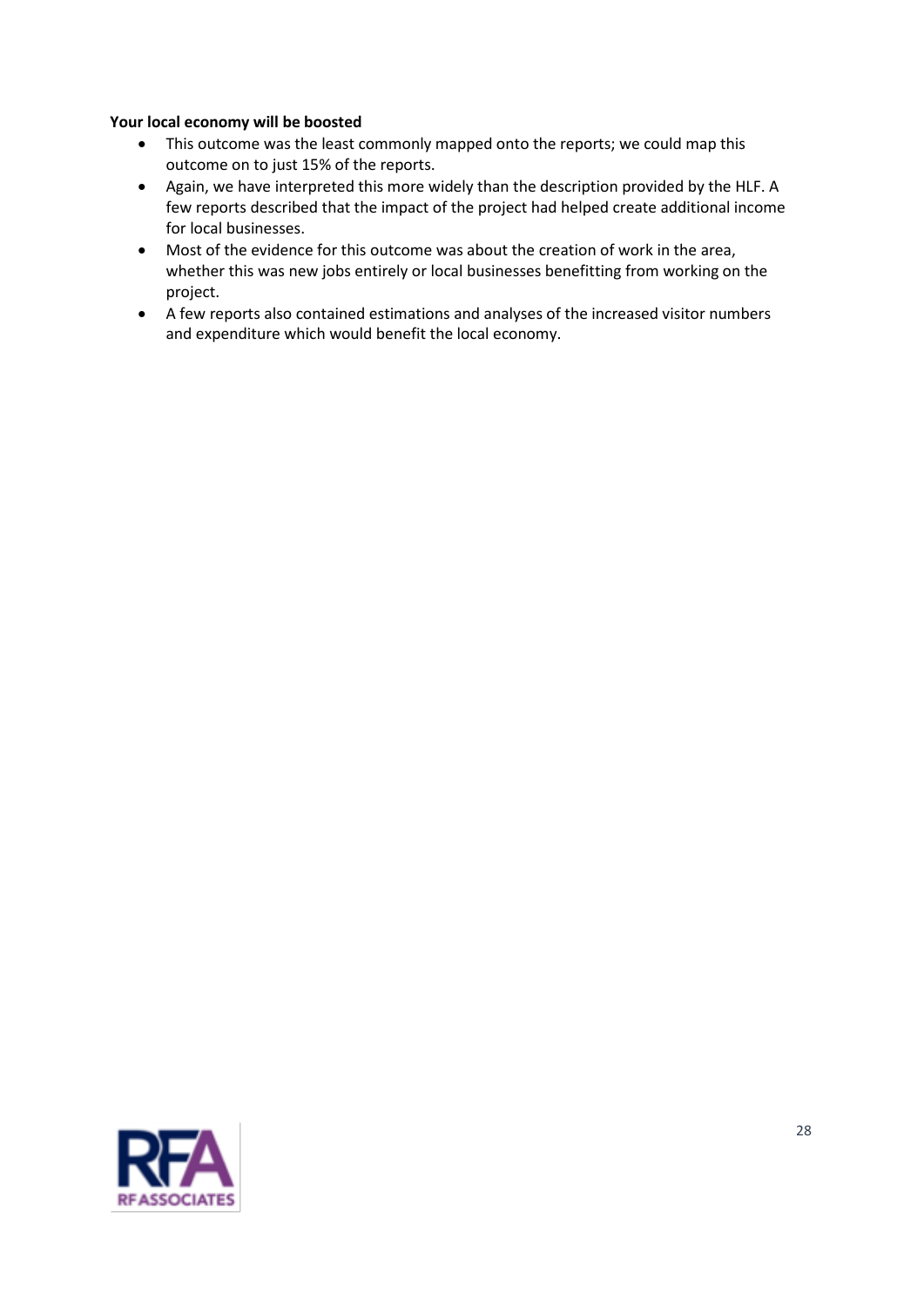**Your local economy will be boosted**

- This outcome was the least commonly mapped onto the reports; we could map this outcome on to just 15% of the reports.
- Again, we have interpreted this more widely than the description provided by the HLF. A few reports described that the impact of the project had helped create additional income for local businesses.
- Most of the evidence for this outcome was about the creation of work in the area, whether this was new jobs entirely or local businesses benefitting from working on the project.
- A few reports also contained estimations and analyses of the increased visitor numbers and expenditure which would benefit the local economy.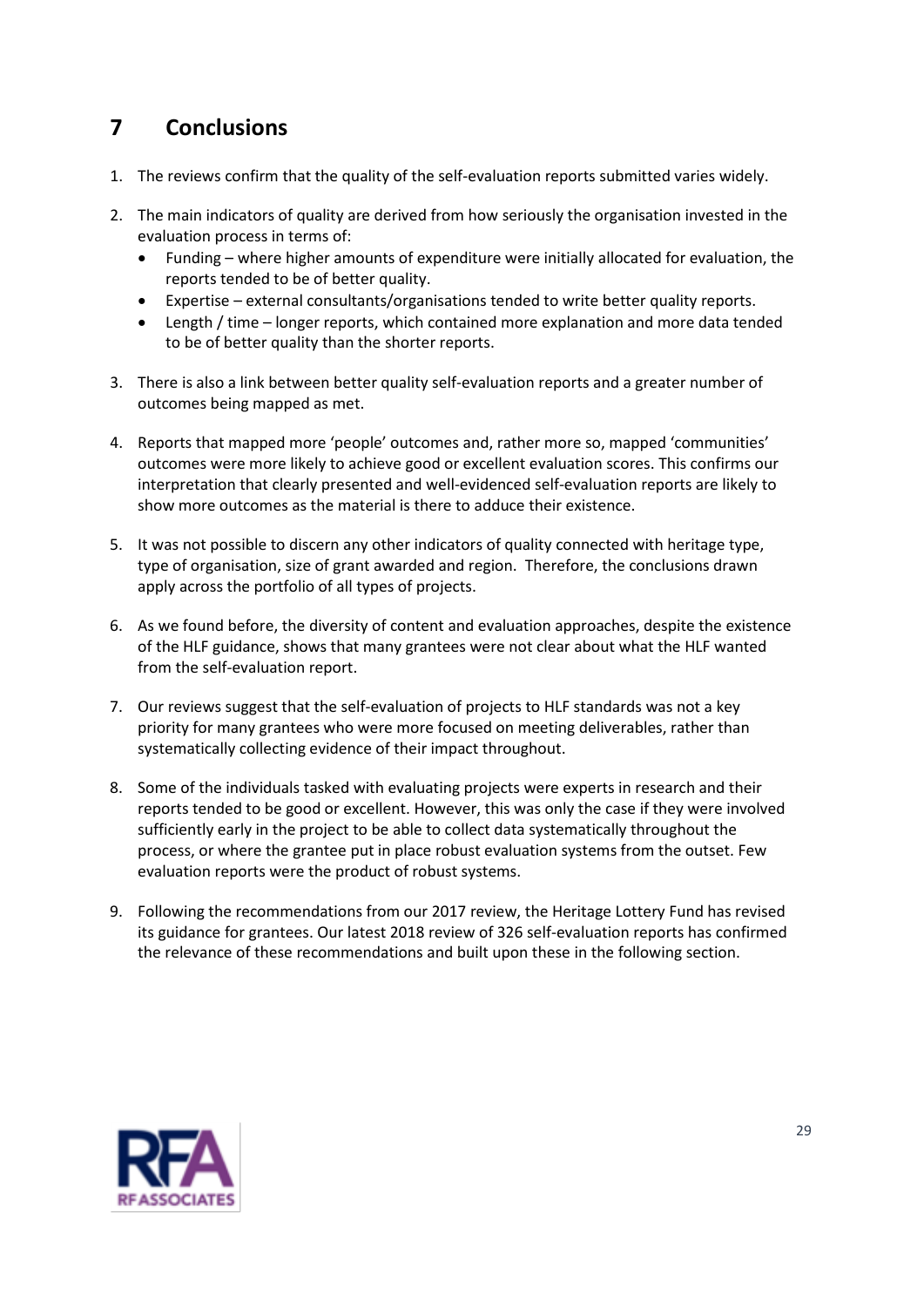# 7 Conclusions

1. The reviews confirm that the quality of the self-evaluation reports submitted varies widely.

2. The main indicators of quality are derived from how seriously the organisation invested in the evaluation process in terms of:
   - Funding – where higher amounts of expenditure were initially allocated for evaluation, the reports tended to be of better quality.
   - Expertise – external consultants/organisations tended to write better quality reports.
   - Length / time – longer reports, which contained more explanation and more data tended to be of better quality than the shorter reports.

3. There is also a link between better quality self-evaluation reports and a greater number of outcomes being mapped as met.

4. Reports that mapped more 'people' outcomes and, rather more so, mapped 'communities' outcomes were more likely to achieve good or excellent evaluation scores. This confirms our interpretation that clearly presented and well-evidenced self-evaluation reports are likely to show more outcomes as the material is there to adduce their existence.

5. It was not possible to discern any other indicators of quality connected with heritage type, type of organisation, size of grant awarded and region. Therefore, the conclusions drawn apply across the portfolio of all types of projects.

6. As we found before, the diversity of content and evaluation approaches, despite the existence of the HLF guidance, shows that many grantees were not clear about what the HLF wanted from the self-evaluation report.

7. Our reviews suggest that the self-evaluation of projects to HLF standards was not a key priority for many grantees who were more focused on meeting deliverables, rather than systematically collecting evidence of their impact throughout.

8. Some of the individuals tasked with evaluating projects were experts in research and their reports tended to be good or excellent. However, this was only the case if they were involved sufficiently early in the project to be able to collect data systematically throughout the process, or where the grantee put in place robust evaluation systems from the outset. Few evaluation reports were the product of robust systems.

9. Following the recommendations from our 2017 review, the Heritage Lottery Fund has revised its guidance for grantees. Our latest 2018 review of 326 self-evaluation reports has confirmed the relevance of these recommendations and built upon these in the following section.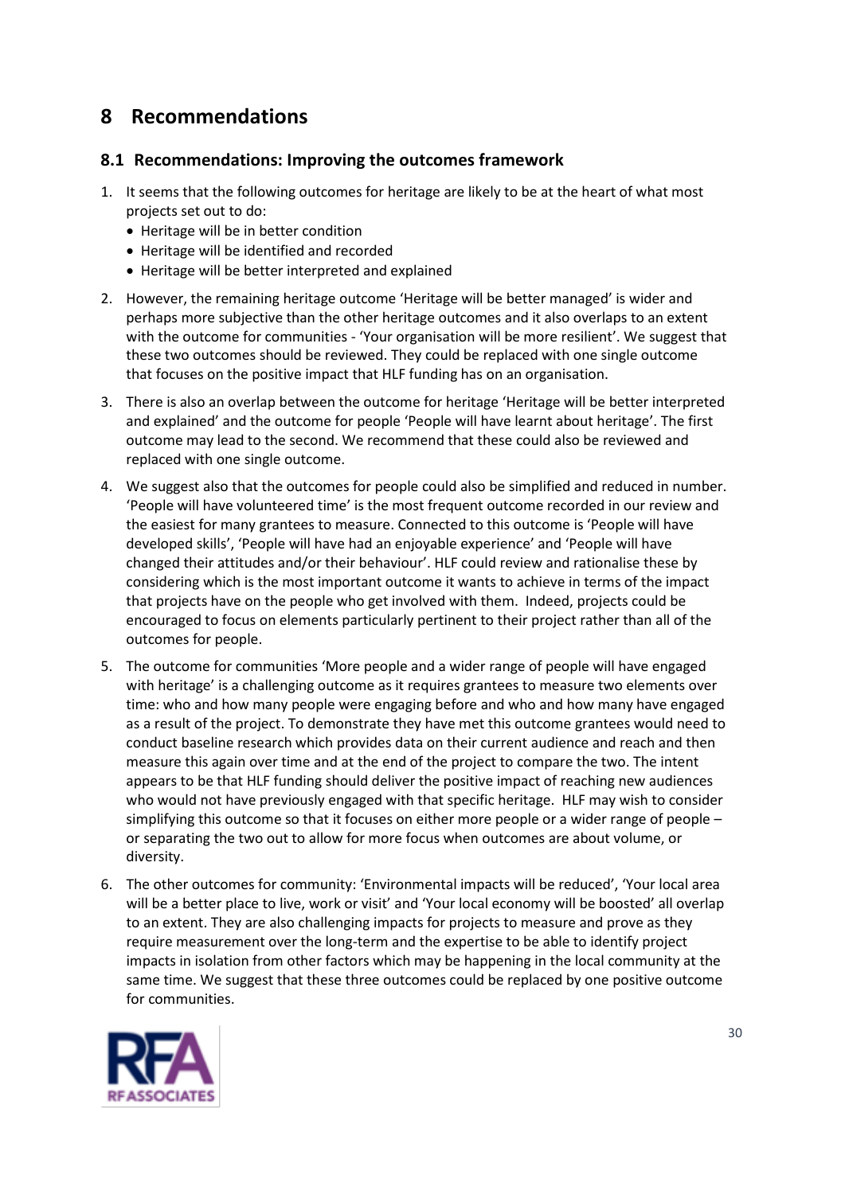# 8 Recommendations

## 8.1 Recommendations: Improving the outcomes framework

1. It seems that the following outcomes for heritage are likely to be at the heart of what most projects set out to do:
   - Heritage will be in better condition
   - Heritage will be identified and recorded
   - Heritage will be better interpreted and explained
2. However, the remaining heritage outcome 'Heritage will be better managed' is wider and perhaps more subjective than the other heritage outcomes and it also overlaps to an extent with the outcome for communities - 'Your organisation will be more resilient'. We suggest that these two outcomes should be reviewed. They could be replaced with one single outcome that focuses on the positive impact that HLF funding has on an organisation.
3. There is also an overlap between the outcome for heritage 'Heritage will be better interpreted and explained' and the outcome for people 'People will have learnt about heritage'. The first outcome may lead to the second. We recommend that these could also be reviewed and replaced with one single outcome.
4. We suggest also that the outcomes for people could also be simplified and reduced in number. 'People will have volunteered time' is the most frequent outcome recorded in our review and the easiest for many grantees to measure. Connected to this outcome is 'People will have developed skills', 'People will have had an enjoyable experience' and 'People will have changed their attitudes and/or their behaviour'. HLF could review and rationalise these by considering which is the most important outcome it wants to achieve in terms of the impact that projects have on the people who get involved with them. Indeed, projects could be encouraged to focus on elements particularly pertinent to their project rather than all of the outcomes for people.
5. The outcome for communities 'More people and a wider range of people will have engaged with heritage' is a challenging outcome as it requires grantees to measure two elements over time: who and how many people were engaging before and who and how many have engaged as a result of the project. To demonstrate they have met this outcome grantees would need to conduct baseline research which provides data on their current audience and reach and then measure this again over time and at the end of the project to compare the two. The intent appears to be that HLF funding should deliver the positive impact of reaching new audiences who would not have previously engaged with that specific heritage. HLF may wish to consider simplifying this outcome so that it focuses on either more people or a wider range of people – or separating the two out to allow for more focus when outcomes are about volume, or diversity.
6. The other outcomes for community: 'Environmental impacts will be reduced', 'Your local area will be a better place to live, work or visit' and 'Your local economy will be boosted' all overlap to an extent. They are also challenging impacts for projects to measure and prove as they require measurement over the long-term and the expertise to be able to identify project impacts in isolation from other factors which may be happening in the local community at the same time. We suggest that these three outcomes could be replaced by one positive outcome for communities.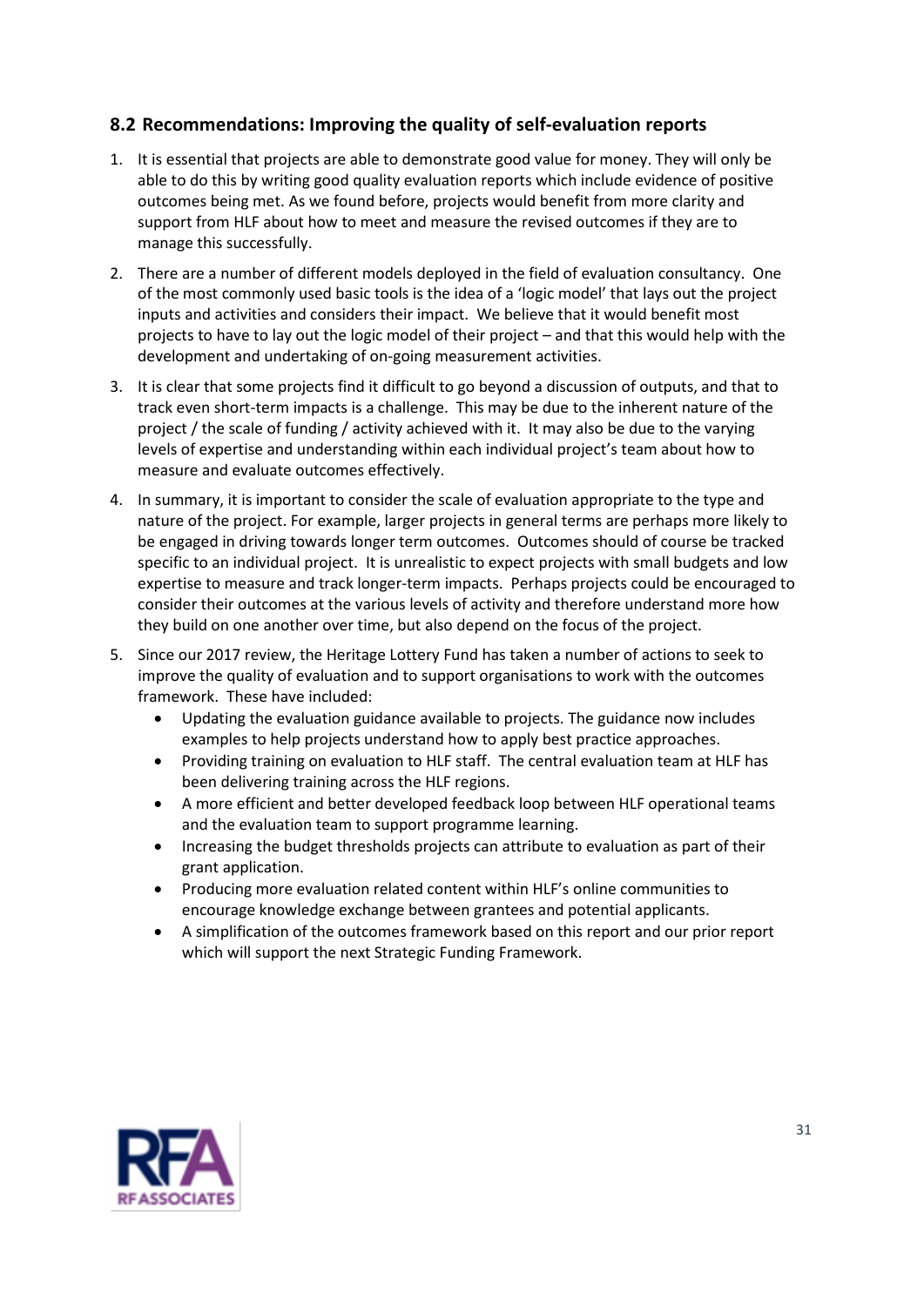## 8.2 Recommendations: Improving the quality of self-evaluation reports

1. It is essential that projects are able to demonstrate good value for money. They will only be able to do this by writing good quality evaluation reports which include evidence of positive outcomes being met. As we found before, projects would benefit from more clarity and support from HLF about how to meet and measure the revised outcomes if they are to manage this successfully.

2. There are a number of different models deployed in the field of evaluation consultancy. One of the most commonly used basic tools is the idea of a 'logic model' that lays out the project inputs and activities and considers their impact. We believe that it would benefit most projects to have to lay out the logic model of their project – and that this would help with the development and undertaking of on-going measurement activities.

3. It is clear that some projects find it difficult to go beyond a discussion of outputs, and that to track even short-term impacts is a challenge. This may be due to the inherent nature of the project / the scale of funding / activity achieved with it. It may also be due to the varying levels of expertise and understanding within each individual project's team about how to measure and evaluate outcomes effectively.

4. In summary, it is important to consider the scale of evaluation appropriate to the type and nature of the project. For example, larger projects in general terms are perhaps more likely to be engaged in driving towards longer term outcomes. Outcomes should of course be tracked specific to an individual project. It is unrealistic to expect projects with small budgets and low expertise to measure and track longer-term impacts. Perhaps projects could be encouraged to consider their outcomes at the various levels of activity and therefore understand more how they build on one another over time, but also depend on the focus of the project.

5. Since our 2017 review, the Heritage Lottery Fund has taken a number of actions to seek to improve the quality of evaluation and to support organisations to work with the outcomes framework. These have included:
   - Updating the evaluation guidance available to projects. The guidance now includes examples to help projects understand how to apply best practice approaches.
   - Providing training on evaluation to HLF staff. The central evaluation team at HLF has been delivering training across the HLF regions.
   - A more efficient and better developed feedback loop between HLF operational teams and the evaluation team to support programme learning.
   - Increasing the budget thresholds projects can attribute to evaluation as part of their grant application.
   - Producing more evaluation related content within HLF's online communities to encourage knowledge exchange between grantees and potential applicants.
   - A simplification of the outcomes framework based on this report and our prior report which will support the next Strategic Funding Framework.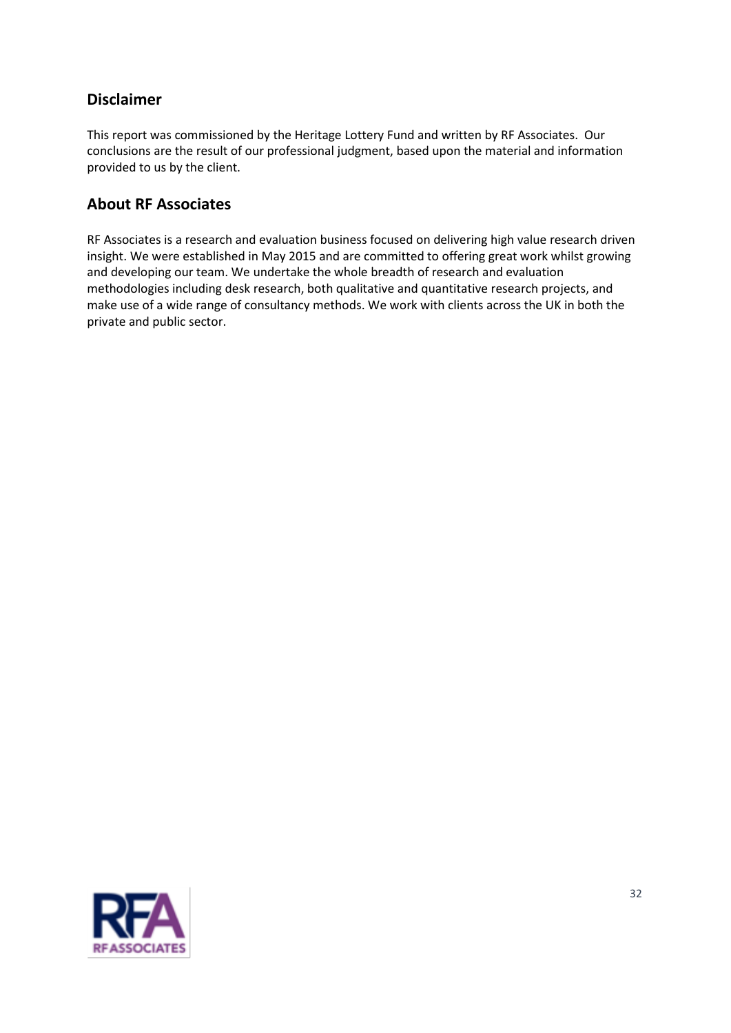## Disclaimer

This report was commissioned by the Heritage Lottery Fund and written by RF Associates. Our conclusions are the result of our professional judgment, based upon the material and information provided to us by the client.

## About RF Associates

RF Associates is a research and evaluation business focused on delivering high value research driven insight. We were established in May 2015 and are committed to offering great work whilst growing and developing our team. We undertake the whole breadth of research and evaluation methodologies including desk research, both qualitative and quantitative research projects, and make use of a wide range of consultancy methods. We work with clients across the UK in both the private and public sector.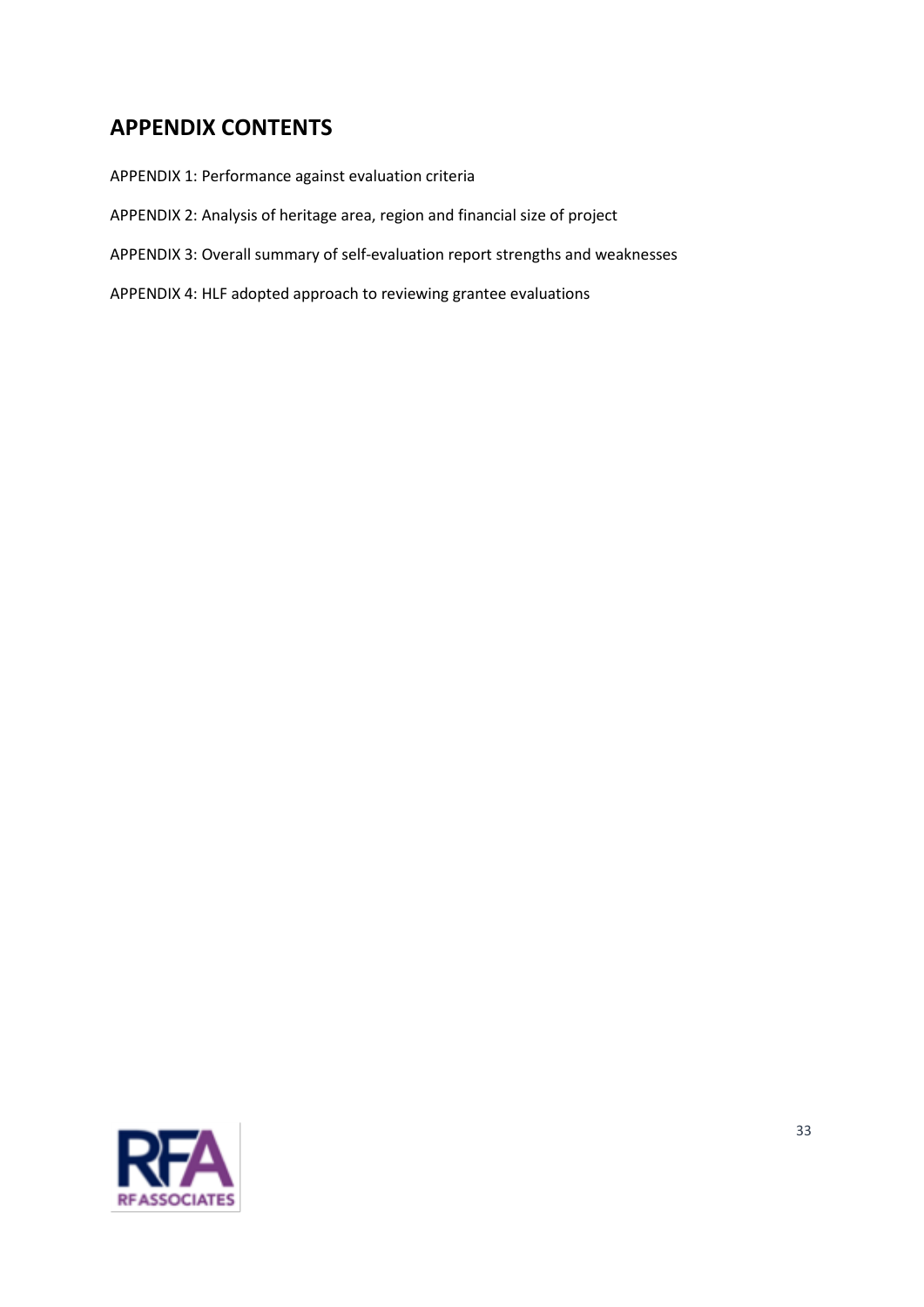# APPENDIX CONTENTS

APPENDIX 1: Performance against evaluation criteria

APPENDIX 2: Analysis of heritage area, region and financial size of project

APPENDIX 3: Overall summary of self-evaluation report strengths and weaknesses

APPENDIX 4: HLF adopted approach to reviewing grantee evaluations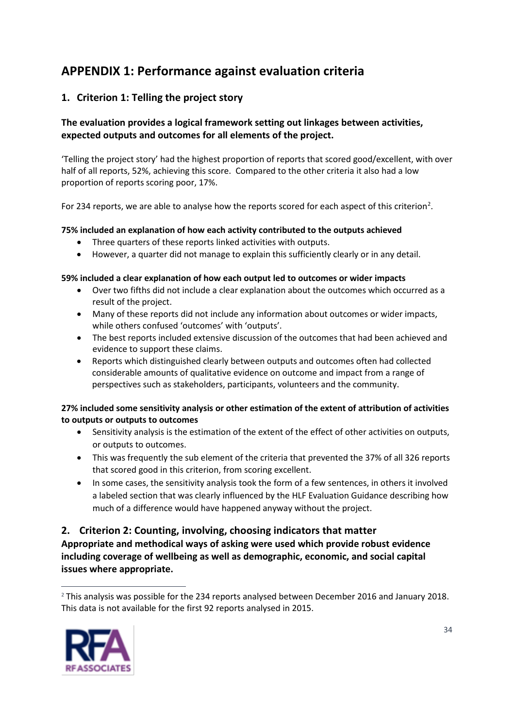# APPENDIX 1: Performance against evaluation criteria

## 1. Criterion 1: Telling the project story

### The evaluation provides a logical framework setting out linkages between activities, expected outputs and outcomes for all elements of the project.

'Telling the project story' had the highest proportion of reports that scored good/excellent, with over half of all reports, 52%, achieving this score. Compared to the other criteria it also had a low proportion of reports scoring poor, 17%.

For 234 reports, we are able to analyse how the reports scored for each aspect of this criterion[2].

**75% included an explanation of how each activity contributed to the outputs achieved**

- Three quarters of these reports linked activities with outputs.
- However, a quarter did not manage to explain this sufficiently clearly or in any detail.

**59% included a clear explanation of how each output led to outcomes or wider impacts**

- Over two fifths did not include a clear explanation about the outcomes which occurred as a result of the project.
- Many of these reports did not include any information about outcomes or wider impacts, while others confused 'outcomes' with 'outputs'.
- The best reports included extensive discussion of the outcomes that had been achieved and evidence to support these claims.
- Reports which distinguished clearly between outputs and outcomes often had collected considerable amounts of qualitative evidence on outcome and impact from a range of perspectives such as stakeholders, participants, volunteers and the community.

**27% included some sensitivity analysis or other estimation of the extent of attribution of activities to outputs or outputs to outcomes**

- Sensitivity analysis is the estimation of the extent of the effect of other activities on outputs, or outputs to outcomes.
- This was frequently the sub element of the criteria that prevented the 37% of all 326 reports that scored good in this criterion, from scoring excellent.
- In some cases, the sensitivity analysis took the form of a few sentences, in others it involved a labeled section that was clearly influenced by the HLF Evaluation Guidance describing how much of a difference would have happened anyway without the project.

## 2. Criterion 2: Counting, involving, choosing indicators that matter

### Appropriate and methodical ways of asking were used which provide robust evidence including coverage of wellbeing as well as demographic, economic, and social capital issues where appropriate.

[2] This analysis was possible for the 234 reports analysed between December 2016 and January 2018. This data is not available for the first 92 reports analysed in 2015.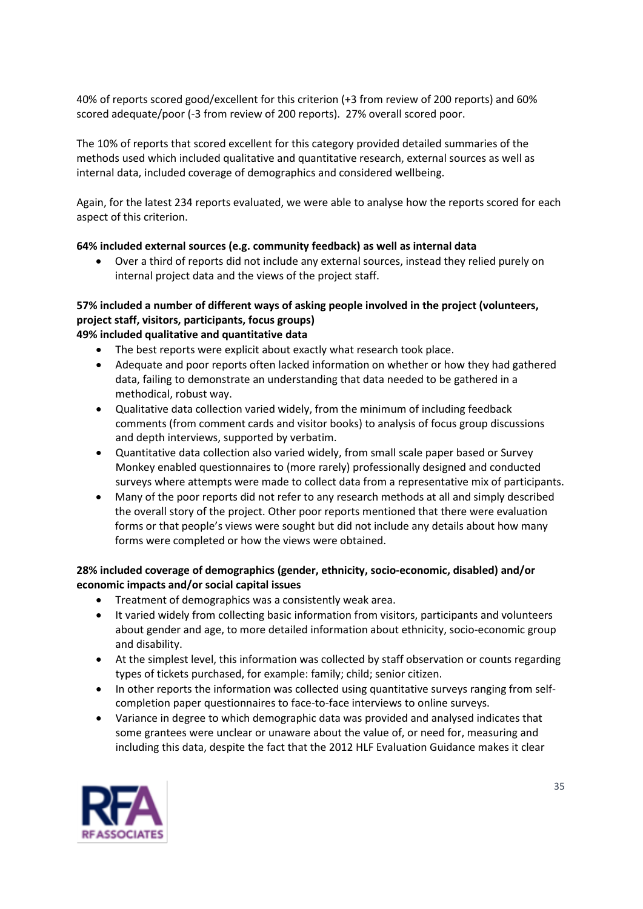40% of reports scored good/excellent for this criterion (+3 from review of 200 reports) and 60% scored adequate/poor (-3 from review of 200 reports). 27% overall scored poor.

The 10% of reports that scored excellent for this category provided detailed summaries of the methods used which included qualitative and quantitative research, external sources as well as internal data, included coverage of demographics and considered wellbeing.

Again, for the latest 234 reports evaluated, we were able to analyse how the reports scored for each aspect of this criterion.

**64% included external sources (e.g. community feedback) as well as internal data**

- Over a third of reports did not include any external sources, instead they relied purely on internal project data and the views of the project staff.

**57% included a number of different ways of asking people involved in the project (volunteers, project staff, visitors, participants, focus groups)**
**49% included qualitative and quantitative data**

- The best reports were explicit about exactly what research took place.
- Adequate and poor reports often lacked information on whether or how they had gathered data, failing to demonstrate an understanding that data needed to be gathered in a methodical, robust way.
- Qualitative data collection varied widely, from the minimum of including feedback comments (from comment cards and visitor books) to analysis of focus group discussions and depth interviews, supported by verbatim.
- Quantitative data collection also varied widely, from small scale paper based or Survey Monkey enabled questionnaires to (more rarely) professionally designed and conducted surveys where attempts were made to collect data from a representative mix of participants.
- Many of the poor reports did not refer to any research methods at all and simply described the overall story of the project. Other poor reports mentioned that there were evaluation forms or that people's views were sought but did not include any details about how many forms were completed or how the views were obtained.

**28% included coverage of demographics (gender, ethnicity, socio-economic, disabled) and/or economic impacts and/or social capital issues**

- Treatment of demographics was a consistently weak area.
- It varied widely from collecting basic information from visitors, participants and volunteers about gender and age, to more detailed information about ethnicity, socio-economic group and disability.
- At the simplest level, this information was collected by staff observation or counts regarding types of tickets purchased, for example: family; child; senior citizen.
- In other reports the information was collected using quantitative surveys ranging from self-completion paper questionnaires to face-to-face interviews to online surveys.
- Variance in degree to which demographic data was provided and analysed indicates that some grantees were unclear or unaware about the value of, or need for, measuring and including this data, despite the fact that the 2012 HLF Evaluation Guidance makes it clear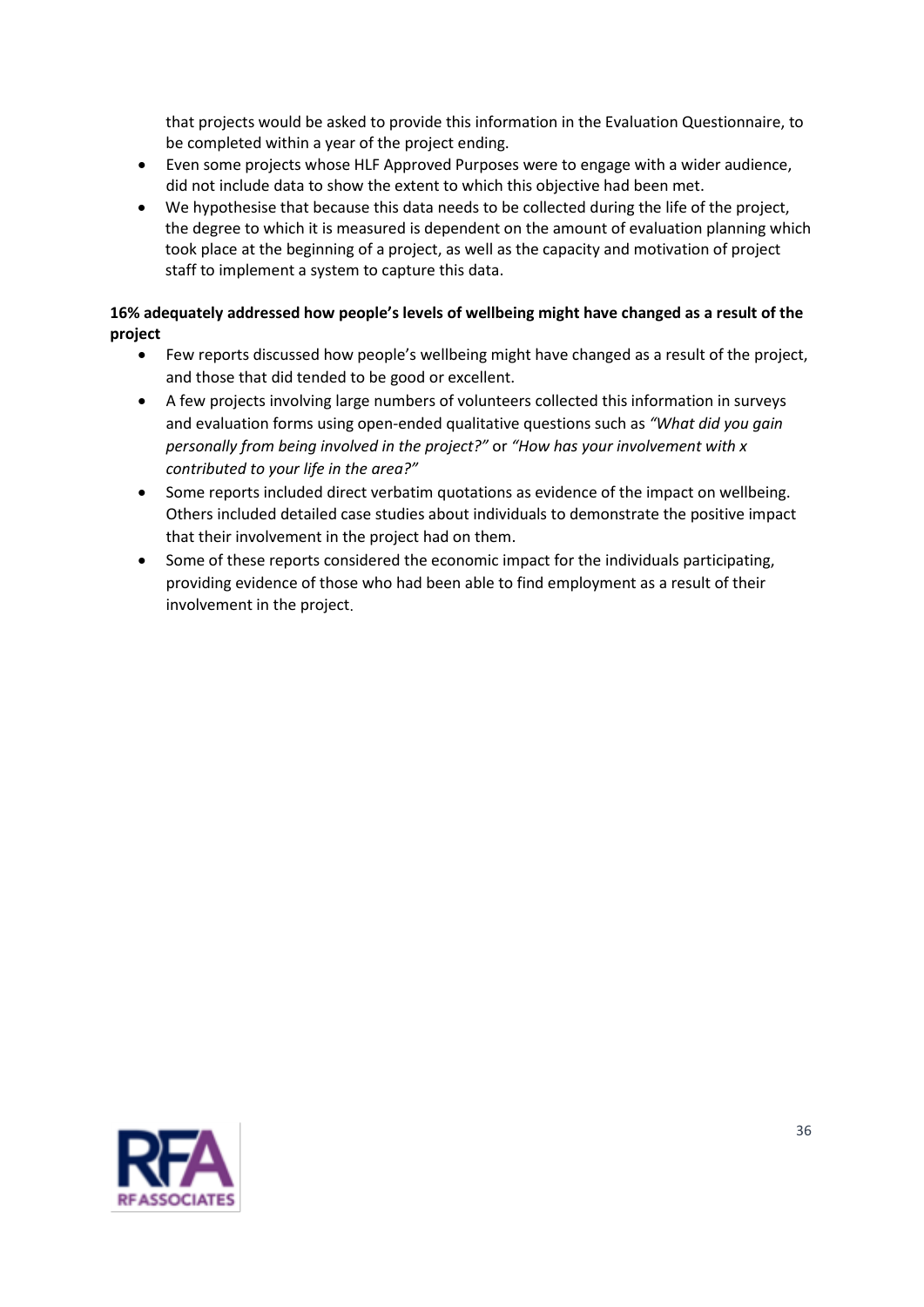that projects would be asked to provide this information in the Evaluation Questionnaire, to be completed within a year of the project ending.

- Even some projects whose HLF Approved Purposes were to engage with a wider audience, did not include data to show the extent to which this objective had been met.
- We hypothesise that because this data needs to be collected during the life of the project, the degree to which it is measured is dependent on the amount of evaluation planning which took place at the beginning of a project, as well as the capacity and motivation of project staff to implement a system to capture this data.

**16% adequately addressed how people's levels of wellbeing might have changed as a result of the project**

- Few reports discussed how people's wellbeing might have changed as a result of the project, and those that did tended to be good or excellent.
- A few projects involving large numbers of volunteers collected this information in surveys and evaluation forms using open-ended qualitative questions such as *"What did you gain personally from being involved in the project?"* or *"How has your involvement with x contributed to your life in the area?"*
- Some reports included direct verbatim quotations as evidence of the impact on wellbeing. Others included detailed case studies about individuals to demonstrate the positive impact that their involvement in the project had on them.
- Some of these reports considered the economic impact for the individuals participating, providing evidence of those who had been able to find employment as a result of their involvement in the project.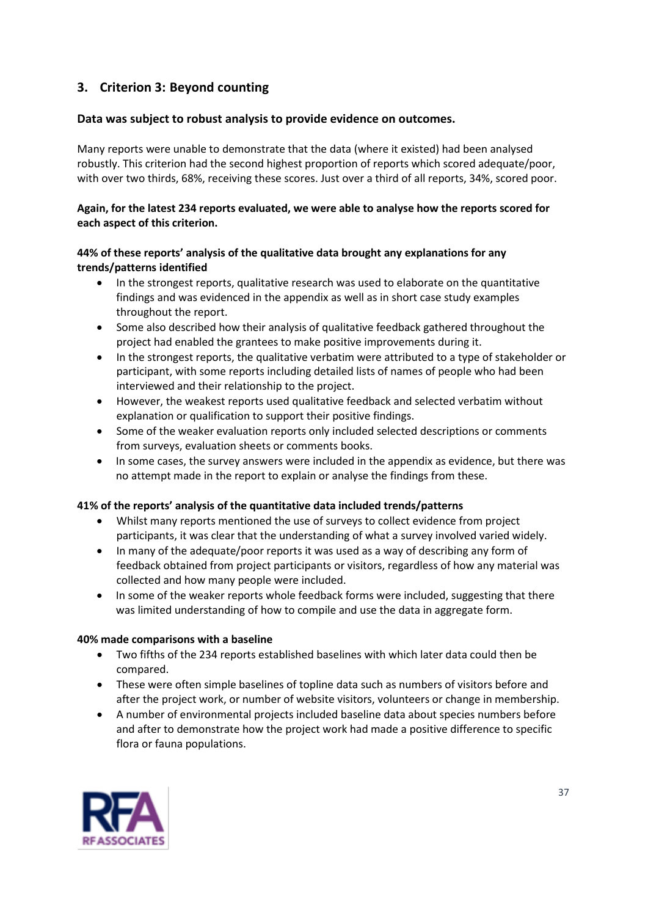## 3. Criterion 3: Beyond counting

### Data was subject to robust analysis to provide evidence on outcomes.

Many reports were unable to demonstrate that the data (where it existed) had been analysed robustly. This criterion had the second highest proportion of reports which scored adequate/poor, with over two thirds, 68%, receiving these scores. Just over a third of all reports, 34%, scored poor.

**Again, for the latest 234 reports evaluated, we were able to analyse how the reports scored for each aspect of this criterion.**

**44% of these reports' analysis of the qualitative data brought any explanations for any trends/patterns identified**

- In the strongest reports, qualitative research was used to elaborate on the quantitative findings and was evidenced in the appendix as well as in short case study examples throughout the report.
- Some also described how their analysis of qualitative feedback gathered throughout the project had enabled the grantees to make positive improvements during it.
- In the strongest reports, the qualitative verbatim were attributed to a type of stakeholder or participant, with some reports including detailed lists of names of people who had been interviewed and their relationship to the project.
- However, the weakest reports used qualitative feedback and selected verbatim without explanation or qualification to support their positive findings.
- Some of the weaker evaluation reports only included selected descriptions or comments from surveys, evaluation sheets or comments books.
- In some cases, the survey answers were included in the appendix as evidence, but there was no attempt made in the report to explain or analyse the findings from these.

**41% of the reports' analysis of the quantitative data included trends/patterns**

- Whilst many reports mentioned the use of surveys to collect evidence from project participants, it was clear that the understanding of what a survey involved varied widely.
- In many of the adequate/poor reports it was used as a way of describing any form of feedback obtained from project participants or visitors, regardless of how any material was collected and how many people were included.
- In some of the weaker reports whole feedback forms were included, suggesting that there was limited understanding of how to compile and use the data in aggregate form.

**40% made comparisons with a baseline**

- Two fifths of the 234 reports established baselines with which later data could then be compared.
- These were often simple baselines of topline data such as numbers of visitors before and after the project work, or number of website visitors, volunteers or change in membership.
- A number of environmental projects included baseline data about species numbers before and after to demonstrate how the project work had made a positive difference to specific flora or fauna populations.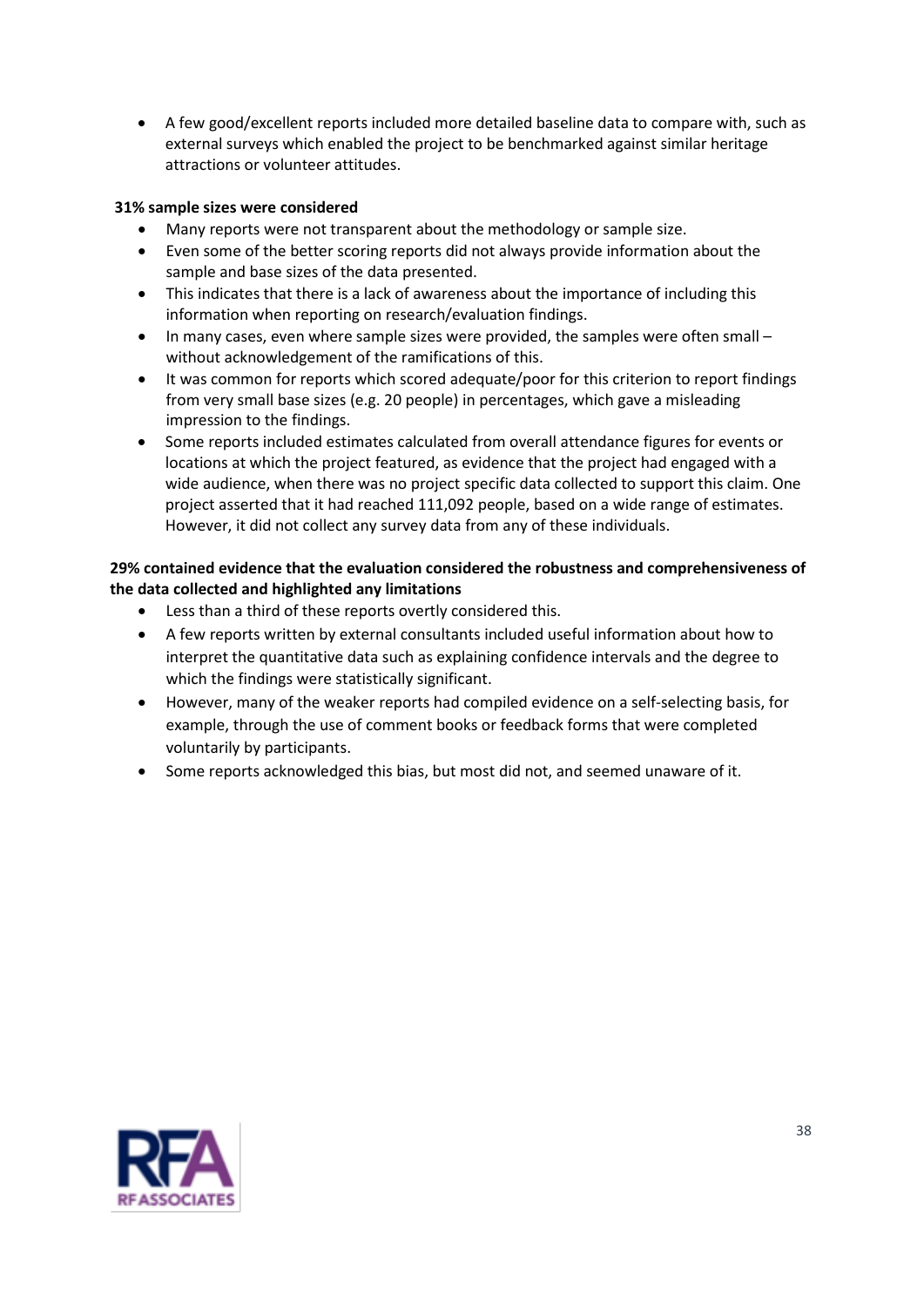- A few good/excellent reports included more detailed baseline data to compare with, such as external surveys which enabled the project to be benchmarked against similar heritage attractions or volunteer attitudes.

**31% sample sizes were considered**

- Many reports were not transparent about the methodology or sample size.
- Even some of the better scoring reports did not always provide information about the sample and base sizes of the data presented.
- This indicates that there is a lack of awareness about the importance of including this information when reporting on research/evaluation findings.
- In many cases, even where sample sizes were provided, the samples were often small – without acknowledgement of the ramifications of this.
- It was common for reports which scored adequate/poor for this criterion to report findings from very small base sizes (e.g. 20 people) in percentages, which gave a misleading impression to the findings.
- Some reports included estimates calculated from overall attendance figures for events or locations at which the project featured, as evidence that the project had engaged with a wide audience, when there was no project specific data collected to support this claim. One project asserted that it had reached 111,092 people, based on a wide range of estimates. However, it did not collect any survey data from any of these individuals.

**29% contained evidence that the evaluation considered the robustness and comprehensiveness of the data collected and highlighted any limitations**

- Less than a third of these reports overtly considered this.
- A few reports written by external consultants included useful information about how to interpret the quantitative data such as explaining confidence intervals and the degree to which the findings were statistically significant.
- However, many of the weaker reports had compiled evidence on a self-selecting basis, for example, through the use of comment books or feedback forms that were completed voluntarily by participants.
- Some reports acknowledged this bias, but most did not, and seemed unaware of it.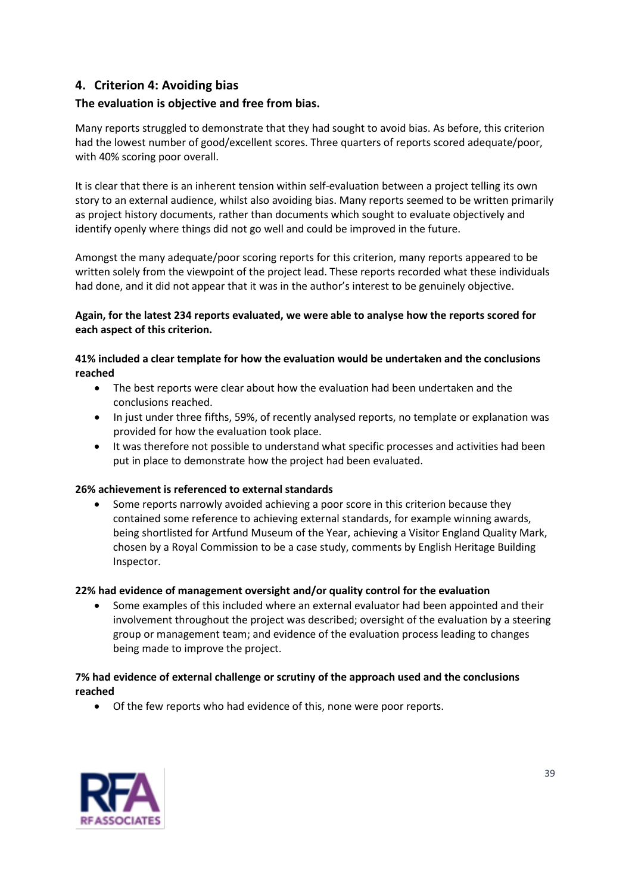## 4. Criterion 4: Avoiding bias

### The evaluation is objective and free from bias.

Many reports struggled to demonstrate that they had sought to avoid bias. As before, this criterion had the lowest number of good/excellent scores. Three quarters of reports scored adequate/poor, with 40% scoring poor overall.

It is clear that there is an inherent tension within self-evaluation between a project telling its own story to an external audience, whilst also avoiding bias. Many reports seemed to be written primarily as project history documents, rather than documents which sought to evaluate objectively and identify openly where things did not go well and could be improved in the future.

Amongst the many adequate/poor scoring reports for this criterion, many reports appeared to be written solely from the viewpoint of the project lead. These reports recorded what these individuals had done, and it did not appear that it was in the author's interest to be genuinely objective.

**Again, for the latest 234 reports evaluated, we were able to analyse how the reports scored for each aspect of this criterion.**

**41% included a clear template for how the evaluation would be undertaken and the conclusions reached**

- The best reports were clear about how the evaluation had been undertaken and the conclusions reached.
- In just under three fifths, 59%, of recently analysed reports, no template or explanation was provided for how the evaluation took place.
- It was therefore not possible to understand what specific processes and activities had been put in place to demonstrate how the project had been evaluated.

**26% achievement is referenced to external standards**

- Some reports narrowly avoided achieving a poor score in this criterion because they contained some reference to achieving external standards, for example winning awards, being shortlisted for Artfund Museum of the Year, achieving a Visitor England Quality Mark, chosen by a Royal Commission to be a case study, comments by English Heritage Building Inspector.

**22% had evidence of management oversight and/or quality control for the evaluation**

- Some examples of this included where an external evaluator had been appointed and their involvement throughout the project was described; oversight of the evaluation by a steering group or management team; and evidence of the evaluation process leading to changes being made to improve the project.

**7% had evidence of external challenge or scrutiny of the approach used and the conclusions reached**

- Of the few reports who had evidence of this, none were poor reports.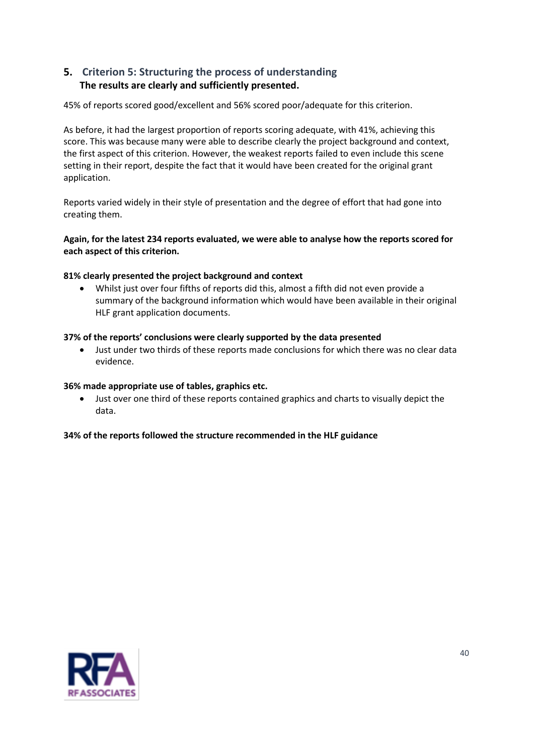## 5. Criterion 5: Structuring the process of understanding

**The results are clearly and sufficiently presented.**

45% of reports scored good/excellent and 56% scored poor/adequate for this criterion.

As before, it had the largest proportion of reports scoring adequate, with 41%, achieving this score. This was because many were able to describe clearly the project background and context, the first aspect of this criterion. However, the weakest reports failed to even include this scene setting in their report, despite the fact that it would have been created for the original grant application.

Reports varied widely in their style of presentation and the degree of effort that had gone into creating them.

**Again, for the latest 234 reports evaluated, we were able to analyse how the reports scored for each aspect of this criterion.**

**81% clearly presented the project background and context**

- Whilst just over four fifths of reports did this, almost a fifth did not even provide a summary of the background information which would have been available in their original HLF grant application documents.

**37% of the reports' conclusions were clearly supported by the data presented**

- Just under two thirds of these reports made conclusions for which there was no clear data evidence.

**36% made appropriate use of tables, graphics etc.**

- Just over one third of these reports contained graphics and charts to visually depict the data.

**34% of the reports followed the structure recommended in the HLF guidance**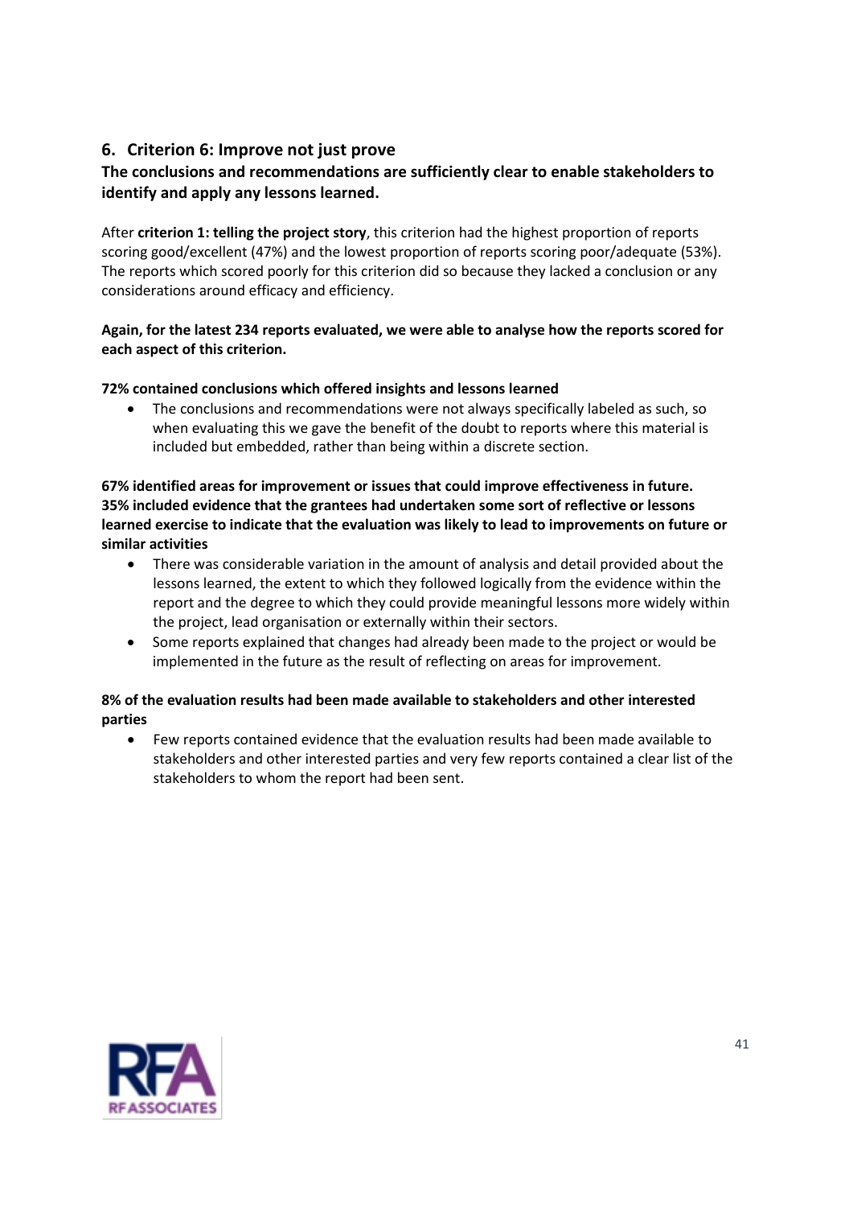## 6. Criterion 6: Improve not just prove

**The conclusions and recommendations are sufficiently clear to enable stakeholders to identify and apply any lessons learned.**

After **criterion 1: telling the project story**, this criterion had the highest proportion of reports scoring good/excellent (47%) and the lowest proportion of reports scoring poor/adequate (53%). The reports which scored poorly for this criterion did so because they lacked a conclusion or any considerations around efficacy and efficiency.

**Again, for the latest 234 reports evaluated, we were able to analyse how the reports scored for each aspect of this criterion.**

**72% contained conclusions which offered insights and lessons learned**

- The conclusions and recommendations were not always specifically labeled as such, so when evaluating this we gave the benefit of the doubt to reports where this material is included but embedded, rather than being within a discrete section.

**67% identified areas for improvement or issues that could improve effectiveness in future. 35% included evidence that the grantees had undertaken some sort of reflective or lessons learned exercise to indicate that the evaluation was likely to lead to improvements on future or similar activities**

- There was considerable variation in the amount of analysis and detail provided about the lessons learned, the extent to which they followed logically from the evidence within the report and the degree to which they could provide meaningful lessons more widely within the project, lead organisation or externally within their sectors.
- Some reports explained that changes had already been made to the project or would be implemented in the future as the result of reflecting on areas for improvement.

**8% of the evaluation results had been made available to stakeholders and other interested parties**

- Few reports contained evidence that the evaluation results had been made available to stakeholders and other interested parties and very few reports contained a clear list of the stakeholders to whom the report had been sent.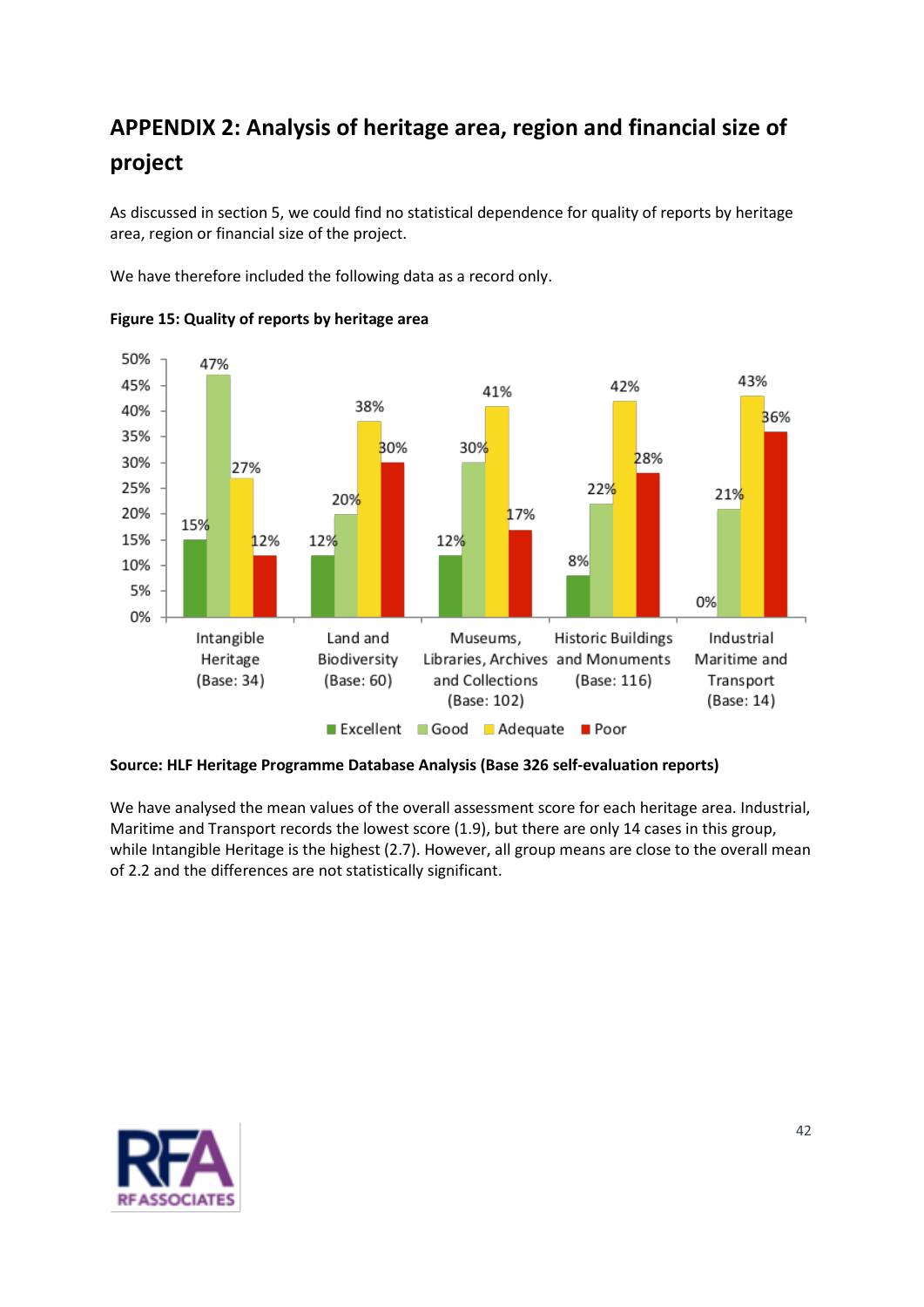## APPENDIX 2: Analysis of heritage area, region and financial size of project

As discussed in section 5, we could find no statistical dependence for quality of reports by heritage area, region or financial size of the project.

We have therefore included the following data as a record only.

**Figure 15: Quality of reports by heritage area**

| Heritage area | Excellent | Good | Adequate | Poor |
|---|---|---|---|---|
| Intangible Heritage (Base: 34) | 15% | 47% | 27% | 12% |
| Land and Biodiversity (Base: 60) | 12% | 20% | 38% | 30% |
| Museums, Libraries, Archives and Collections (Base: 102) | 12% | 30% | 41% | 17% |
| Historic Buildings and Monuments (Base: 116) | 8% | 22% | 42% | 28% |
| Industrial Maritime and Transport (Base: 14) | 0% | 21% | 43% | 36% |

**Source: HLF Heritage Programme Database Analysis (Base 326 self-evaluation reports)**

We have analysed the mean values of the overall assessment score for each heritage area. Industrial, Maritime and Transport records the lowest score (1.9), but there are only 14 cases in this group, while Intangible Heritage is the highest (2.7). However, all group means are close to the overall mean of 2.2 and the differences are not statistically significant.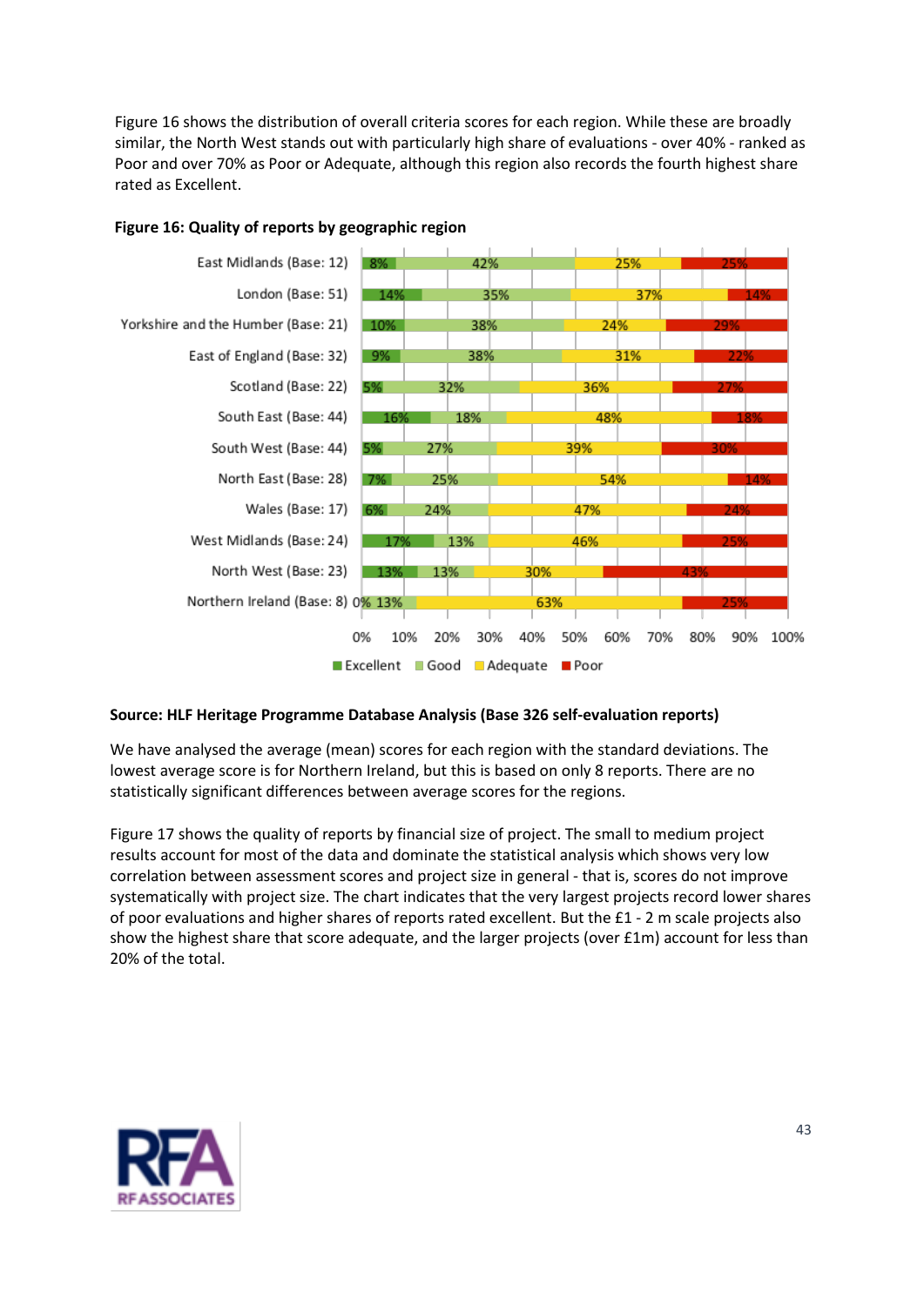Figure 16 shows the distribution of overall criteria scores for each region. While these are broadly similar, the North West stands out with particularly high share of evaluations - over 40% - ranked as Poor and over 70% as Poor or Adequate, although this region also records the fourth highest share rated as Excellent.

**Figure 16: Quality of reports by geographic region**

| Region | Excellent | Good | Adequate | Poor |
|---|---|---|---|---|
| East Midlands (Base: 12) | 8% | 42% | 25% | 25% |
| London (Base: 51) | 14% | 35% | 37% | 14% |
| Yorkshire and the Humber (Base: 21) | 10% | 38% | 24% | 29% |
| East of England (Base: 32) | 9% | 38% | 31% | 22% |
| Scotland (Base: 22) | 5% | 32% | 36% | 27% |
| South East (Base: 44) | 16% | 18% | 48% | 18% |
| South West (Base: 44) | 5% | 27% | 39% | 30% |
| North East (Base: 28) | 7% | 25% | 54% | 14% |
| Wales (Base: 17) | 6% | 24% | 47% | 24% |
| West Midlands (Base: 24) | 17% | 13% | 46% | 25% |
| North West (Base: 23) | 13% | 13% | 30% | 43% |
| Northern Ireland (Base: 8) | 0% | 13% | 63% | 25% |

**Source: HLF Heritage Programme Database Analysis (Base 326 self-evaluation reports)**

We have analysed the average (mean) scores for each region with the standard deviations. The lowest average score is for Northern Ireland, but this is based on only 8 reports. There are no statistically significant differences between average scores for the regions.

Figure 17 shows the quality of reports by financial size of project. The small to medium project results account for most of the data and dominate the statistical analysis which shows very low correlation between assessment scores and project size in general - that is, scores do not improve systematically with project size. The chart indicates that the very largest projects record lower shares of poor evaluations and higher shares of reports rated excellent. But the £1 - 2 m scale projects also show the highest share that score adequate, and the larger projects (over £1m) account for less than 20% of the total.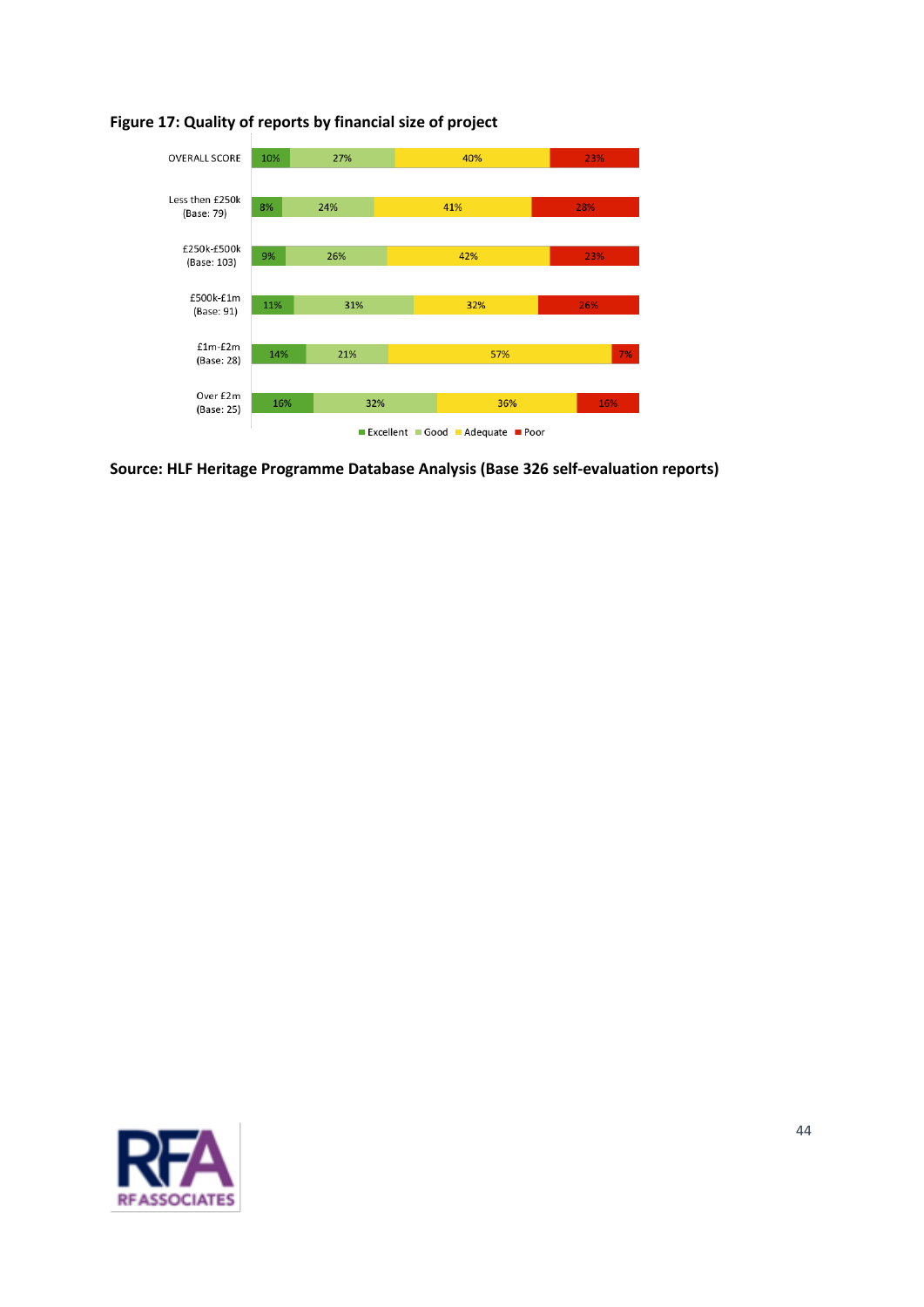**Figure 17: Quality of reports by financial size of project**

| | Excellent | Good | Adequate | Poor |
|---|---|---|---|---|
| OVERALL SCORE | 10% | 27% | 40% | 23% |
| Less then £250k (Base: 79) | 8% | 24% | 41% | 28% |
| £250k-£500k (Base: 103) | 9% | 26% | 42% | 23% |
| £500k-£1m (Base: 91) | 11% | 31% | 32% | 26% |
| £1m-£2m (Base: 28) | 14% | 21% | 57% | 7% |
| Over £2m (Base: 25) | 16% | 32% | 36% | 16% |

**Source: HLF Heritage Programme Database Analysis (Base 326 self-evaluation reports)**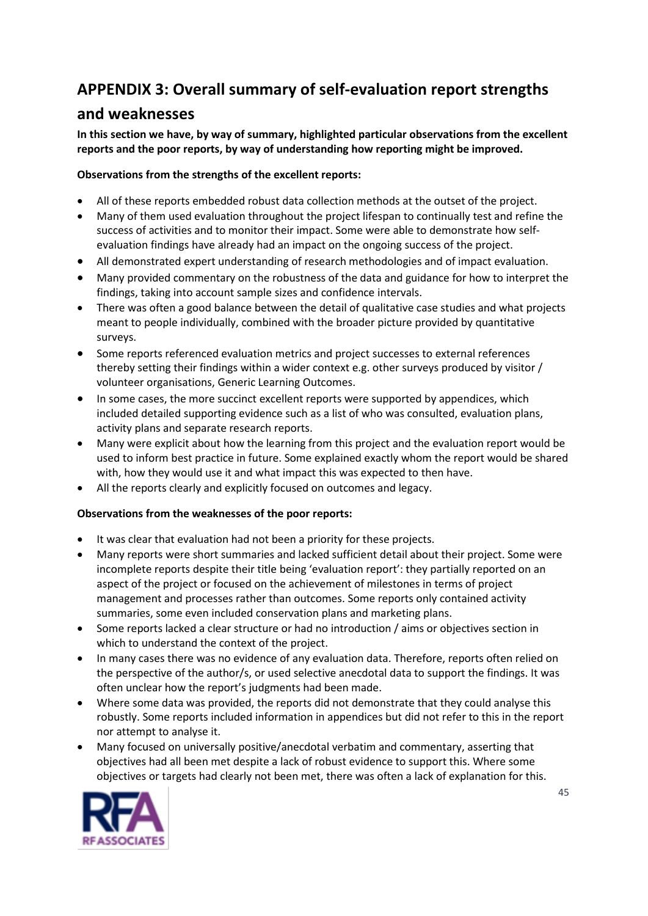## APPENDIX 3: Overall summary of self-evaluation report strengths and weaknesses

**In this section we have, by way of summary, highlighted particular observations from the excellent reports and the poor reports, by way of understanding how reporting might be improved.**

**Observations from the strengths of the excellent reports:**

- All of these reports embedded robust data collection methods at the outset of the project.
- Many of them used evaluation throughout the project lifespan to continually test and refine the success of activities and to monitor their impact. Some were able to demonstrate how self-evaluation findings have already had an impact on the ongoing success of the project.
- All demonstrated expert understanding of research methodologies and of impact evaluation.
- Many provided commentary on the robustness of the data and guidance for how to interpret the findings, taking into account sample sizes and confidence intervals.
- There was often a good balance between the detail of qualitative case studies and what projects meant to people individually, combined with the broader picture provided by quantitative surveys.
- Some reports referenced evaluation metrics and project successes to external references thereby setting their findings within a wider context e.g. other surveys produced by visitor / volunteer organisations, Generic Learning Outcomes.
- In some cases, the more succinct excellent reports were supported by appendices, which included detailed supporting evidence such as a list of who was consulted, evaluation plans, activity plans and separate research reports.
- Many were explicit about how the learning from this project and the evaluation report would be used to inform best practice in future. Some explained exactly whom the report would be shared with, how they would use it and what impact this was expected to then have.
- All the reports clearly and explicitly focused on outcomes and legacy.

**Observations from the weaknesses of the poor reports:**

- It was clear that evaluation had not been a priority for these projects.
- Many reports were short summaries and lacked sufficient detail about their project. Some were incomplete reports despite their title being 'evaluation report': they partially reported on an aspect of the project or focused on the achievement of milestones in terms of project management and processes rather than outcomes. Some reports only contained activity summaries, some even included conservation plans and marketing plans.
- Some reports lacked a clear structure or had no introduction / aims or objectives section in which to understand the context of the project.
- In many cases there was no evidence of any evaluation data. Therefore, reports often relied on the perspective of the author/s, or used selective anecdotal data to support the findings. It was often unclear how the report's judgments had been made.
- Where some data was provided, the reports did not demonstrate that they could analyse this robustly. Some reports included information in appendices but did not refer to this in the report nor attempt to analyse it.
- Many focused on universally positive/anecdotal verbatim and commentary, asserting that objectives had all been met despite a lack of robust evidence to support this. Where some objectives or targets had clearly not been met, there was often a lack of explanation for this.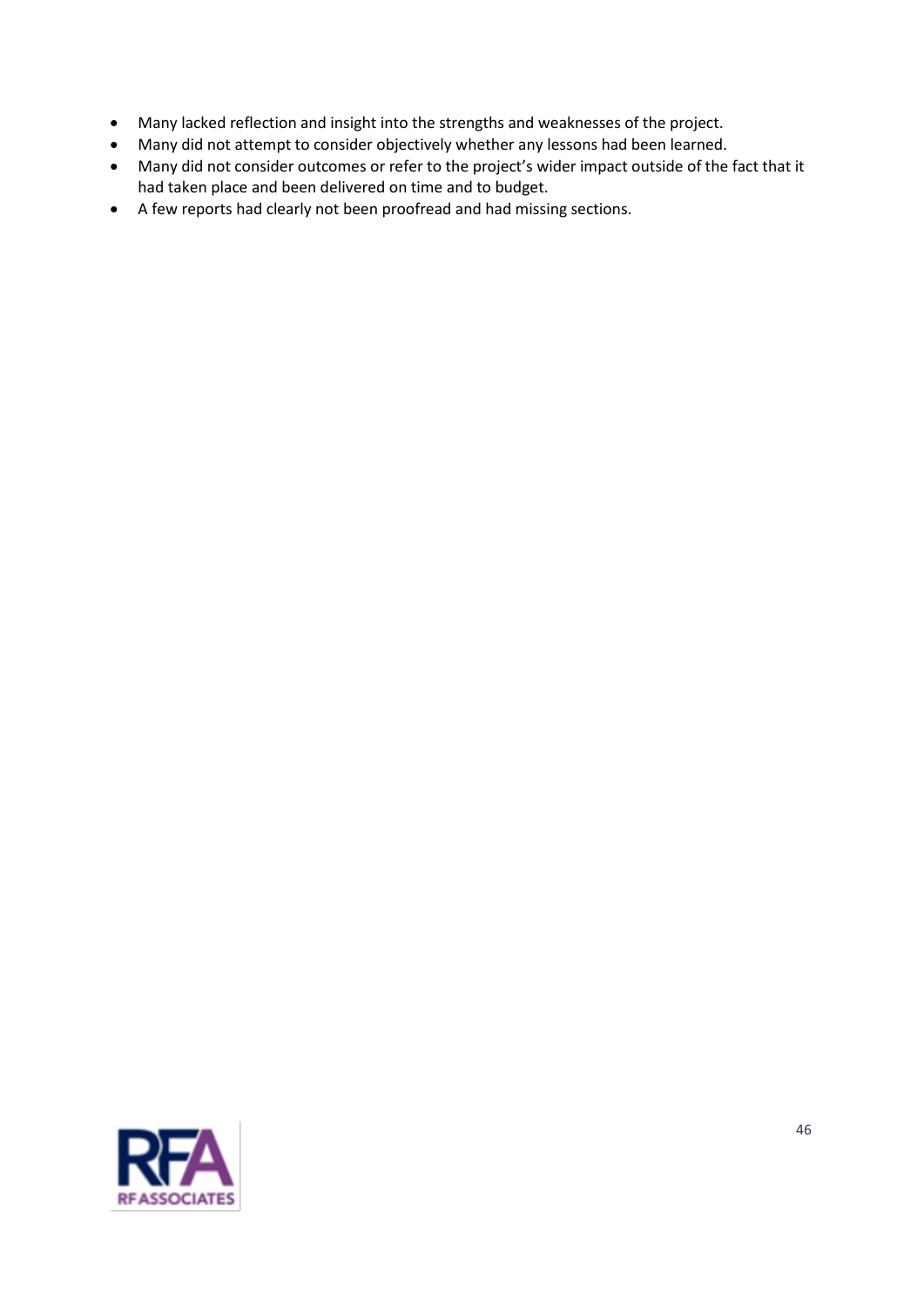- Many lacked reflection and insight into the strengths and weaknesses of the project.
- Many did not attempt to consider objectively whether any lessons had been learned.
- Many did not consider outcomes or refer to the project's wider impact outside of the fact that it had taken place and been delivered on time and to budget.
- A few reports had clearly not been proofread and had missing sections.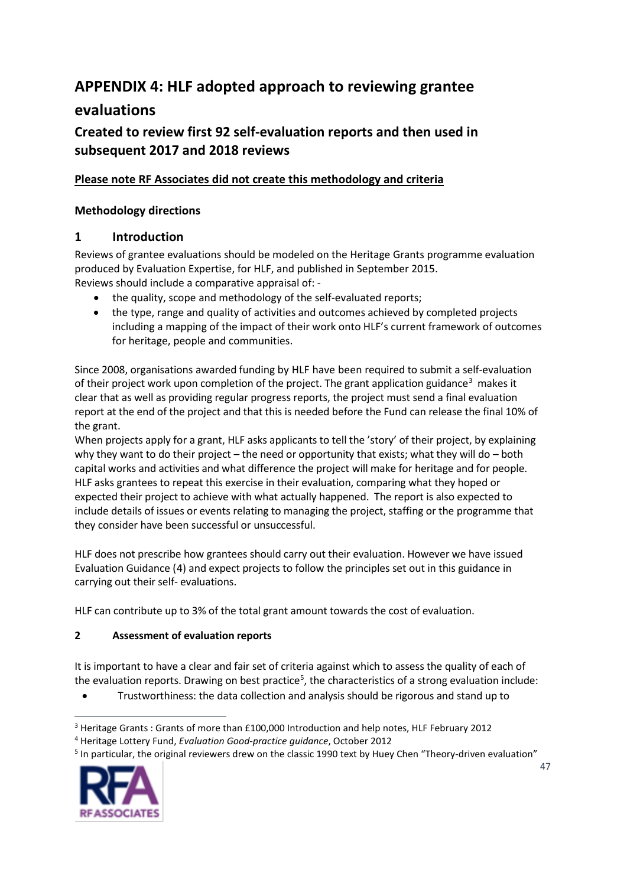# APPENDIX 4: HLF adopted approach to reviewing grantee evaluations

## Created to review first 92 self-evaluation reports and then used in subsequent 2017 and 2018 reviews

**Please note RF Associates did not create this methodology and criteria**

### Methodology directions

### 1 Introduction

Reviews of grantee evaluations should be modeled on the Heritage Grants programme evaluation produced by Evaluation Expertise, for HLF, and published in September 2015.
Reviews should include a comparative appraisal of: -

- the quality, scope and methodology of the self-evaluated reports;
- the type, range and quality of activities and outcomes achieved by completed projects including a mapping of the impact of their work onto HLF's current framework of outcomes for heritage, people and communities.

Since 2008, organisations awarded funding by HLF have been required to submit a self-evaluation of their project work upon completion of the project. The grant application guidance[3] makes it clear that as well as providing regular progress reports, the project must send a final evaluation report at the end of the project and that this is needed before the Fund can release the final 10% of the grant.
When projects apply for a grant, HLF asks applicants to tell the 'story' of their project, by explaining why they want to do their project – the need or opportunity that exists; what they will do – both capital works and activities and what difference the project will make for heritage and for people. HLF asks grantees to repeat this exercise in their evaluation, comparing what they hoped or expected their project to achieve with what actually happened. The report is also expected to include details of issues or events relating to managing the project, staffing or the programme that they consider have been successful or unsuccessful.

HLF does not prescribe how grantees should carry out their evaluation. However we have issued Evaluation Guidance (4) and expect projects to follow the principles set out in this guidance in carrying out their self- evaluations.

HLF can contribute up to 3% of the total grant amount towards the cost of evaluation.

#### 2 Assessment of evaluation reports

It is important to have a clear and fair set of criteria against which to assess the quality of each of the evaluation reports. Drawing on best practice[5], the characteristics of a strong evaluation include:

- Trustworthiness: the data collection and analysis should be rigorous and stand up to

[3] Heritage Grants : Grants of more than £100,000 Introduction and help notes, HLF February 2012

[4] Heritage Lottery Fund, *Evaluation Good-practice guidance*, October 2012

[5] In particular, the original reviewers drew on the classic 1990 text by Huey Chen "Theory-driven evaluation"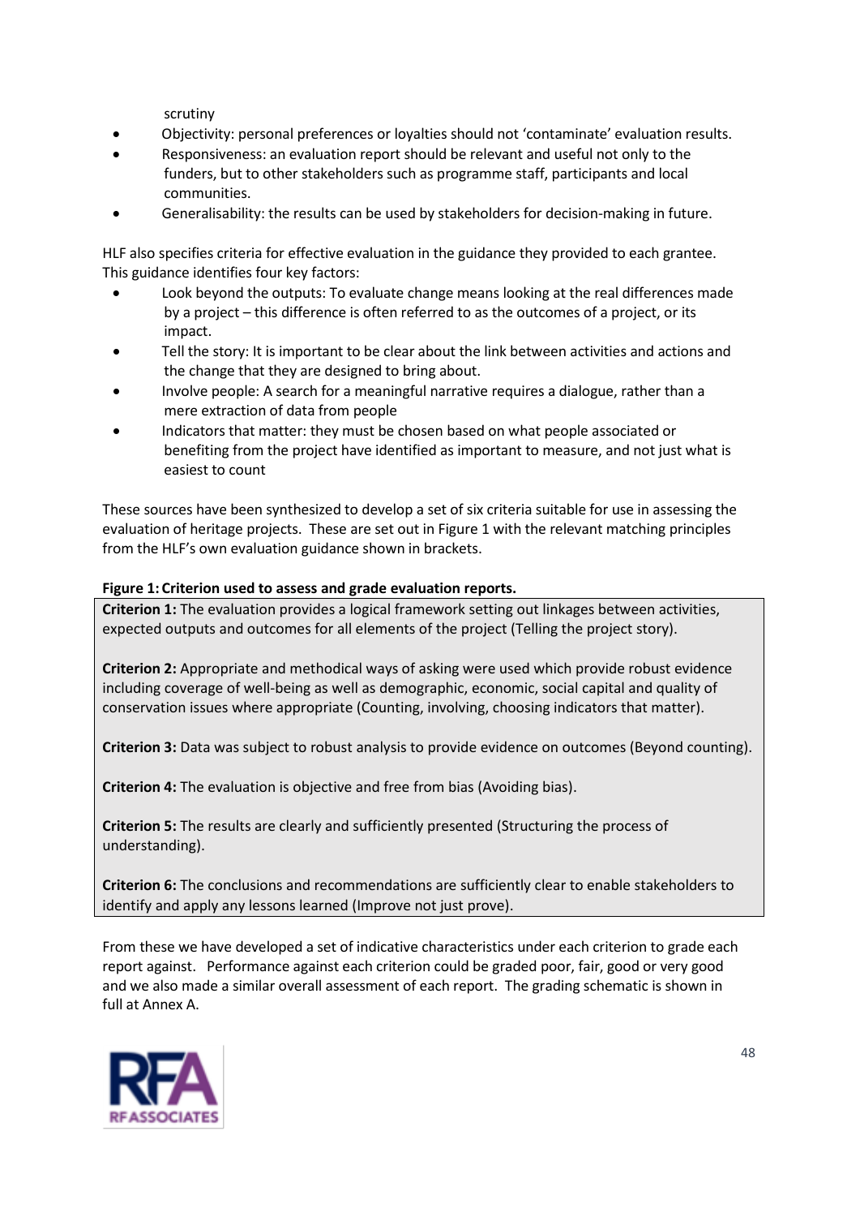scrutiny

- Objectivity: personal preferences or loyalties should not 'contaminate' evaluation results.
- Responsiveness: an evaluation report should be relevant and useful not only to the funders, but to other stakeholders such as programme staff, participants and local communities.
- Generalisability: the results can be used by stakeholders for decision-making in future.

HLF also specifies criteria for effective evaluation in the guidance they provided to each grantee. This guidance identifies four key factors:

- Look beyond the outputs: To evaluate change means looking at the real differences made by a project – this difference is often referred to as the outcomes of a project, or its impact.
- Tell the story: It is important to be clear about the link between activities and actions and the change that they are designed to bring about.
- Involve people: A search for a meaningful narrative requires a dialogue, rather than a mere extraction of data from people
- Indicators that matter: they must be chosen based on what people associated or benefiting from the project have identified as important to measure, and not just what is easiest to count

These sources have been synthesized to develop a set of six criteria suitable for use in assessing the evaluation of heritage projects. These are set out in Figure 1 with the relevant matching principles from the HLF's own evaluation guidance shown in brackets.

**Figure 1: Criterion used to assess and grade evaluation reports.**

**Criterion 1:** The evaluation provides a logical framework setting out linkages between activities, expected outputs and outcomes for all elements of the project (Telling the project story).

**Criterion 2:** Appropriate and methodical ways of asking were used which provide robust evidence including coverage of well-being as well as demographic, economic, social capital and quality of conservation issues where appropriate (Counting, involving, choosing indicators that matter).

**Criterion 3:** Data was subject to robust analysis to provide evidence on outcomes (Beyond counting).

**Criterion 4:** The evaluation is objective and free from bias (Avoiding bias).

**Criterion 5:** The results are clearly and sufficiently presented (Structuring the process of understanding).

**Criterion 6:** The conclusions and recommendations are sufficiently clear to enable stakeholders to identify and apply any lessons learned (Improve not just prove).

From these we have developed a set of indicative characteristics under each criterion to grade each report against. Performance against each criterion could be graded poor, fair, good or very good and we also made a similar overall assessment of each report. The grading schematic is shown in full at Annex A.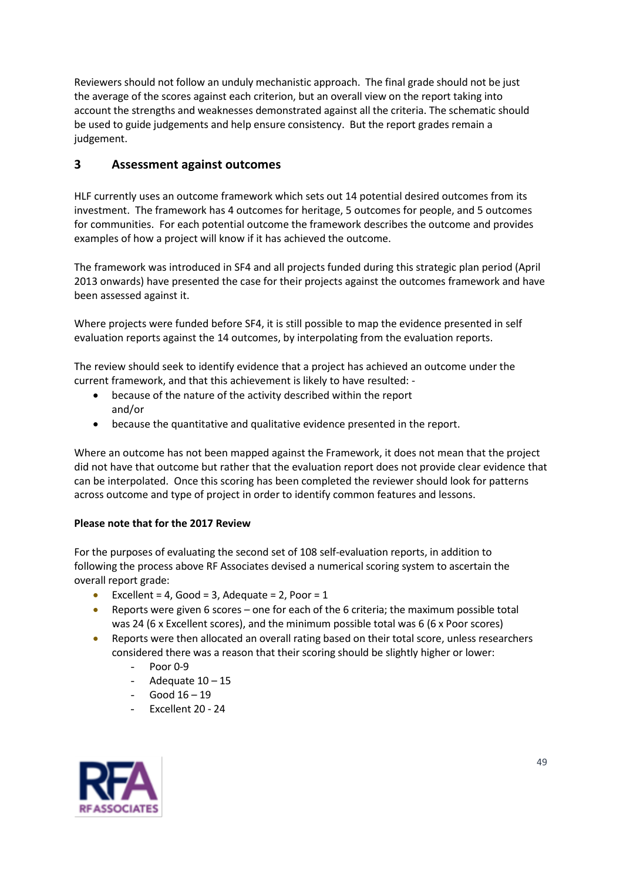Reviewers should not follow an unduly mechanistic approach. The final grade should not be just the average of the scores against each criterion, but an overall view on the report taking into account the strengths and weaknesses demonstrated against all the criteria. The schematic should be used to guide judgements and help ensure consistency. But the report grades remain a judgement.

## 3 Assessment against outcomes

HLF currently uses an outcome framework which sets out 14 potential desired outcomes from its investment. The framework has 4 outcomes for heritage, 5 outcomes for people, and 5 outcomes for communities. For each potential outcome the framework describes the outcome and provides examples of how a project will know if it has achieved the outcome.

The framework was introduced in SF4 and all projects funded during this strategic plan period (April 2013 onwards) have presented the case for their projects against the outcomes framework and have been assessed against it.

Where projects were funded before SF4, it is still possible to map the evidence presented in self evaluation reports against the 14 outcomes, by interpolating from the evaluation reports.

The review should seek to identify evidence that a project has achieved an outcome under the current framework, and that this achievement is likely to have resulted: -

- because of the nature of the activity described within the report and/or
- because the quantitative and qualitative evidence presented in the report.

Where an outcome has not been mapped against the Framework, it does not mean that the project did not have that outcome but rather that the evaluation report does not provide clear evidence that can be interpolated. Once this scoring has been completed the reviewer should look for patterns across outcome and type of project in order to identify common features and lessons.

**Please note that for the 2017 Review**

For the purposes of evaluating the second set of 108 self-evaluation reports, in addition to following the process above RF Associates devised a numerical scoring system to ascertain the overall report grade:

- Excellent = 4, Good = 3, Adequate = 2, Poor = 1
- Reports were given 6 scores – one for each of the 6 criteria; the maximum possible total was 24 (6 x Excellent scores), and the minimum possible total was 6 (6 x Poor scores)
- Reports were then allocated an overall rating based on their total score, unless researchers considered there was a reason that their scoring should be slightly higher or lower:
  - Poor 0-9
  - Adequate 10 – 15
  - Good 16 – 19
  - Excellent 20 - 24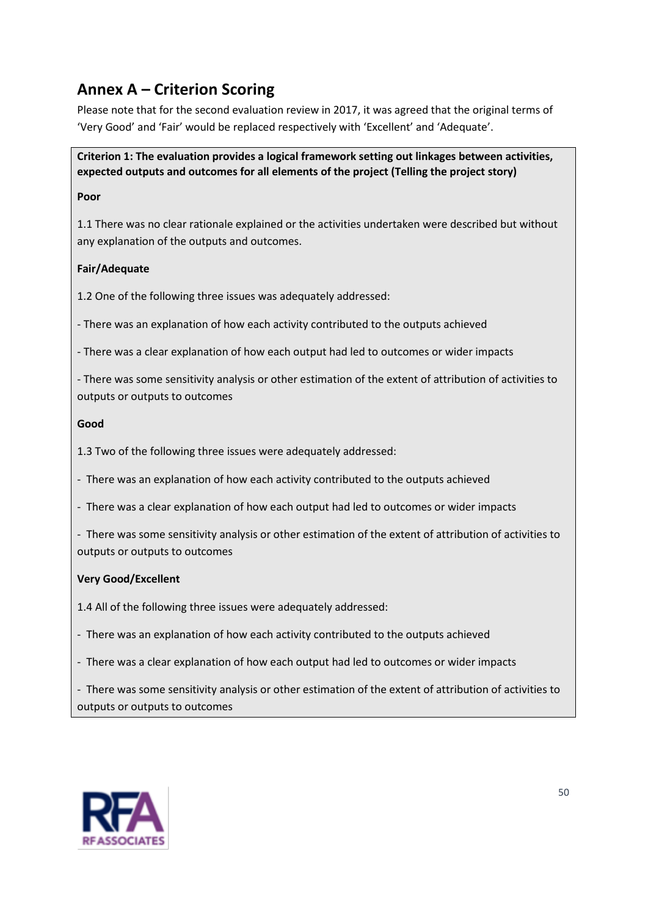## Annex A – Criterion Scoring

Please note that for the second evaluation review in 2017, it was agreed that the original terms of 'Very Good' and 'Fair' would be replaced respectively with 'Excellent' and 'Adequate'.

**Criterion 1: The evaluation provides a logical framework setting out linkages between activities, expected outputs and outcomes for all elements of the project (Telling the project story)**

**Poor**

1.1 There was no clear rationale explained or the activities undertaken were described but without any explanation of the outputs and outcomes.

**Fair/Adequate**

1.2 One of the following three issues was adequately addressed:

- There was an explanation of how each activity contributed to the outputs achieved
- There was a clear explanation of how each output had led to outcomes or wider impacts
- There was some sensitivity analysis or other estimation of the extent of attribution of activities to outputs or outputs to outcomes

**Good**

1.3 Two of the following three issues were adequately addressed:

- There was an explanation of how each activity contributed to the outputs achieved
- There was a clear explanation of how each output had led to outcomes or wider impacts
- There was some sensitivity analysis or other estimation of the extent of attribution of activities to outputs or outputs to outcomes

**Very Good/Excellent**

1.4 All of the following three issues were adequately addressed:

- There was an explanation of how each activity contributed to the outputs achieved
- There was a clear explanation of how each output had led to outcomes or wider impacts
- There was some sensitivity analysis or other estimation of the extent of attribution of activities to outputs or outputs to outcomes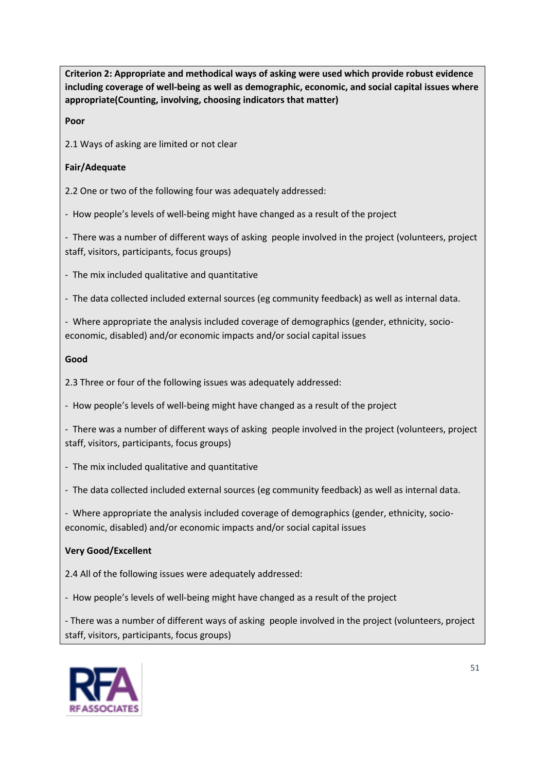**Criterion 2: Appropriate and methodical ways of asking were used which provide robust evidence including coverage of well-being as well as demographic, economic, and social capital issues where appropriate(Counting, involving, choosing indicators that matter)**

**Poor**

2.1 Ways of asking are limited or not clear

**Fair/Adequate**

2.2 One or two of the following four was adequately addressed:

- How people's levels of well-being might have changed as a result of the project
- There was a number of different ways of asking people involved in the project (volunteers, project staff, visitors, participants, focus groups)
- The mix included qualitative and quantitative
- The data collected included external sources (eg community feedback) as well as internal data.
- Where appropriate the analysis included coverage of demographics (gender, ethnicity, socio-economic, disabled) and/or economic impacts and/or social capital issues

**Good**

2.3 Three or four of the following issues was adequately addressed:

- How people's levels of well-being might have changed as a result of the project
- There was a number of different ways of asking people involved in the project (volunteers, project staff, visitors, participants, focus groups)
- The mix included qualitative and quantitative
- The data collected included external sources (eg community feedback) as well as internal data.
- Where appropriate the analysis included coverage of demographics (gender, ethnicity, socio-economic, disabled) and/or economic impacts and/or social capital issues

**Very Good/Excellent**

2.4 All of the following issues were adequately addressed:

- How people's levels of well-being might have changed as a result of the project
- There was a number of different ways of asking people involved in the project (volunteers, project staff, visitors, participants, focus groups)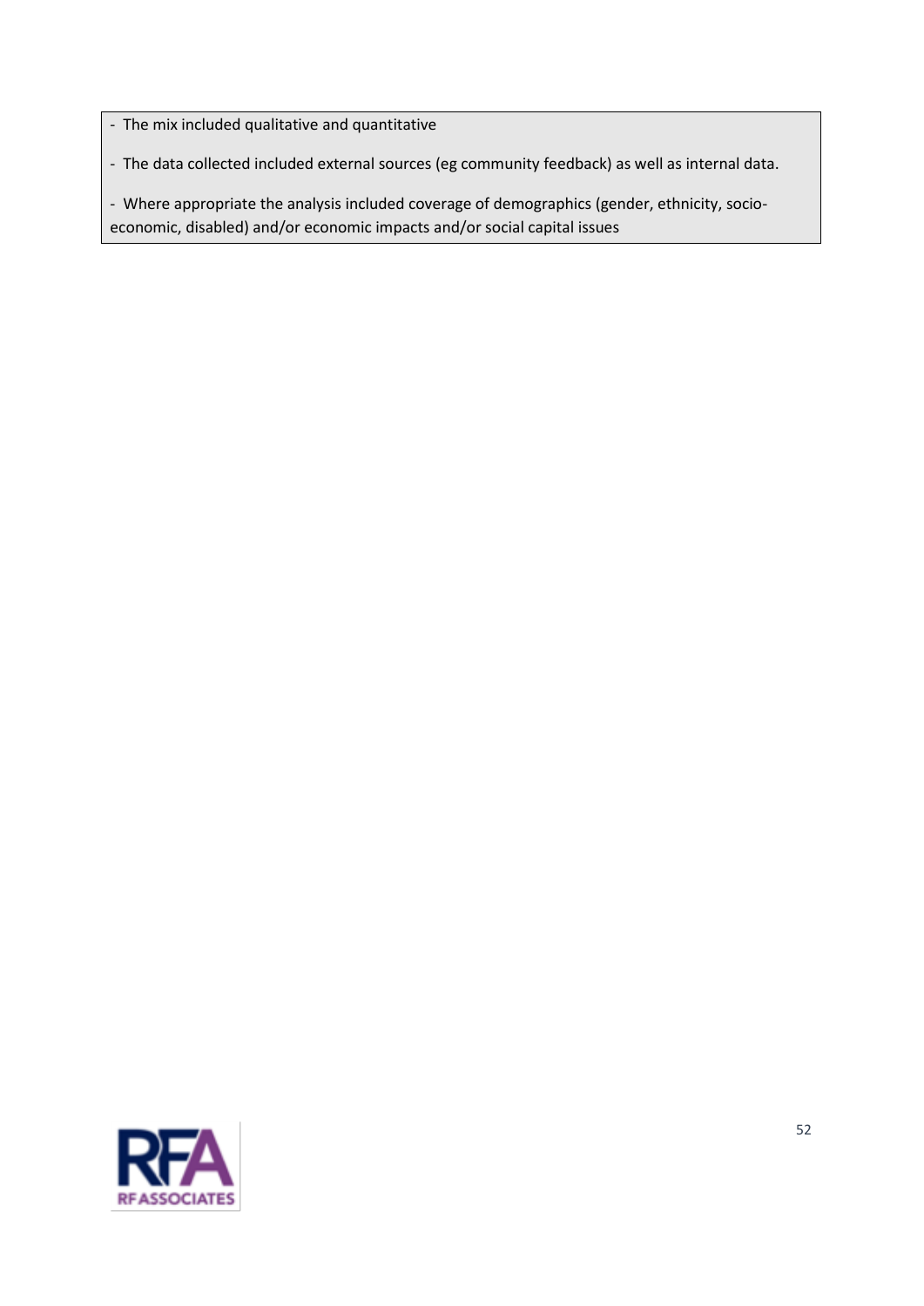- The mix included qualitative and quantitative
- The data collected included external sources (eg community feedback) as well as internal data.
- Where appropriate the analysis included coverage of demographics (gender, ethnicity, socio-economic, disabled) and/or economic impacts and/or social capital issues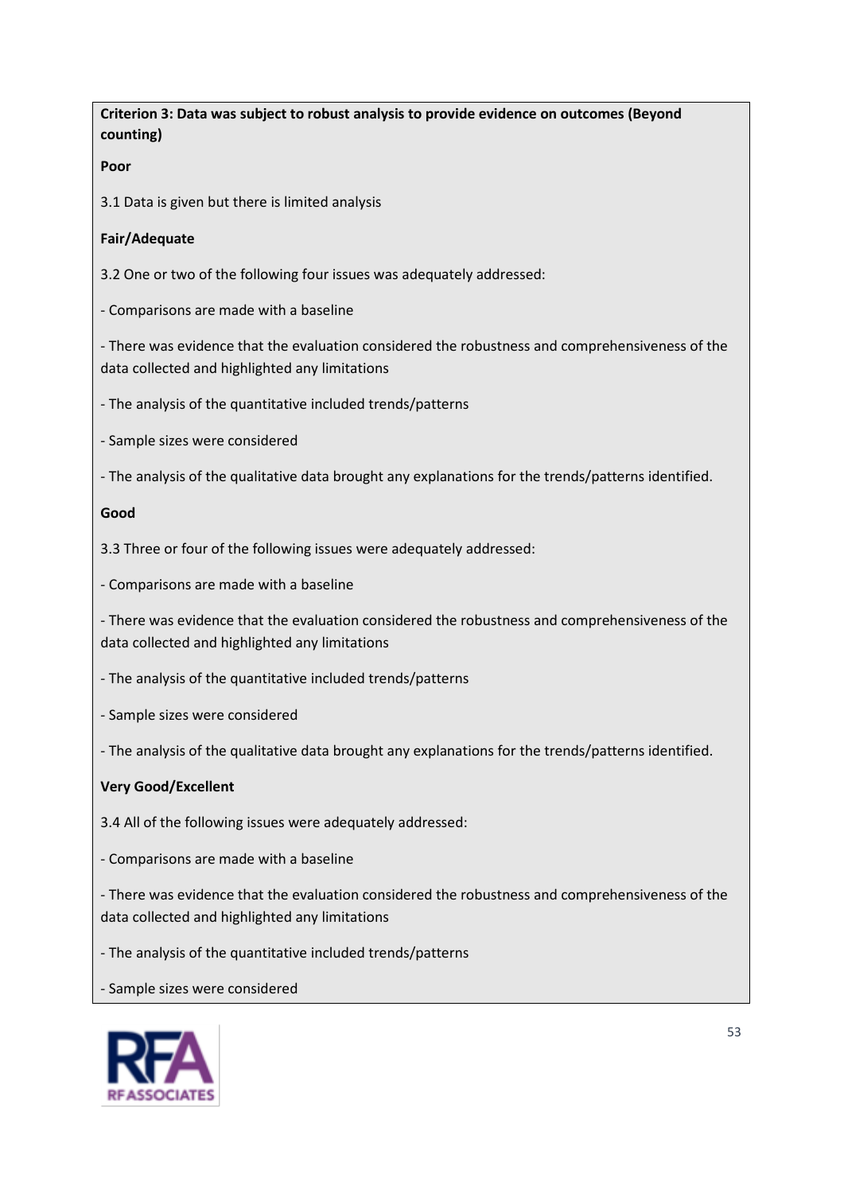**Criterion 3: Data was subject to robust analysis to provide evidence on outcomes (Beyond counting)**

**Poor**

3.1 Data is given but there is limited analysis

**Fair/Adequate**

3.2 One or two of the following four issues was adequately addressed:

- Comparisons are made with a baseline

- There was evidence that the evaluation considered the robustness and comprehensiveness of the data collected and highlighted any limitations

- The analysis of the quantitative included trends/patterns

- Sample sizes were considered

- The analysis of the qualitative data brought any explanations for the trends/patterns identified.

**Good**

3.3 Three or four of the following issues were adequately addressed:

- Comparisons are made with a baseline

- There was evidence that the evaluation considered the robustness and comprehensiveness of the data collected and highlighted any limitations

- The analysis of the quantitative included trends/patterns

- Sample sizes were considered

- The analysis of the qualitative data brought any explanations for the trends/patterns identified.

**Very Good/Excellent**

3.4 All of the following issues were adequately addressed:

- Comparisons are made with a baseline

- There was evidence that the evaluation considered the robustness and comprehensiveness of the data collected and highlighted any limitations

- The analysis of the quantitative included trends/patterns

- Sample sizes were considered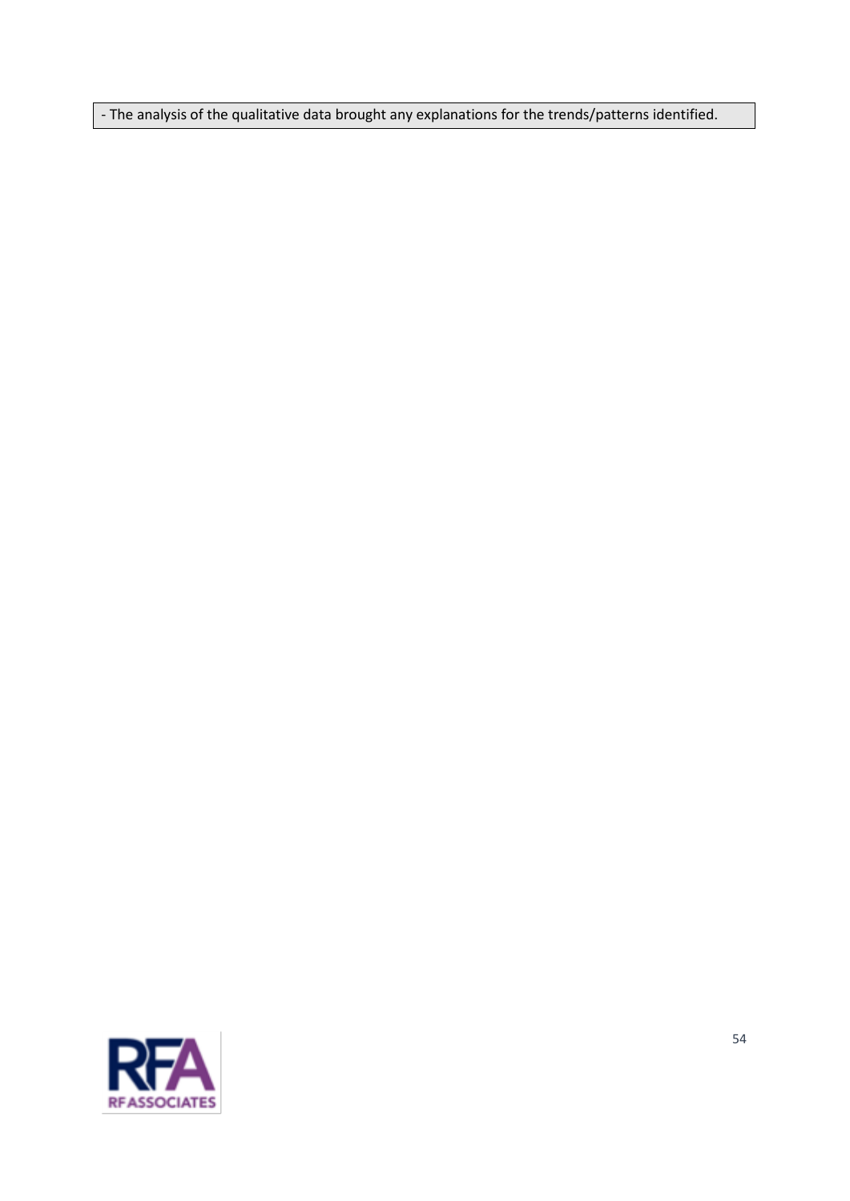| - The analysis of the qualitative data brought any explanations for the trends/patterns identified. |
| --- |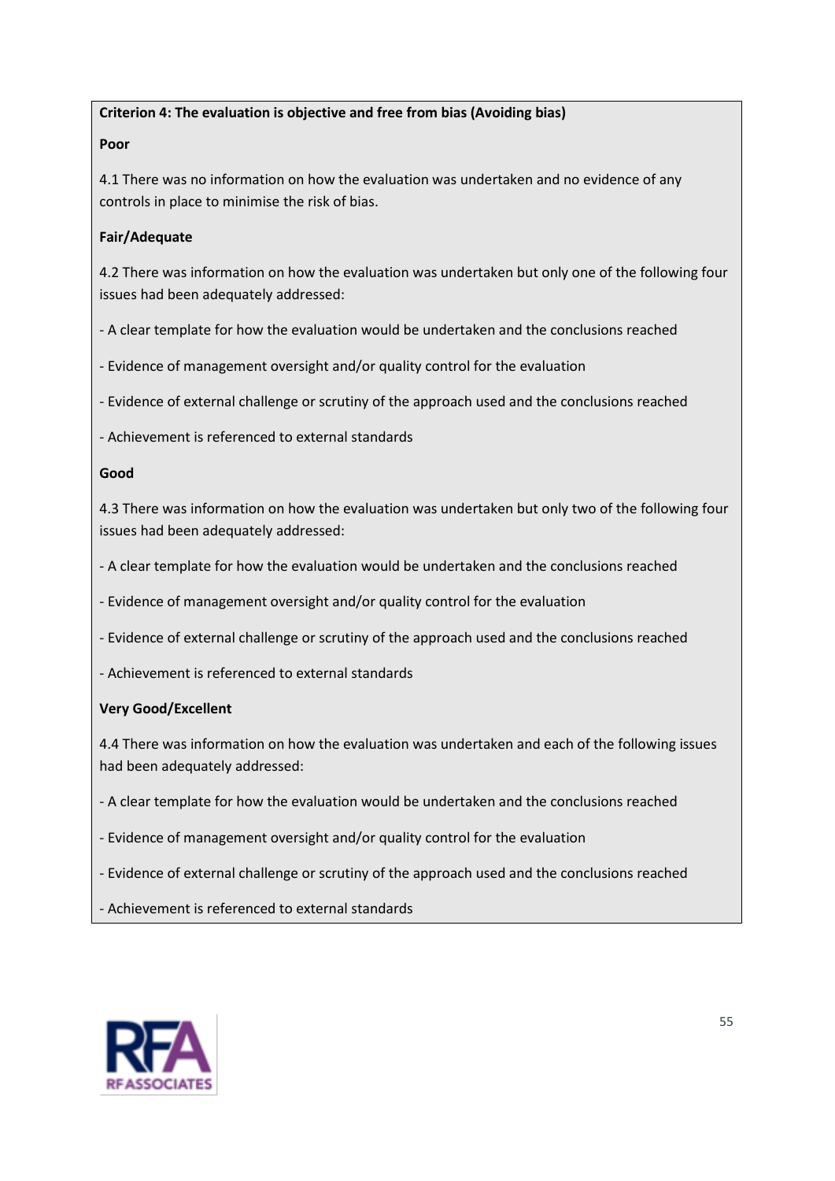**Criterion 4: The evaluation is objective and free from bias (Avoiding bias)**

**Poor**

4.1 There was no information on how the evaluation was undertaken and no evidence of any controls in place to minimise the risk of bias.

**Fair/Adequate**

4.2 There was information on how the evaluation was undertaken but only one of the following four issues had been adequately addressed:

- A clear template for how the evaluation would be undertaken and the conclusions reached
- Evidence of management oversight and/or quality control for the evaluation
- Evidence of external challenge or scrutiny of the approach used and the conclusions reached
- Achievement is referenced to external standards

**Good**

4.3 There was information on how the evaluation was undertaken but only two of the following four issues had been adequately addressed:

- A clear template for how the evaluation would be undertaken and the conclusions reached
- Evidence of management oversight and/or quality control for the evaluation
- Evidence of external challenge or scrutiny of the approach used and the conclusions reached
- Achievement is referenced to external standards

**Very Good/Excellent**

4.4 There was information on how the evaluation was undertaken and each of the following issues had been adequately addressed:

- A clear template for how the evaluation would be undertaken and the conclusions reached
- Evidence of management oversight and/or quality control for the evaluation
- Evidence of external challenge or scrutiny of the approach used and the conclusions reached
- Achievement is referenced to external standards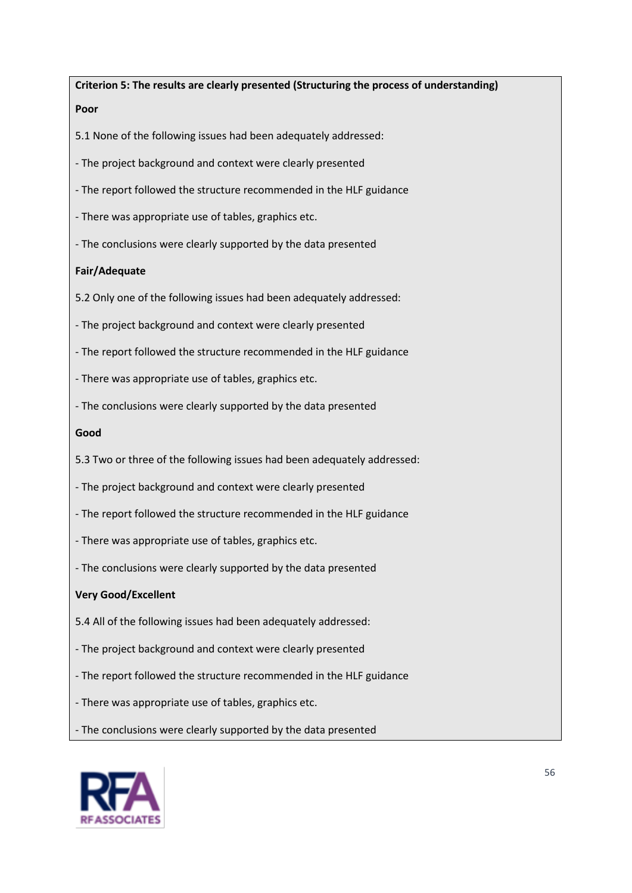**Criterion 5: The results are clearly presented (Structuring the process of understanding)**

**Poor**

5.1 None of the following issues had been adequately addressed:

- The project background and context were clearly presented
- The report followed the structure recommended in the HLF guidance
- There was appropriate use of tables, graphics etc.
- The conclusions were clearly supported by the data presented

**Fair/Adequate**

5.2 Only one of the following issues had been adequately addressed:

- The project background and context were clearly presented
- The report followed the structure recommended in the HLF guidance
- There was appropriate use of tables, graphics etc.
- The conclusions were clearly supported by the data presented

**Good**

5.3 Two or three of the following issues had been adequately addressed:

- The project background and context were clearly presented
- The report followed the structure recommended in the HLF guidance
- There was appropriate use of tables, graphics etc.
- The conclusions were clearly supported by the data presented

**Very Good/Excellent**

5.4 All of the following issues had been adequately addressed:

- The project background and context were clearly presented
- The report followed the structure recommended in the HLF guidance
- There was appropriate use of tables, graphics etc.
- The conclusions were clearly supported by the data presented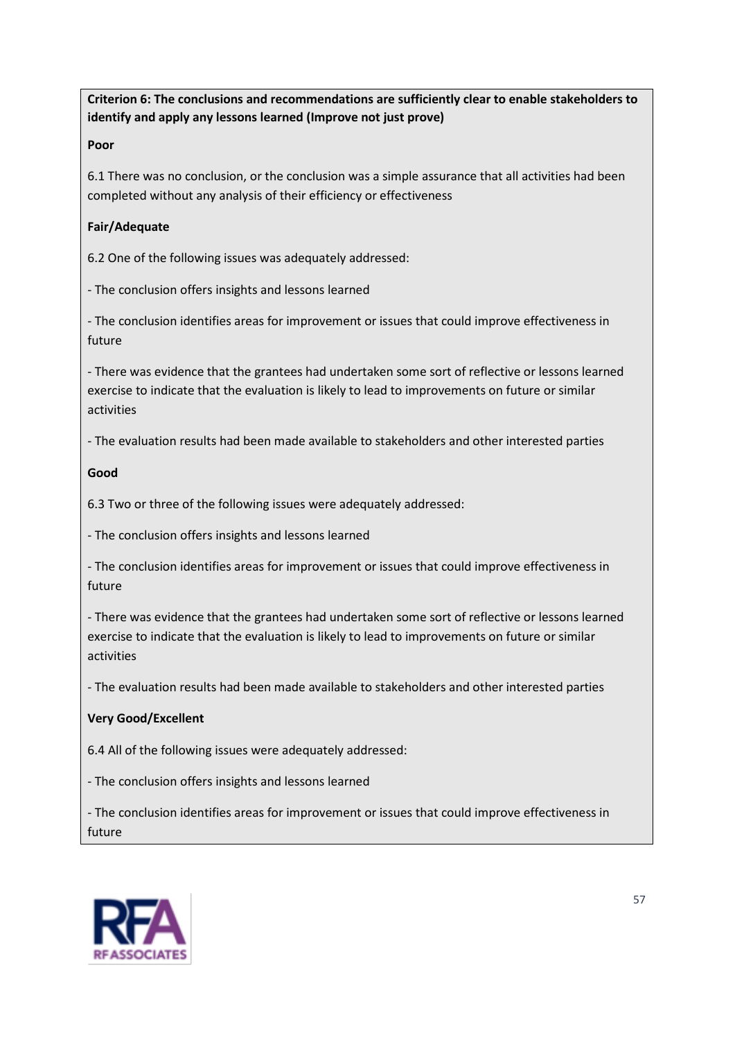**Criterion 6: The conclusions and recommendations are sufficiently clear to enable stakeholders to identify and apply any lessons learned (Improve not just prove)**

**Poor**

6.1 There was no conclusion, or the conclusion was a simple assurance that all activities had been completed without any analysis of their efficiency or effectiveness

**Fair/Adequate**

6.2 One of the following issues was adequately addressed:

- The conclusion offers insights and lessons learned

- The conclusion identifies areas for improvement or issues that could improve effectiveness in future

- There was evidence that the grantees had undertaken some sort of reflective or lessons learned exercise to indicate that the evaluation is likely to lead to improvements on future or similar activities

- The evaluation results had been made available to stakeholders and other interested parties

**Good**

6.3 Two or three of the following issues were adequately addressed:

- The conclusion offers insights and lessons learned

- The conclusion identifies areas for improvement or issues that could improve effectiveness in future

- There was evidence that the grantees had undertaken some sort of reflective or lessons learned exercise to indicate that the evaluation is likely to lead to improvements on future or similar activities

- The evaluation results had been made available to stakeholders and other interested parties

**Very Good/Excellent**

6.4 All of the following issues were adequately addressed:

- The conclusion offers insights and lessons learned

- The conclusion identifies areas for improvement or issues that could improve effectiveness in future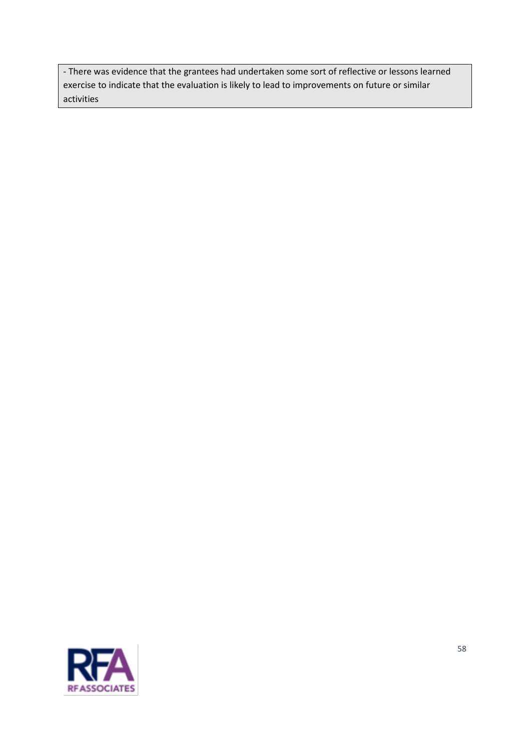| |
|---|
| - There was evidence that the grantees had undertaken some sort of reflective or lessons learned exercise to indicate that the evaluation is likely to lead to improvements on future or similar activities |